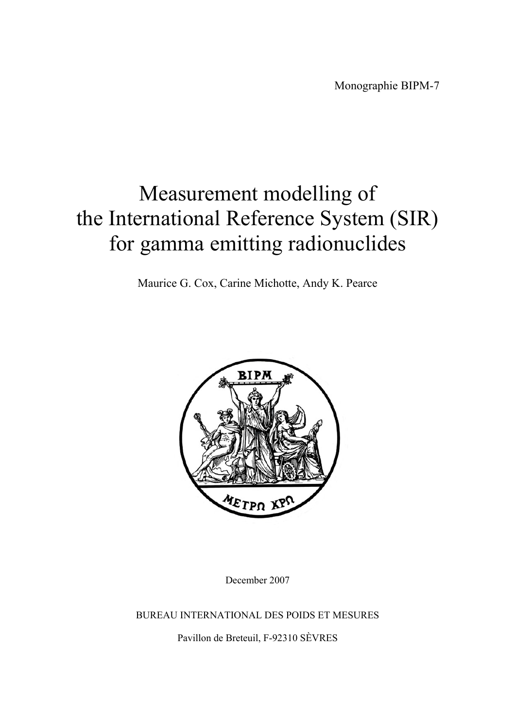Monographie BIPM-7

# Measurement modelling of the International Reference System (SIR) for gamma emitting radionuclides

Maurice G. Cox, Carine Michotte, Andy K. Pearce

December 2007

BUREAU INTERNATIONAL DES POIDS ET MESURES

Pavillon de Breteuil, F-92310 SÈVRES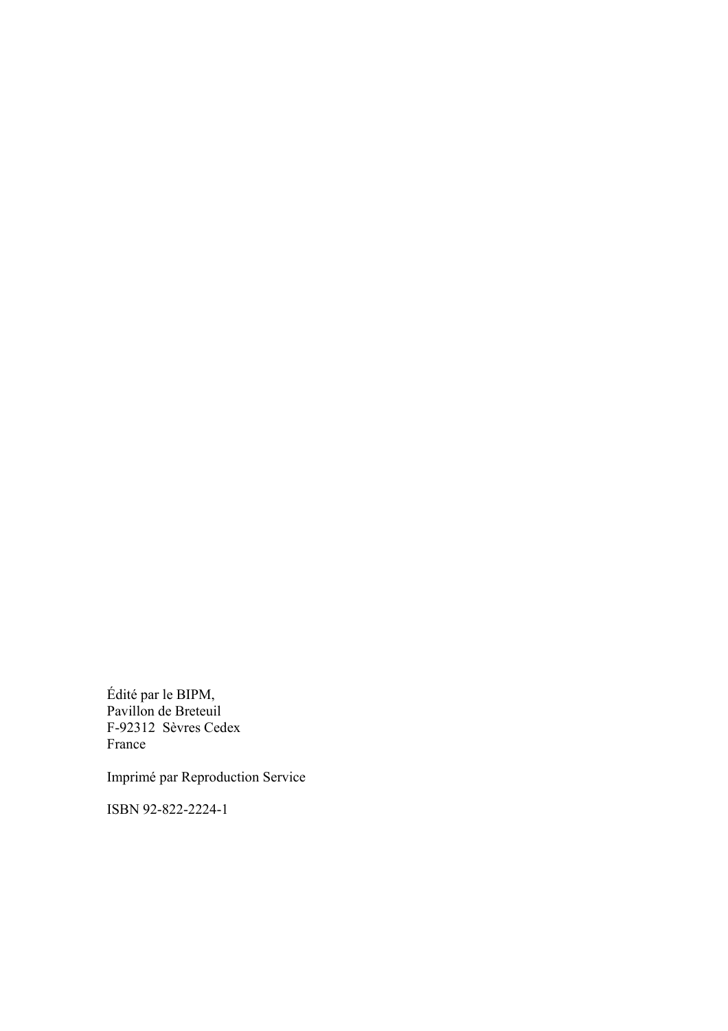Édité par le BIPM,
Pavillon de Breteuil
F-92312  Sèvres Cedex
France

Imprimé par Reproduction Service

ISBN 92-822-2224-1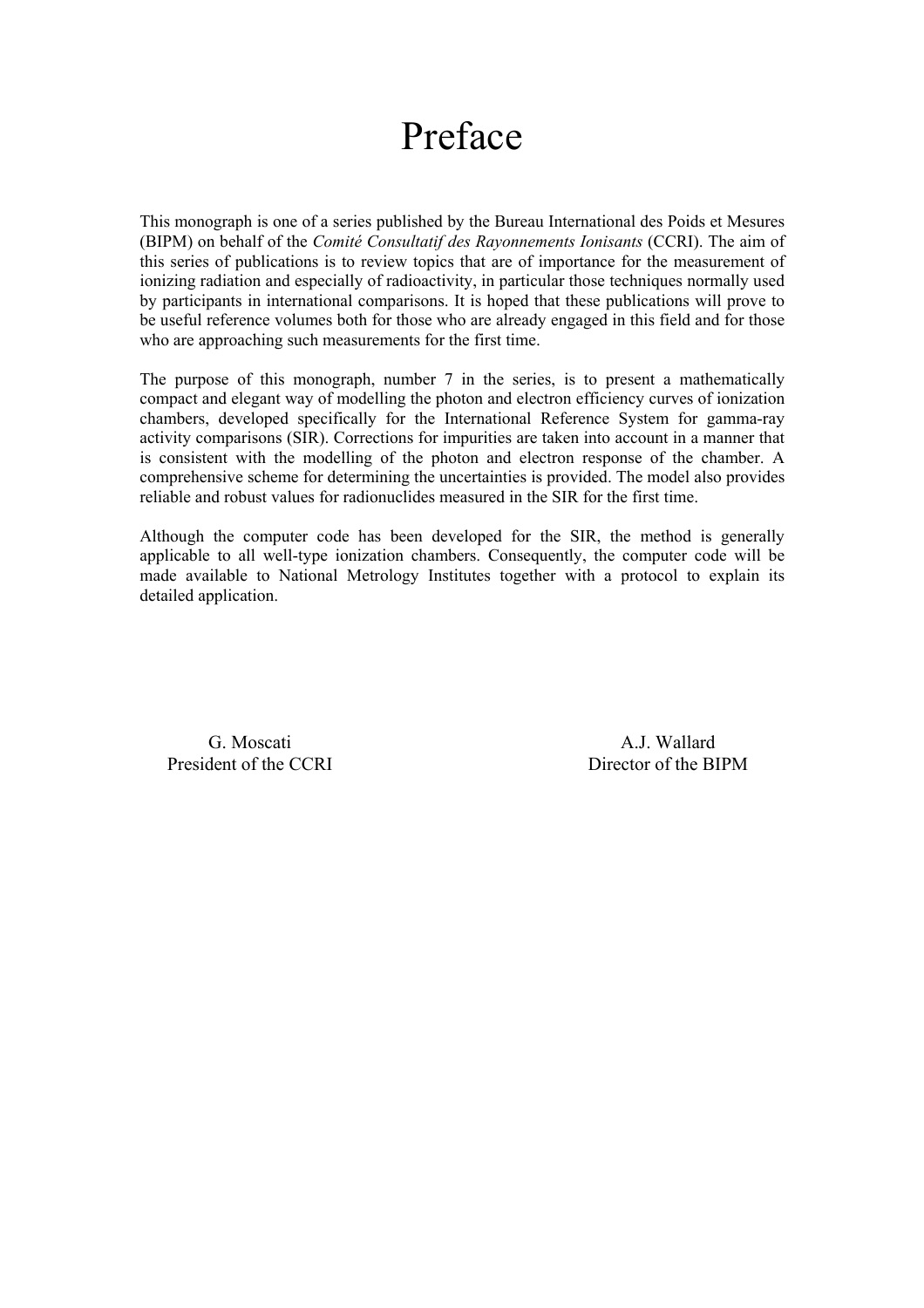# Preface

This monograph is one of a series published by the Bureau International des Poids et Mesures (BIPM) on behalf of the *Comité Consultatif des Rayonnements Ionisants* (CCRI). The aim of this series of publications is to review topics that are of importance for the measurement of ionizing radiation and especially of radioactivity, in particular those techniques normally used by participants in international comparisons. It is hoped that these publications will prove to be useful reference volumes both for those who are already engaged in this field and for those who are approaching such measurements for the first time.

The purpose of this monograph, number 7 in the series, is to present a mathematically compact and elegant way of modelling the photon and electron efficiency curves of ionization chambers, developed specifically for the International Reference System for gamma-ray activity comparisons (SIR). Corrections for impurities are taken into account in a manner that is consistent with the modelling of the photon and electron response of the chamber. A comprehensive scheme for determining the uncertainties is provided. The model also provides reliable and robust values for radionuclides measured in the SIR for the first time.

Although the computer code has been developed for the SIR, the method is generally applicable to all well-type ionization chambers. Consequently, the computer code will be made available to National Metrology Institutes together with a protocol to explain its detailed application.

G. Moscati
President of the CCRI

A.J. Wallard
Director of the BIPM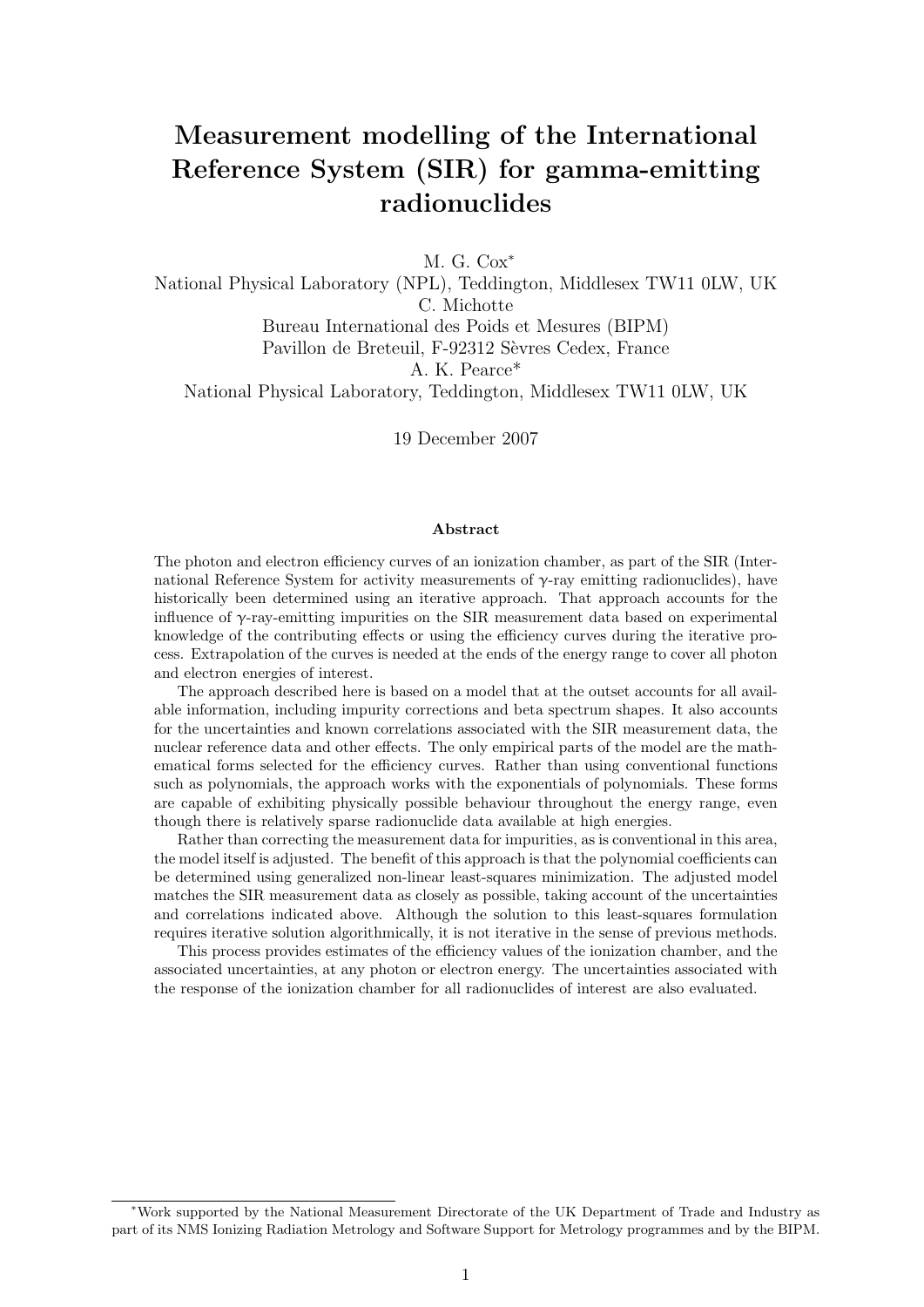# Measurement modelling of the International Reference System (SIR) for gamma-emitting radionuclides

M. G. Cox*

National Physical Laboratory (NPL), Teddington, Middlesex TW11 0LW, UK

C. Michotte

Bureau International des Poids et Mesures (BIPM)

Pavillon de Breteuil, F-92312 Sèvres Cedex, France

A. K. Pearce*

National Physical Laboratory, Teddington, Middlesex TW11 0LW, UK

19 December 2007

### Abstract

The photon and electron efficiency curves of an ionization chamber, as part of the SIR (International Reference System for activity measurements of $\gamma$-ray emitting radionuclides), have historically been determined using an iterative approach. That approach accounts for the influence of $\gamma$-ray-emitting impurities on the SIR measurement data based on experimental knowledge of the contributing effects or using the efficiency curves during the iterative process. Extrapolation of the curves is needed at the ends of the energy range to cover all photon and electron energies of interest.

The approach described here is based on a model that at the outset accounts for all available information, including impurity corrections and beta spectrum shapes. It also accounts for the uncertainties and known correlations associated with the SIR measurement data, the nuclear reference data and other effects. The only empirical parts of the model are the mathematical forms selected for the efficiency curves. Rather than using conventional functions such as polynomials, the approach works with the exponentials of polynomials. These forms are capable of exhibiting physically possible behaviour throughout the energy range, even though there is relatively sparse radionuclide data available at high energies.

Rather than correcting the measurement data for impurities, as is conventional in this area, the model itself is adjusted. The benefit of this approach is that the polynomial coefficients can be determined using generalized non-linear least-squares minimization. The adjusted model matches the SIR measurement data as closely as possible, taking account of the uncertainties and correlations indicated above. Although the solution to this least-squares formulation requires iterative solution algorithmically, it is not iterative in the sense of previous methods.

This process provides estimates of the efficiency values of the ionization chamber, and the associated uncertainties, at any photon or electron energy. The uncertainties associated with the response of the ionization chamber for all radionuclides of interest are also evaluated.

*Work supported by the National Measurement Directorate of the UK Department of Trade and Industry as part of its NMS Ionizing Radiation Metrology and Software Support for Metrology programmes and by the BIPM.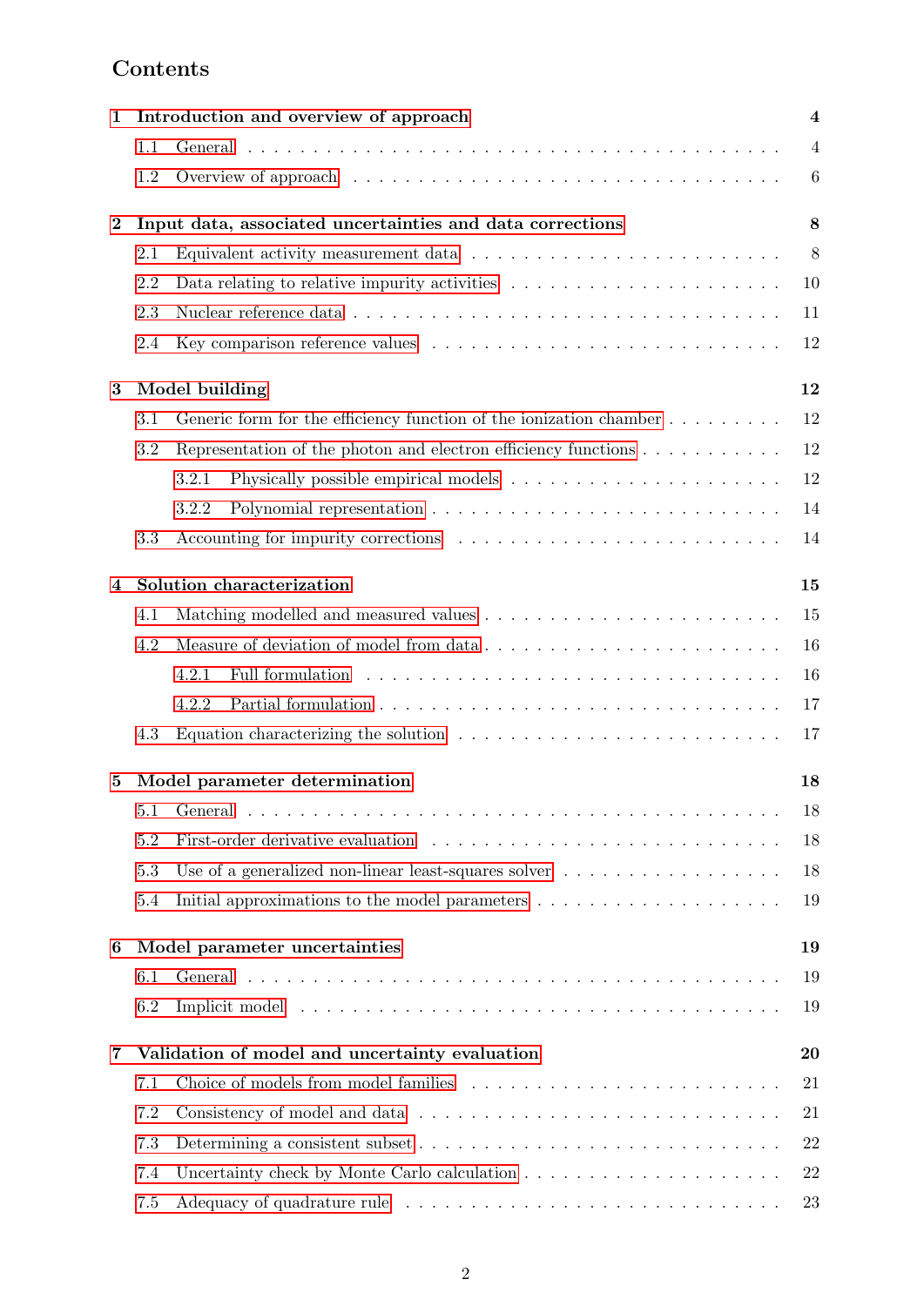# Contents

**1 Introduction and overview of approach** — **4**

- 1.1 General — 4
- 1.2 Overview of approach — 6

**2 Input data, associated uncertainties and data corrections** — **8**

- 2.1 Equivalent activity measurement data — 8
- 2.2 Data relating to relative impurity activities — 10
- 2.3 Nuclear reference data — 11
- 2.4 Key comparison reference values — 12

**3 Model building** — **12**

- 3.1 Generic form for the efficiency function of the ionization chamber — 12
- 3.2 Representation of the photon and electron efficiency functions — 12
  - 3.2.1 Physically possible empirical models — 12
  - 3.2.2 Polynomial representation — 14
- 3.3 Accounting for impurity corrections — 14

**4 Solution characterization** — **15**

- 4.1 Matching modelled and measured values — 15
- 4.2 Measure of deviation of model from data — 16
  - 4.2.1 Full formulation — 16
  - 4.2.2 Partial formulation — 17
- 4.3 Equation characterizing the solution — 17

**5 Model parameter determination** — **18**

- 5.1 General — 18
- 5.2 First-order derivative evaluation — 18
- 5.3 Use of a generalized non-linear least-squares solver — 18
- 5.4 Initial approximations to the model parameters — 19

**6 Model parameter uncertainties** — **19**

- 6.1 General — 19
- 6.2 Implicit model — 19

**7 Validation of model and uncertainty evaluation** — **20**

- 7.1 Choice of models from model families — 21
- 7.2 Consistency of model and data — 21
- 7.3 Determining a consistent subset — 22
- 7.4 Uncertainty check by Monte Carlo calculation — 22
- 7.5 Adequacy of quadrature rule — 23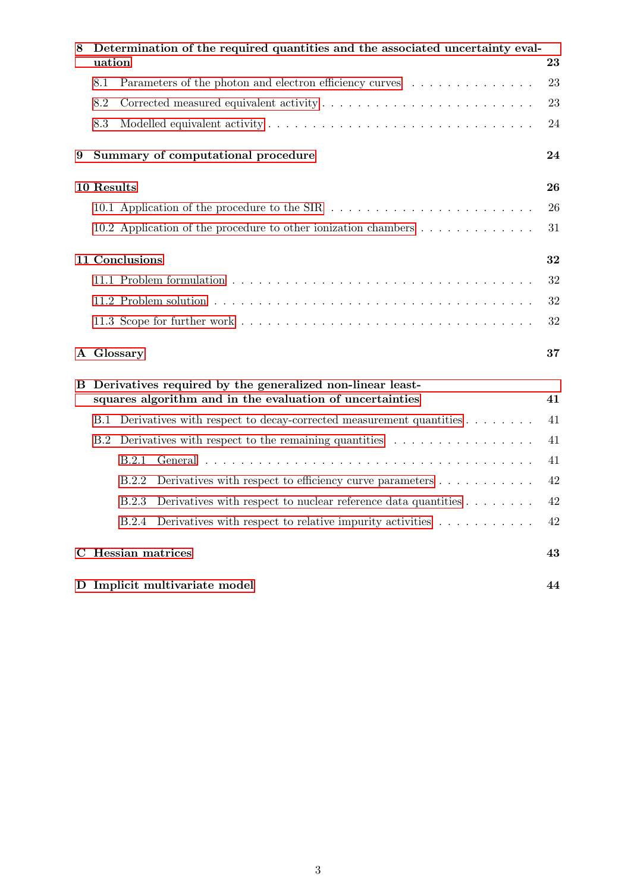**8 Determination of the required quantities and the associated uncertainty evaluation** — **23**

- 8.1 Parameters of the photon and electron efficiency curves . . . . . 23
- 8.2 Corrected measured equivalent activity . . . . . 23
- 8.3 Modelled equivalent activity . . . . . 24

**9 Summary of computational procedure** — **24**

**10 Results** — **26**

- 10.1 Application of the procedure to the SIR . . . . . 26
- 10.2 Application of the procedure to other ionization chambers . . . . . 31

**11 Conclusions** — **32**

- 11.1 Problem formulation . . . . . 32
- 11.2 Problem solution . . . . . 32
- 11.3 Scope for further work . . . . . 32

**A Glossary** — **37**

**B Derivatives required by the generalized non-linear least-squares algorithm and in the evaluation of uncertainties** — **41**

- B.1 Derivatives with respect to decay-corrected measurement quantities . . . . . 41
- B.2 Derivatives with respect to the remaining quantities . . . . . 41
  - B.2.1 General . . . . . 41
  - B.2.2 Derivatives with respect to efficiency curve parameters . . . . . 42
  - B.2.3 Derivatives with respect to nuclear reference data quantities . . . . . 42
  - B.2.4 Derivatives with respect to relative impurity activities . . . . . 42

**C Hessian matrices** — **43**

**D Implicit multivariate model** — **44**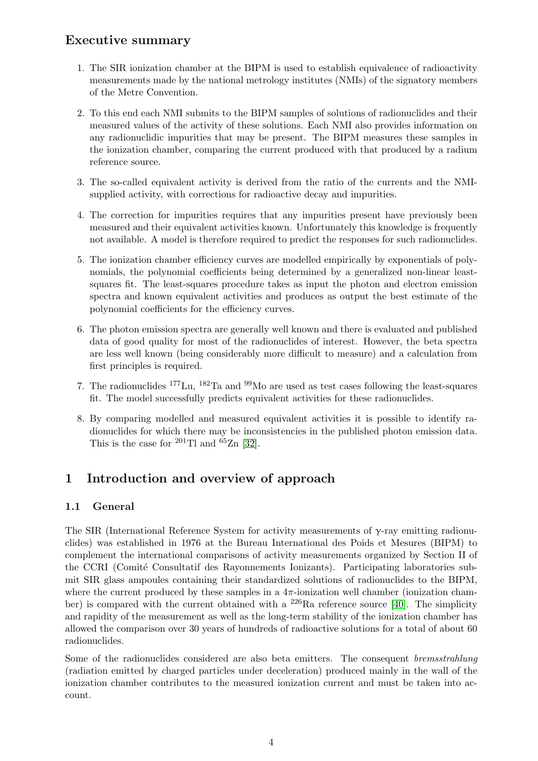## Executive summary

1. The SIR ionization chamber at the BIPM is used to establish equivalence of radioactivity measurements made by the national metrology institutes (NMIs) of the signatory members of the Metre Convention.
2. To this end each NMI submits to the BIPM samples of solutions of radionuclides and their measured values of the activity of these solutions. Each NMI also provides information on any radionuclidic impurities that may be present. The BIPM measures these samples in the ionization chamber, comparing the current produced with that produced by a radium reference source.
3. The so-called equivalent activity is derived from the ratio of the currents and the NMI-supplied activity, with corrections for radioactive decay and impurities.
4. The correction for impurities requires that any impurities present have previously been measured and their equivalent activities known. Unfortunately this knowledge is frequently not available. A model is therefore required to predict the responses for such radionuclides.
5. The ionization chamber efficiency curves are modelled empirically by exponentials of polynomials, the polynomial coefficients being determined by a generalized non-linear least-squares fit. The least-squares procedure takes as input the photon and electron emission spectra and known equivalent activities and produces as output the best estimate of the polynomial coefficients for the efficiency curves.
6. The photon emission spectra are generally well known and there is evaluated and published data of good quality for most of the radionuclides of interest. However, the beta spectra are less well known (being considerably more difficult to measure) and a calculation from first principles is required.
7. The radionuclides $^{177}$Lu, $^{182}$Ta and $^{99}$Mo are used as test cases following the least-squares fit. The model successfully predicts equivalent activities for these radionuclides.
8. By comparing modelled and measured equivalent activities it is possible to identify radionuclides for which there may be inconsistencies in the published photon emission data. This is the case for $^{201}$Tl and $^{65}$Zn [32].

# 1 Introduction and overview of approach

## 1.1 General

The SIR (International Reference System for activity measurements of γ-ray emitting radionuclides) was established in 1976 at the Bureau International des Poids et Mesures (BIPM) to complement the international comparisons of activity measurements organized by Section II of the CCRI (Comité Consultatif des Rayonnements Ionizants). Participating laboratories submit SIR glass ampoules containing their standardized solutions of radionuclides to the BIPM, where the current produced by these samples in a $4\pi$-ionization well chamber (ionization chamber) is compared with the current obtained with a $^{226}$Ra reference source [40]. The simplicity and rapidity of the measurement as well as the long-term stability of the ionization chamber has allowed the comparison over 30 years of hundreds of radioactive solutions for a total of about 60 radionuclides.

Some of the radionuclides considered are also beta emitters. The consequent *bremsstrahlung* (radiation emitted by charged particles under deceleration) produced mainly in the wall of the ionization chamber contributes to the measured ionization current and must be taken into account.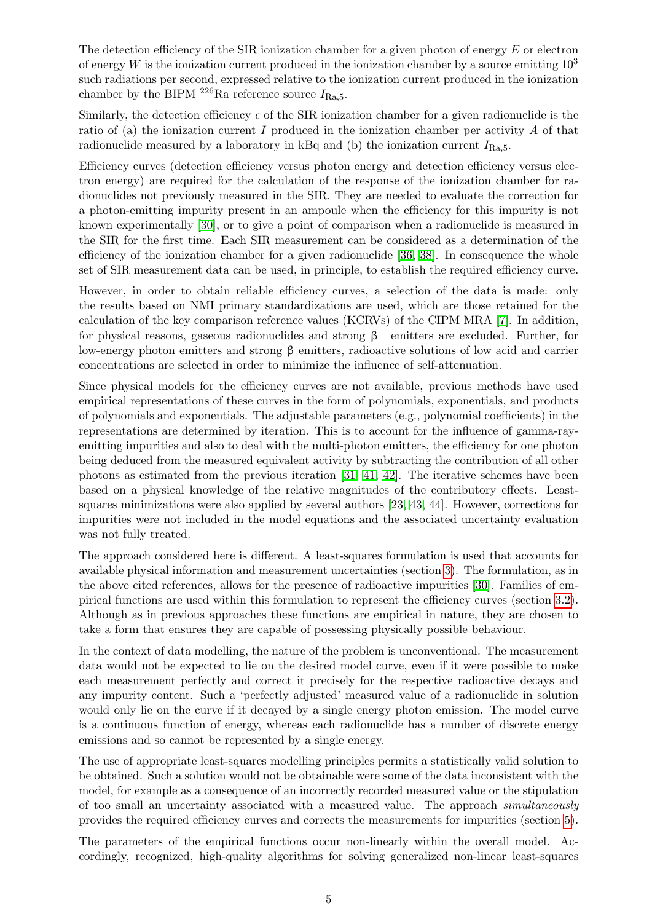The detection efficiency of the SIR ionization chamber for a given photon of energy $E$ or electron of energy $W$ is the ionization current produced in the ionization chamber by a source emitting $10^3$ such radiations per second, expressed relative to the ionization current produced in the ionization chamber by the BIPM $^{226}$Ra reference source $I_{\mathrm{Ra},5}$.

Similarly, the detection efficiency $\epsilon$ of the SIR ionization chamber for a given radionuclide is the ratio of (a) the ionization current $I$ produced in the ionization chamber per activity $A$ of that radionuclide measured by a laboratory in kBq and (b) the ionization current $I_{\mathrm{Ra},5}$.

Efficiency curves (detection efficiency versus photon energy and detection efficiency versus electron energy) are required for the calculation of the response of the ionization chamber for radionuclides not previously measured in the SIR. They are needed to evaluate the correction for a photon-emitting impurity present in an ampoule when the efficiency for this impurity is not known experimentally [30], or to give a point of comparison when a radionuclide is measured in the SIR for the first time. Each SIR measurement can be considered as a determination of the efficiency of the ionization chamber for a given radionuclide [36, 38]. In consequence the whole set of SIR measurement data can be used, in principle, to establish the required efficiency curve.

However, in order to obtain reliable efficiency curves, a selection of the data is made: only the results based on NMI primary standardizations are used, which are those retained for the calculation of the key comparison reference values (KCRVs) of the CIPM MRA [7]. In addition, for physical reasons, gaseous radionuclides and strong $\beta^+$ emitters are excluded. Further, for low-energy photon emitters and strong $\beta$ emitters, radioactive solutions of low acid and carrier concentrations are selected in order to minimize the influence of self-attenuation.

Since physical models for the efficiency curves are not available, previous methods have used empirical representations of these curves in the form of polynomials, exponentials, and products of polynomials and exponentials. The adjustable parameters (e.g., polynomial coefficients) in the representations are determined by iteration. This is to account for the influence of gamma-ray-emitting impurities and also to deal with the multi-photon emitters, the efficiency for one photon being deduced from the measured equivalent activity by subtracting the contribution of all other photons as estimated from the previous iteration [31, 41, 42]. The iterative schemes have been based on a physical knowledge of the relative magnitudes of the contributory effects. Least-squares minimizations were also applied by several authors [23, 43, 44]. However, corrections for impurities were not included in the model equations and the associated uncertainty evaluation was not fully treated.

The approach considered here is different. A least-squares formulation is used that accounts for available physical information and measurement uncertainties (section 3). The formulation, as in the above cited references, allows for the presence of radioactive impurities [30]. Families of empirical functions are used within this formulation to represent the efficiency curves (section 3.2). Although as in previous approaches these functions are empirical in nature, they are chosen to take a form that ensures they are capable of possessing physically possible behaviour.

In the context of data modelling, the nature of the problem is unconventional. The measurement data would not be expected to lie on the desired model curve, even if it were possible to make each measurement perfectly and correct it precisely for the respective radioactive decays and any impurity content. Such a 'perfectly adjusted' measured value of a radionuclide in solution would only lie on the curve if it decayed by a single energy photon emission. The model curve is a continuous function of energy, whereas each radionuclide has a number of discrete energy emissions and so cannot be represented by a single energy.

The use of appropriate least-squares modelling principles permits a statistically valid solution to be obtained. Such a solution would not be obtainable were some of the data inconsistent with the model, for example as a consequence of an incorrectly recorded measured value or the stipulation of too small an uncertainty associated with a measured value. The approach *simultaneously* provides the required efficiency curves and corrects the measurements for impurities (section 5).

The parameters of the empirical functions occur non-linearly within the overall model. Accordingly, recognized, high-quality algorithms for solving generalized non-linear least-squares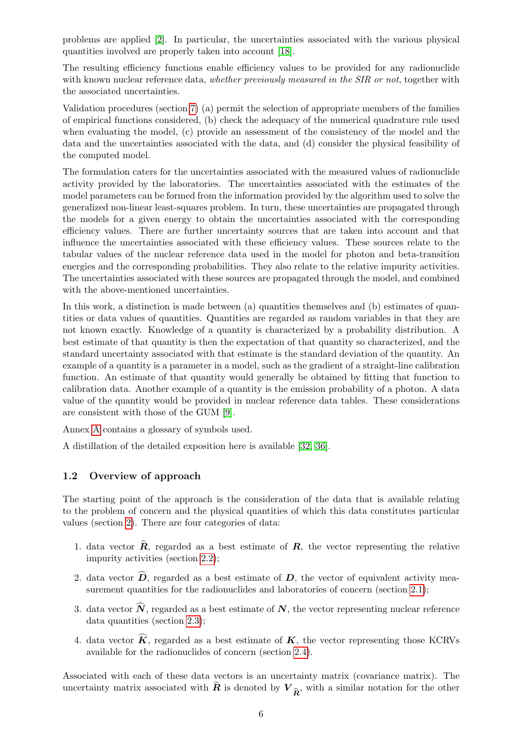problems are applied [2]. In particular, the uncertainties associated with the various physical quantities involved are properly taken into account [18].

The resulting efficiency functions enable efficiency values to be provided for any radionuclide with known nuclear reference data, *whether previously measured in the SIR or not*, together with the associated uncertainties.

Validation procedures (section 7) (a) permit the selection of appropriate members of the families of empirical functions considered, (b) check the adequacy of the numerical quadrature rule used when evaluating the model, (c) provide an assessment of the consistency of the model and the data and the uncertainties associated with the data, and (d) consider the physical feasibility of the computed model.

The formulation caters for the uncertainties associated with the measured values of radionuclide activity provided by the laboratories. The uncertainties associated with the estimates of the model parameters can be formed from the information provided by the algorithm used to solve the generalized non-linear least-squares problem. In turn, these uncertainties are propagated through the models for a given energy to obtain the uncertainties associated with the corresponding efficiency values. There are further uncertainty sources that are taken into account and that influence the uncertainties associated with these efficiency values. These sources relate to the tabular values of the nuclear reference data used in the model for photon and beta-transition energies and the corresponding probabilities. They also relate to the relative impurity activities. The uncertainties associated with these sources are propagated through the model, and combined with the above-mentioned uncertainties.

In this work, a distinction is made between (a) quantities themselves and (b) estimates of quantities or data values of quantities. Quantities are regarded as random variables in that they are not known exactly. Knowledge of a quantity is characterized by a probability distribution. A best estimate of that quantity is then the expectation of that quantity so characterized, and the standard uncertainty associated with that estimate is the standard deviation of the quantity. An example of a quantity is a parameter in a model, such as the gradient of a straight-line calibration function. An estimate of that quantity would generally be obtained by fitting that function to calibration data. Another example of a quantity is the emission probability of a photon. A data value of the quantity would be provided in nuclear reference data tables. These considerations are consistent with those of the GUM [9].

Annex A contains a glossary of symbols used.

A distillation of the detailed exposition here is available [32, 36].

### 1.2 Overview of approach

The starting point of the approach is the consideration of the data that is available relating to the problem of concern and the physical quantities of which this data constitutes particular values (section 2). There are four categories of data:

1. data vector $\widehat{\boldsymbol{R}}$, regarded as a best estimate of $\boldsymbol{R}$, the vector representing the relative impurity activities (section 2.2);
2. data vector $\widehat{\boldsymbol{D}}$, regarded as a best estimate of $\boldsymbol{D}$, the vector of equivalent activity measurement quantities for the radionuclides and laboratories of concern (section 2.1);
3. data vector $\widehat{\boldsymbol{N}}$, regarded as a best estimate of $\boldsymbol{N}$, the vector representing nuclear reference data quantities (section 2.3);
4. data vector $\widehat{\boldsymbol{K}}$, regarded as a best estimate of $\boldsymbol{K}$, the vector representing those KCRVs available for the radionuclides of concern (section 2.4).

Associated with each of these data vectors is an uncertainty matrix (covariance matrix). The uncertainty matrix associated with $\widehat{\boldsymbol{R}}$ is denoted by $\boldsymbol{V}_{\widehat{\boldsymbol{R}}}$, with a similar notation for the other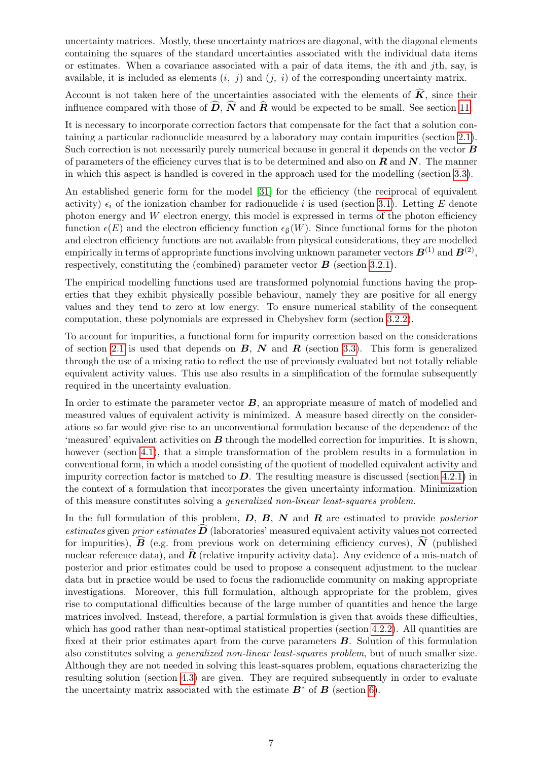uncertainty matrices. Mostly, these uncertainty matrices are diagonal, with the diagonal elements containing the squares of the standard uncertainties associated with the individual data items or estimates. When a covariance associated with a pair of data items, the $i$th and $j$th, say, is available, it is included as elements $(i,\ j)$ and $(j,\ i)$ of the corresponding uncertainty matrix.

Account is not taken here of the uncertainties associated with the elements of $\widehat{\boldsymbol{K}}$, since their influence compared with those of $\widehat{\boldsymbol{D}}$, $\widehat{\boldsymbol{N}}$ and $\widehat{\boldsymbol{R}}$ would be expected to be small. See section 11.

It is necessary to incorporate correction factors that compensate for the fact that a solution containing a particular radionuclide measured by a laboratory may contain impurities (section 2.1). Such correction is not necessarily purely numerical because in general it depends on the vector $\boldsymbol{B}$ of parameters of the efficiency curves that is to be determined and also on $\boldsymbol{R}$ and $\boldsymbol{N}$. The manner in which this aspect is handled is covered in the approach used for the modelling (section 3.3).

An established generic form for the model [31] for the efficiency (the reciprocal of equivalent activity) $\epsilon_i$ of the ionization chamber for radionuclide $i$ is used (section 3.1). Letting $E$ denote photon energy and $W$ electron energy, this model is expressed in terms of the photon efficiency function $\epsilon(E)$ and the electron efficiency function $\epsilon_{\beta}(W)$. Since functional forms for the photon and electron efficiency functions are not available from physical considerations, they are modelled empirically in terms of appropriate functions involving unknown parameter vectors $\boldsymbol{B}^{(1)}$ and $\boldsymbol{B}^{(2)}$, respectively, constituting the (combined) parameter vector $\boldsymbol{B}$ (section 3.2.1).

The empirical modelling functions used are transformed polynomial functions having the properties that they exhibit physically possible behaviour, namely they are positive for all energy values and they tend to zero at low energy. To ensure numerical stability of the consequent computation, these polynomials are expressed in Chebyshev form (section 3.2.2).

To account for impurities, a functional form for impurity correction based on the considerations of section 2.1 is used that depends on $\boldsymbol{B}$, $\boldsymbol{N}$ and $\boldsymbol{R}$ (section 3.3). This form is generalized through the use of a mixing ratio to reflect the use of previously evaluated but not totally reliable equivalent activity values. This use also results in a simplification of the formulae subsequently required in the uncertainty evaluation.

In order to estimate the parameter vector $\boldsymbol{B}$, an appropriate measure of match of modelled and measured values of equivalent activity is minimized. A measure based directly on the considerations so far would give rise to an unconventional formulation because of the dependence of the 'measured' equivalent activities on $\boldsymbol{B}$ through the modelled correction for impurities. It is shown, however (section 4.1), that a simple transformation of the problem results in a formulation in conventional form, in which a model consisting of the quotient of modelled equivalent activity and impurity correction factor is matched to $\boldsymbol{D}$. The resulting measure is discussed (section 4.2.1) in the context of a formulation that incorporates the given uncertainty information. Minimization of this measure constitutes solving a *generalized non-linear least-squares problem*.

In the full formulation of this problem, $\boldsymbol{D}$, $\boldsymbol{B}$, $\boldsymbol{N}$ and $\boldsymbol{R}$ are estimated to provide *posterior estimates* given *prior estimates* $\widehat{\boldsymbol{D}}$ (laboratories' measured equivalent activity values not corrected for impurities), $\widehat{\boldsymbol{B}}$ (e.g. from previous work on determining efficiency curves), $\widehat{\boldsymbol{N}}$ (published nuclear reference data), and $\widehat{\boldsymbol{R}}$ (relative impurity activity data). Any evidence of a mis-match of posterior and prior estimates could be used to propose a consequent adjustment to the nuclear data but in practice would be used to focus the radionuclide community on making appropriate investigations. Moreover, this full formulation, although appropriate for the problem, gives rise to computational difficulties because of the large number of quantities and hence the large matrices involved. Instead, therefore, a partial formulation is given that avoids these difficulties, which has good rather than near-optimal statistical properties (section 4.2.2). All quantities are fixed at their prior estimates apart from the curve parameters $\boldsymbol{B}$. Solution of this formulation also constitutes solving a *generalized non-linear least-squares problem*, but of much smaller size. Although they are not needed in solving this least-squares problem, equations characterizing the resulting solution (section 4.3) are given. They are required subsequently in order to evaluate the uncertainty matrix associated with the estimate $\boldsymbol{B}^{*}$ of $\boldsymbol{B}$ (section 6).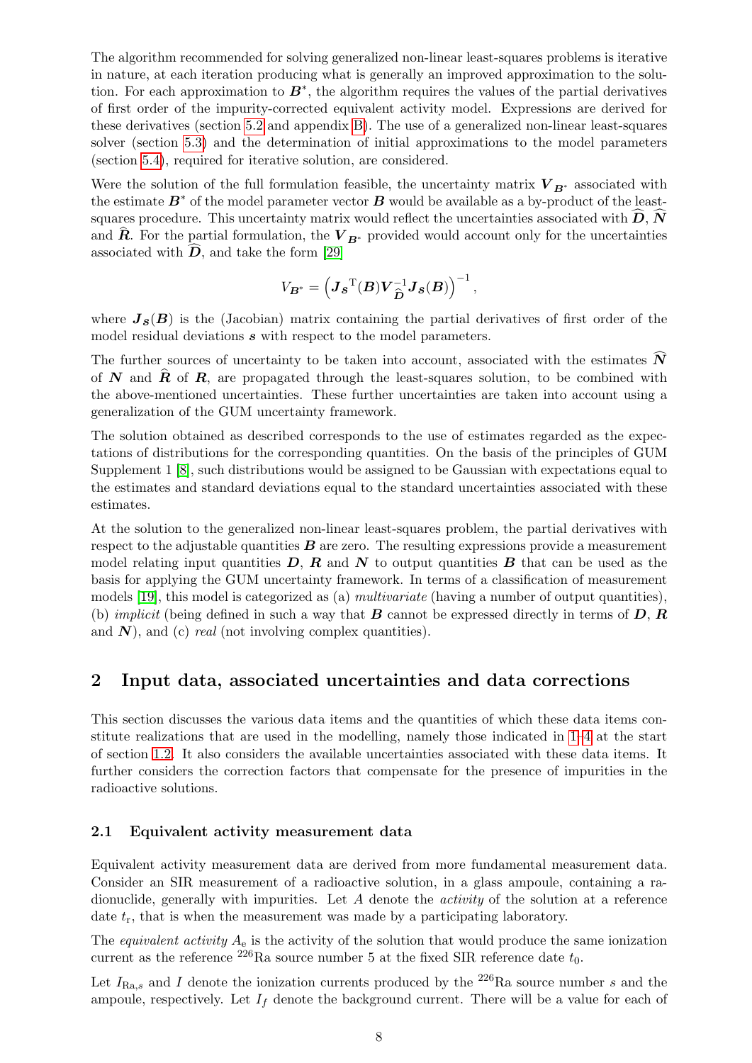The algorithm recommended for solving generalized non-linear least-squares problems is iterative in nature, at each iteration producing what is generally an improved approximation to the solution. For each approximation to $\boldsymbol{B}^*$, the algorithm requires the values of the partial derivatives of first order of the impurity-corrected equivalent activity model. Expressions are derived for these derivatives (section 5.2 and appendix B). The use of a generalized non-linear least-squares solver (section 5.3) and the determination of initial approximations to the model parameters (section 5.4), required for iterative solution, are considered.

Were the solution of the full formulation feasible, the uncertainty matrix $\boldsymbol{V}_{\boldsymbol{B}^*}$ associated with the estimate $\boldsymbol{B}^*$ of the model parameter vector $\boldsymbol{B}$ would be available as a by-product of the least-squares procedure. This uncertainty matrix would reflect the uncertainties associated with $\widehat{\boldsymbol{D}}$, $\widehat{\boldsymbol{N}}$ and $\widehat{\boldsymbol{R}}$. For the partial formulation, the $\boldsymbol{V}_{\boldsymbol{B}^*}$ provided would account only for the uncertainties associated with $\widehat{\boldsymbol{D}}$, and take the form [29]

$$V_{\boldsymbol{B}^*} = \left(\boldsymbol{J_s}^{\mathrm{T}}(\boldsymbol{B})\boldsymbol{V}_{\widehat{\boldsymbol{D}}}^{-1}\boldsymbol{J_s}(\boldsymbol{B})\right)^{-1},$$

where $\boldsymbol{J_s}(\boldsymbol{B})$ is the (Jacobian) matrix containing the partial derivatives of first order of the model residual deviations $\boldsymbol{s}$ with respect to the model parameters.

The further sources of uncertainty to be taken into account, associated with the estimates $\widehat{\boldsymbol{N}}$ of $\boldsymbol{N}$ and $\widehat{\boldsymbol{R}}$ of $\boldsymbol{R}$, are propagated through the least-squares solution, to be combined with the above-mentioned uncertainties. These further uncertainties are taken into account using a generalization of the GUM uncertainty framework.

The solution obtained as described corresponds to the use of estimates regarded as the expectations of distributions for the corresponding quantities. On the basis of the principles of GUM Supplement 1 [8], such distributions would be assigned to be Gaussian with expectations equal to the estimates and standard deviations equal to the standard uncertainties associated with these estimates.

At the solution to the generalized non-linear least-squares problem, the partial derivatives with respect to the adjustable quantities $\boldsymbol{B}$ are zero. The resulting expressions provide a measurement model relating input quantities $\boldsymbol{D}$, $\boldsymbol{R}$ and $\boldsymbol{N}$ to output quantities $\boldsymbol{B}$ that can be used as the basis for applying the GUM uncertainty framework. In terms of a classification of measurement models [19], this model is categorized as (a) *multivariate* (having a number of output quantities), (b) *implicit* (being defined in such a way that $\boldsymbol{B}$ cannot be expressed directly in terms of $\boldsymbol{D}$, $\boldsymbol{R}$ and $\boldsymbol{N}$), and (c) *real* (not involving complex quantities).

## 2 Input data, associated uncertainties and data corrections

This section discusses the various data items and the quantities of which these data items constitute realizations that are used in the modelling, namely those indicated in 1–4 at the start of section 1.2. It also considers the available uncertainties associated with these data items. It further considers the correction factors that compensate for the presence of impurities in the radioactive solutions.

### 2.1 Equivalent activity measurement data

Equivalent activity measurement data are derived from more fundamental measurement data. Consider an SIR measurement of a radioactive solution, in a glass ampoule, containing a radionuclide, generally with impurities. Let $A$ denote the *activity* of the solution at a reference date $t_{\mathrm{r}}$, that is when the measurement was made by a participating laboratory.

The *equivalent activity* $A_{\mathrm{e}}$ is the activity of the solution that would produce the same ionization current as the reference $^{226}$Ra source number 5 at the fixed SIR reference date $t_0$.

Let $I_{\mathrm{Ra},s}$ and $I$ denote the ionization currents produced by the $^{226}$Ra source number $s$ and the ampoule, respectively. Let $I_f$ denote the background current. There will be a value for each of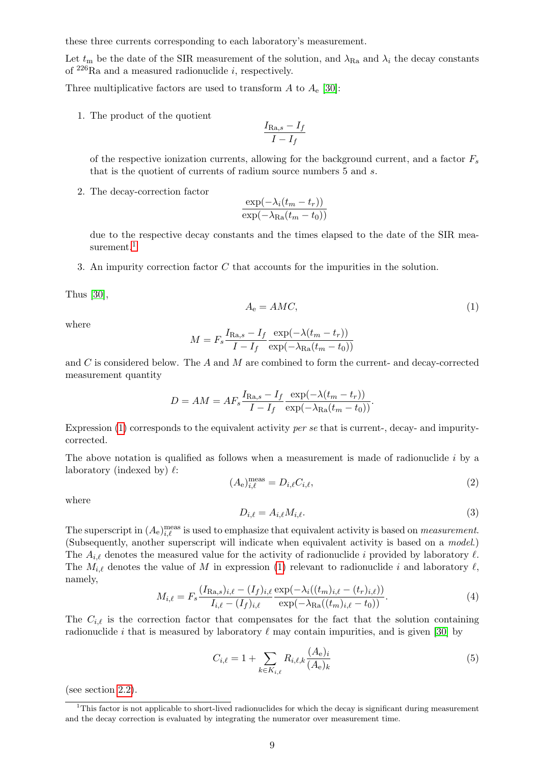these three currents corresponding to each laboratory's measurement.

Let $t_{\mathrm{m}}$ be the date of the SIR measurement of the solution, and $\lambda_{\mathrm{Ra}}$ and $\lambda_i$ the decay constants of $^{226}$Ra and a measured radionuclide $i$, respectively.

Three multiplicative factors are used to transform $A$ to $A_{\mathrm{e}}$ [30]:

1. The product of the quotient
$$\frac{I_{\mathrm{Ra},s} - I_f}{I - I_f}$$
of the respective ionization currents, allowing for the background current, and a factor $F_s$ that is the quotient of currents of radium source numbers 5 and $s$.

2. The decay-correction factor
$$\frac{\exp(-\lambda_i(t_m - t_r))}{\exp(-\lambda_{\mathrm{Ra}}(t_m - t_0))}$$
due to the respective decay constants and the times elapsed to the date of the SIR measurement.[1]

3. An impurity correction factor $C$ that accounts for the impurities in the solution.

Thus [30],

$$A_{\mathrm{e}} = AMC, \tag{1}$$

where

$$M = F_s \frac{I_{\mathrm{Ra},s} - I_f}{I - I_f} \frac{\exp(-\lambda(t_m - t_r))}{\exp(-\lambda_{\mathrm{Ra}}(t_m - t_0))}$$

and $C$ is considered below. The $A$ and $M$ are combined to form the current- and decay-corrected measurement quantity

$$D = AM = AF_s \frac{I_{\mathrm{Ra},s} - I_f}{I - I_f} \frac{\exp(-\lambda(t_m - t_r))}{\exp(-\lambda_{\mathrm{Ra}}(t_m - t_0))}.$$

Expression (1) corresponds to the equivalent activity *per se* that is current-, decay- and impurity-corrected.

The above notation is qualified as follows when a measurement is made of radionuclide $i$ by a laboratory (indexed by) $\ell$:

$$(A_{\mathrm{e}})_{i,\ell}^{\mathrm{meas}} = D_{i,\ell} C_{i,\ell}, \tag{2}$$

where

$$D_{i,\ell} = A_{i,\ell} M_{i,\ell}. \tag{3}$$

The superscript in $(A_{\mathrm{e}})_{i,\ell}^{\mathrm{meas}}$ is used to emphasize that equivalent activity is based on *measurement*. (Subsequently, another superscript will indicate when equivalent activity is based on a *model*.) The $A_{i,\ell}$ denotes the measured value for the activity of radionuclide $i$ provided by laboratory $\ell$. The $M_{i,\ell}$ denotes the value of $M$ in expression (1) relevant to radionuclide $i$ and laboratory $\ell$, namely,

$$M_{i,\ell} = F_s \frac{(I_{\mathrm{Ra},s})_{i,\ell} - (I_f)_{i,\ell}}{I_{i,\ell} - (I_f)_{i,\ell}} \frac{\exp(-\lambda_i((t_m)_{i,\ell} - (t_r)_{i,\ell}))}{\exp(-\lambda_{\mathrm{Ra}}((t_m)_{i,\ell} - t_0))}. \tag{4}$$

The $C_{i,\ell}$ is the correction factor that compensates for the fact that the solution containing radionuclide $i$ that is measured by laboratory $\ell$ may contain impurities, and is given [30] by

$$C_{i,\ell} = 1 + \sum_{k \in K_{i,\ell}} R_{i,\ell,k} \frac{(A_{\mathrm{e}})_i}{(A_{\mathrm{e}})_k} \tag{5}$$

(see section 2.2).

[1] This factor is not applicable to short-lived radionuclides for which the decay is significant during measurement and the decay correction is evaluated by integrating the numerator over measurement time.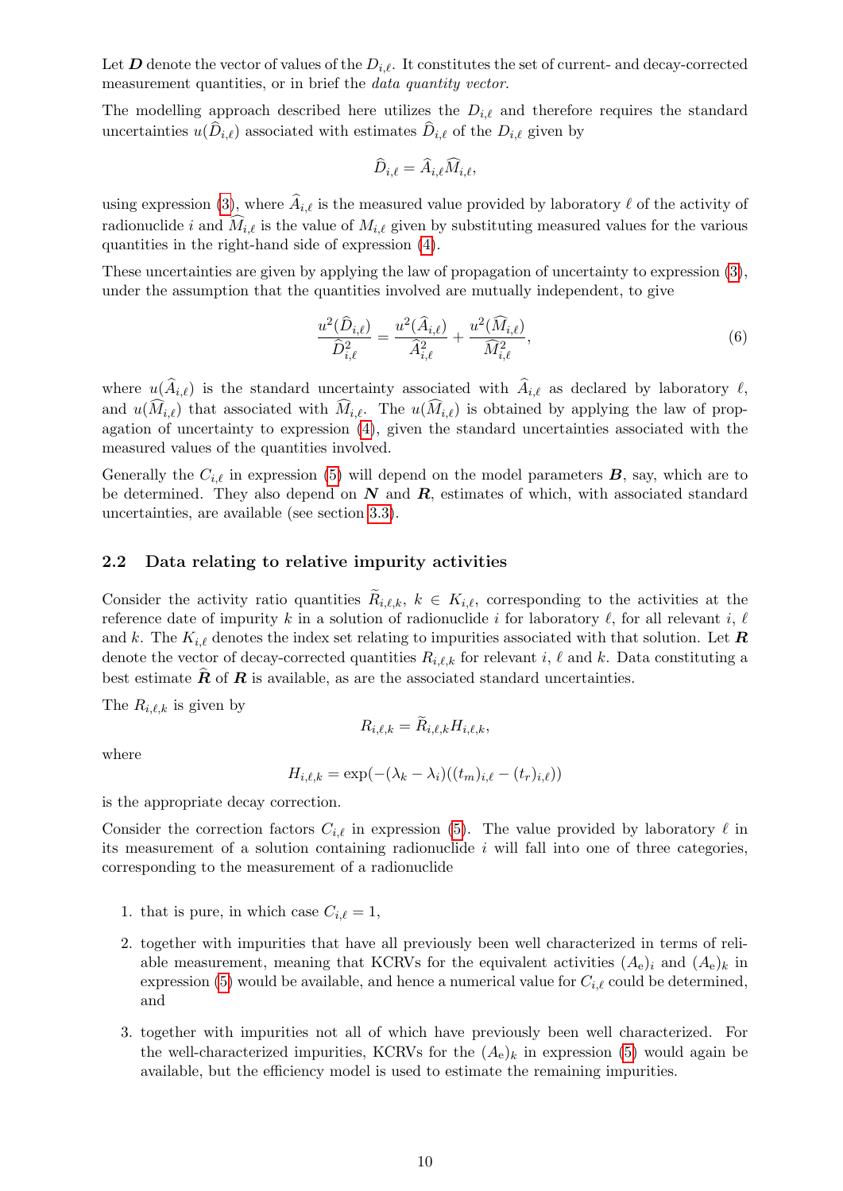Let $\boldsymbol{D}$ denote the vector of values of the $D_{i,\ell}$. It constitutes the set of current- and decay-corrected measurement quantities, or in brief the *data quantity vector*.

The modelling approach described here utilizes the $D_{i,\ell}$ and therefore requires the standard uncertainties $u(\widehat{D}_{i,\ell})$ associated with estimates $\widehat{D}_{i,\ell}$ of the $D_{i,\ell}$ given by

$$\widehat{D}_{i,\ell} = \widehat{A}_{i,\ell}\widehat{M}_{i,\ell},$$

using expression (3), where $\widehat{A}_{i,\ell}$ is the measured value provided by laboratory $\ell$ of the activity of radionuclide $i$ and $\widehat{M}_{i,\ell}$ is the value of $M_{i,\ell}$ given by substituting measured values for the various quantities in the right-hand side of expression (4).

These uncertainties are given by applying the law of propagation of uncertainty to expression (3), under the assumption that the quantities involved are mutually independent, to give

$$\frac{u^2(\widehat{D}_{i,\ell})}{\widehat{D}_{i,\ell}^2} = \frac{u^2(\widehat{A}_{i,\ell})}{\widehat{A}_{i,\ell}^2} + \frac{u^2(\widehat{M}_{i,\ell})}{\widehat{M}_{i,\ell}^2}, \tag{6}$$

where $u(\widehat{A}_{i,\ell})$ is the standard uncertainty associated with $\widehat{A}_{i,\ell}$ as declared by laboratory $\ell$, and $u(\widehat{M}_{i,\ell})$ that associated with $\widehat{M}_{i,\ell}$. The $u(\widehat{M}_{i,\ell})$ is obtained by applying the law of propagation of uncertainty to expression (4), given the standard uncertainties associated with the measured values of the quantities involved.

Generally the $C_{i,\ell}$ in expression (5) will depend on the model parameters $\boldsymbol{B}$, say, which are to be determined. They also depend on $\boldsymbol{N}$ and $\boldsymbol{R}$, estimates of which, with associated standard uncertainties, are available (see section 3.3).

## 2.2 Data relating to relative impurity activities

Consider the activity ratio quantities $\widetilde{R}_{i,\ell,k}$, $k \in K_{i,\ell}$, corresponding to the activities at the reference date of impurity $k$ in a solution of radionuclide $i$ for laboratory $\ell$, for all relevant $i$, $\ell$ and $k$. The $K_{i,\ell}$ denotes the index set relating to impurities associated with that solution. Let $\boldsymbol{R}$ denote the vector of decay-corrected quantities $R_{i,\ell,k}$ for relevant $i$, $\ell$ and $k$. Data constituting a best estimate $\widehat{\boldsymbol{R}}$ of $\boldsymbol{R}$ is available, as are the associated standard uncertainties.

The $R_{i,\ell,k}$ is given by

$$R_{i,\ell,k} = \widetilde{R}_{i,\ell,k}H_{i,\ell,k},$$

where

$$H_{i,\ell,k} = \exp(-(\lambda_k - \lambda_i)((t_m)_{i,\ell} - (t_r)_{i,\ell}))$$

is the appropriate decay correction.

Consider the correction factors $C_{i,\ell}$ in expression (5). The value provided by laboratory $\ell$ in its measurement of a solution containing radionuclide $i$ will fall into one of three categories, corresponding to the measurement of a radionuclide

1. that is pure, in which case $C_{i,\ell} = 1$,

2. together with impurities that have all previously been well characterized in terms of reliable measurement, meaning that KCRVs for the equivalent activities $(A_\mathrm{e})_i$ and $(A_\mathrm{e})_k$ in expression (5) would be available, and hence a numerical value for $C_{i,\ell}$ could be determined, and

3. together with impurities not all of which have previously been well characterized. For the well-characterized impurities, KCRVs for the $(A_\mathrm{e})_k$ in expression (5) would again be available, but the efficiency model is used to estimate the remaining impurities.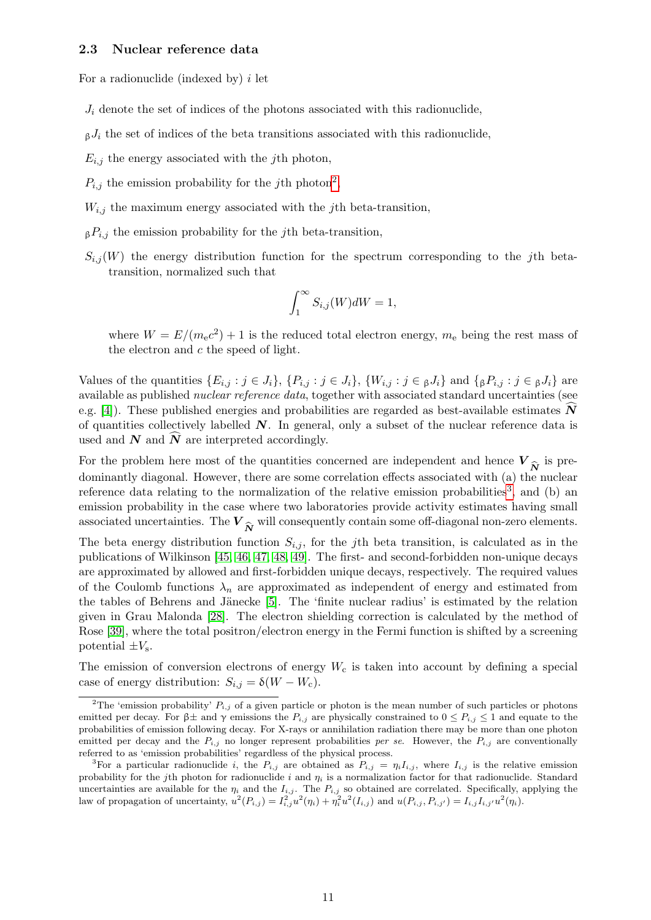### 2.3 Nuclear reference data

For a radionuclide (indexed by) $i$ let

$J_i$ denote the set of indices of the photons associated with this radionuclide,

${}_\beta J_i$ the set of indices of the beta transitions associated with this radionuclide,

$E_{i,j}$ the energy associated with the $j$th photon,

$P_{i,j}$ the emission probability for the $j$th photon[2],

$W_{i,j}$ the maximum energy associated with the $j$th beta-transition,

${}_\beta P_{i,j}$ the emission probability for the $j$th beta-transition,

$S_{i,j}(W)$ the energy distribution function for the spectrum corresponding to the $j$th beta-transition, normalized such that

$$\int_1^\infty S_{i,j}(W) dW = 1,$$

where $W = E/(m_e c^2) + 1$ is the reduced total electron energy, $m_e$ being the rest mass of the electron and $c$ the speed of light.

Values of the quantities $\{E_{i,j} : j \in J_i\}$, $\{P_{i,j} : j \in J_i\}$, $\{W_{i,j} : j \in {}_\beta J_i\}$ and $\{{}_\beta P_{i,j} : j \in {}_\beta J_i\}$ are available as published *nuclear reference data*, together with associated standard uncertainties (see e.g. [4]). These published energies and probabilities are regarded as best-available estimates $\widehat{\boldsymbol{N}}$ of quantities collectively labelled $\boldsymbol{N}$. In general, only a subset of the nuclear reference data is used and $\boldsymbol{N}$ and $\widehat{\boldsymbol{N}}$ are interpreted accordingly.

For the problem here most of the quantities concerned are independent and hence $\boldsymbol{V}_{\widehat{\boldsymbol{N}}}$ is predominantly diagonal. However, there are some correlation effects associated with (a) the nuclear reference data relating to the normalization of the relative emission probabilities[3], and (b) an emission probability in the case where two laboratories provide activity estimates having small associated uncertainties. The $\boldsymbol{V}_{\widehat{\boldsymbol{N}}}$ will consequently contain some off-diagonal non-zero elements.

The beta energy distribution function $S_{i,j}$, for the $j$th beta transition, is calculated as in the publications of Wilkinson [45, 46, 47, 48, 49]. The first- and second-forbidden non-unique decays are approximated by allowed and first-forbidden unique decays, respectively. The required values of the Coulomb functions $\lambda_n$ are approximated as independent of energy and estimated from the tables of Behrens and Jänecke [5]. The 'finite nuclear radius' is estimated by the relation given in Grau Malonda [28]. The electron shielding correction is calculated by the method of Rose [39], where the total positron/electron energy in the Fermi function is shifted by a screening potential $\pm V_s$.

The emission of conversion electrons of energy $W_c$ is taken into account by defining a special case of energy distribution: $S_{i,j} = \delta(W - W_c)$.

---

[2]The 'emission probability' $P_{i,j}$ of a given particle or photon is the mean number of such particles or photons emitted per decay. For $\beta\pm$ and $\gamma$ emissions the $P_{i,j}$ are physically constrained to $0 \le P_{i,j} \le 1$ and equate to the probabilities of emission following decay. For X-rays or annihilation radiation there may be more than one photon emitted per decay and the $P_{i,j}$ no longer represent probabilities *per se*. However, the $P_{i,j}$ are conventionally referred to as 'emission probabilities' regardless of the physical process.

[3]For a particular radionuclide $i$, the $P_{i,j}$ are obtained as $P_{i,j} = \eta_i I_{i,j}$, where $I_{i,j}$ is the relative emission probability for the $j$th photon for radionuclide $i$ and $\eta_i$ is a normalization factor for that radionuclide. Standard uncertainties are available for the $\eta_i$ and the $I_{i,j}$. The $P_{i,j}$ so obtained are correlated. Specifically, applying the law of propagation of uncertainty, $u^2(P_{i,j}) = I_{i,j}^2 u^2(\eta_i) + \eta_i^2 u^2(I_{i,j})$ and $u(P_{i,j}, P_{i,j'}) = I_{i,j} I_{i,j'} u^2(\eta_i)$.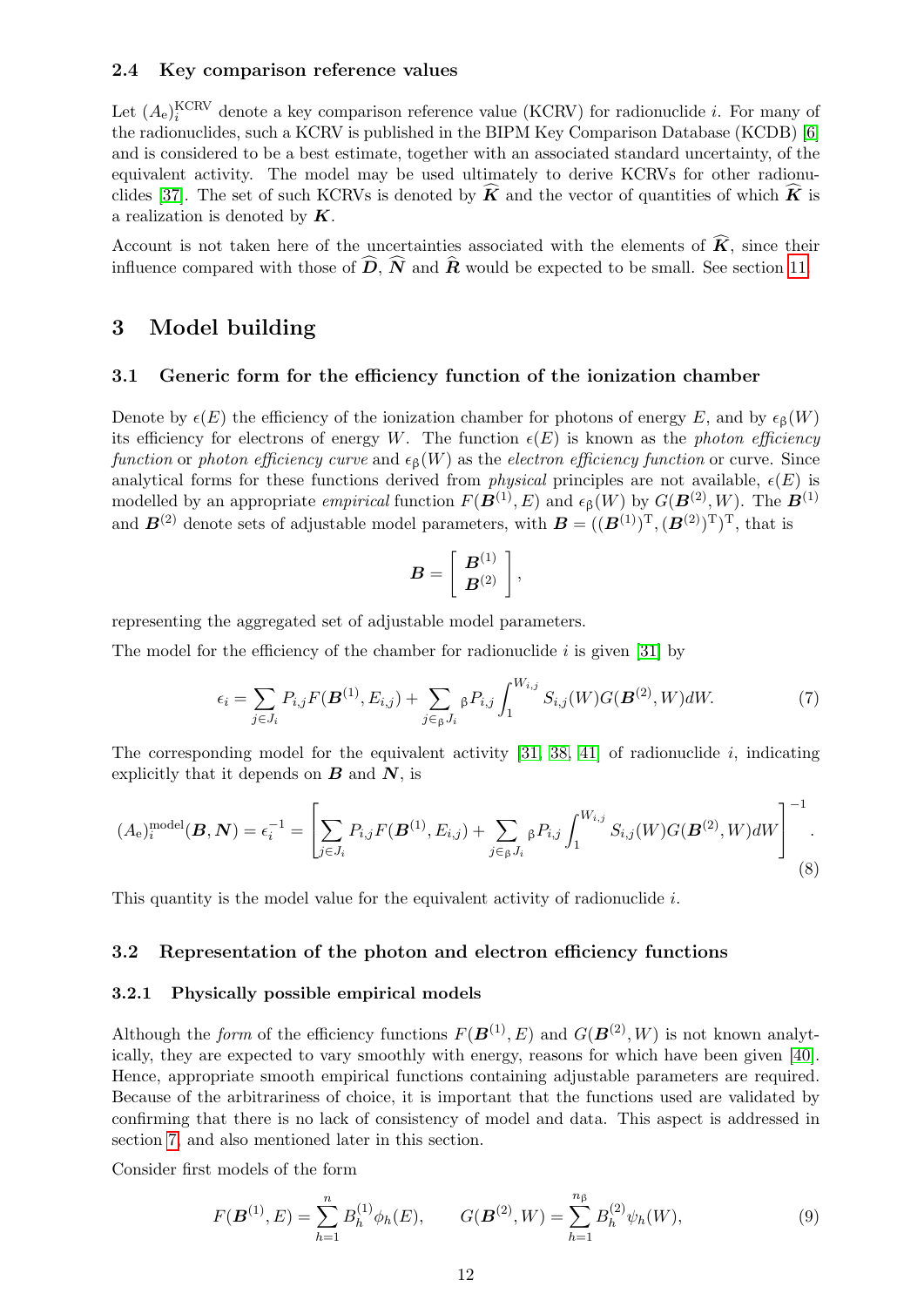### 2.4 Key comparison reference values

Let $(A_\mathrm{e})_i^{\mathrm{KCRV}}$ denote a key comparison reference value (KCRV) for radionuclide $i$. For many of the radionuclides, such a KCRV is published in the BIPM Key Comparison Database (KCDB) [6] and is considered to be a best estimate, together with an associated standard uncertainty, of the equivalent activity. The model may be used ultimately to derive KCRVs for other radionuclides [37]. The set of such KCRVs is denoted by $\widehat{\boldsymbol{K}}$ and the vector of quantities of which $\widehat{\boldsymbol{K}}$ is a realization is denoted by $\boldsymbol{K}$.

Account is not taken here of the uncertainties associated with the elements of $\widehat{\boldsymbol{K}}$, since their influence compared with those of $\widehat{\boldsymbol{D}}$, $\widehat{\boldsymbol{N}}$ and $\widehat{\boldsymbol{R}}$ would be expected to be small. See section 11.

## 3 Model building

### 3.1 Generic form for the efficiency function of the ionization chamber

Denote by $\epsilon(E)$ the efficiency of the ionization chamber for photons of energy $E$, and by $\epsilon_\beta(W)$ its efficiency for electrons of energy $W$. The function $\epsilon(E)$ is known as the *photon efficiency function* or *photon efficiency curve* and $\epsilon_\beta(W)$ as the *electron efficiency function* or curve. Since analytical forms for these functions derived from *physical* principles are not available, $\epsilon(E)$ is modelled by an appropriate *empirical* function $F(\boldsymbol{B}^{(1)}, E)$ and $\epsilon_\beta(W)$ by $G(\boldsymbol{B}^{(2)}, W)$. The $\boldsymbol{B}^{(1)}$ and $\boldsymbol{B}^{(2)}$ denote sets of adjustable model parameters, with $\boldsymbol{B} = ((\boldsymbol{B}^{(1)})^\mathrm{T}, (\boldsymbol{B}^{(2)})^\mathrm{T})^\mathrm{T}$, that is

$$\boldsymbol{B} = \left[ \begin{array}{c} \boldsymbol{B}^{(1)} \\ \boldsymbol{B}^{(2)} \end{array} \right],$$

representing the aggregated set of adjustable model parameters.

The model for the efficiency of the chamber for radionuclide $i$ is given [31] by

$$\epsilon_i = \sum_{j \in J_i} P_{i,j} F(\boldsymbol{B}^{(1)}, E_{i,j}) + \sum_{j \in {}_\beta J_i} {}_\beta P_{i,j} \int_1^{W_{i,j}} S_{i,j}(W) G(\boldsymbol{B}^{(2)}, W) dW. \tag{7}$$

The corresponding model for the equivalent activity [31, 38, 41] of radionuclide $i$, indicating explicitly that it depends on $\boldsymbol{B}$ and $\boldsymbol{N}$, is

$$(A_\mathrm{e})_i^{\mathrm{model}}(\boldsymbol{B}, \boldsymbol{N}) = \epsilon_i^{-1} = \left[ \sum_{j \in J_i} P_{i,j} F(\boldsymbol{B}^{(1)}, E_{i,j}) + \sum_{j \in {}_\beta J_i} {}_\beta P_{i,j} \int_1^{W_{i,j}} S_{i,j}(W) G(\boldsymbol{B}^{(2)}, W) dW \right]^{-1}. \tag{8}$$

This quantity is the model value for the equivalent activity of radionuclide $i$.

### 3.2 Representation of the photon and electron efficiency functions

#### 3.2.1 Physically possible empirical models

Although the *form* of the efficiency functions $F(\boldsymbol{B}^{(1)}, E)$ and $G(\boldsymbol{B}^{(2)}, W)$ is not known analytically, they are expected to vary smoothly with energy, reasons for which have been given [40]. Hence, appropriate smooth empirical functions containing adjustable parameters are required. Because of the arbitrariness of choice, it is important that the functions used are validated by confirming that there is no lack of consistency of model and data. This aspect is addressed in section 7, and also mentioned later in this section.

Consider first models of the form

$$F(\boldsymbol{B}^{(1)}, E) = \sum_{h=1}^{n} B_h^{(1)} \phi_h(E), \qquad G(\boldsymbol{B}^{(2)}, W) = \sum_{h=1}^{n_\beta} B_h^{(2)} \psi_h(W), \tag{9}$$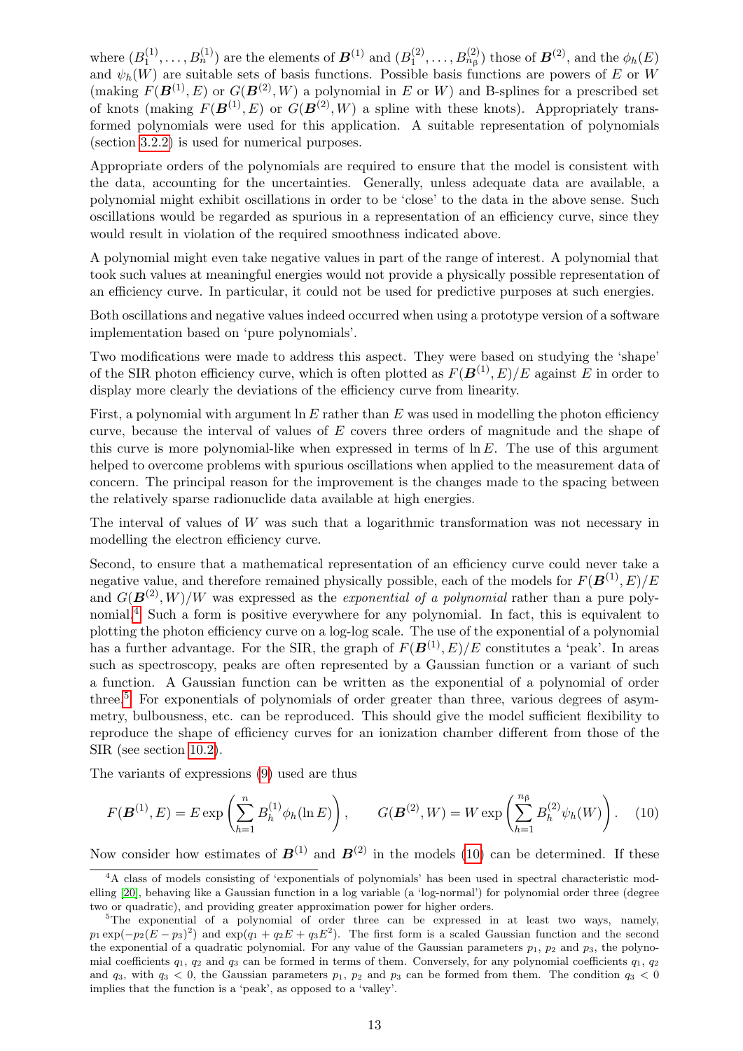where $(B_1^{(1)}, \ldots, B_n^{(1)})$ are the elements of $\boldsymbol{B}^{(1)}$ and $(B_1^{(2)}, \ldots, B_{n_\beta}^{(2)})$ those of $\boldsymbol{B}^{(2)}$, and the $\phi_h(E)$ and $\psi_h(W)$ are suitable sets of basis functions. Possible basis functions are powers of $E$ or $W$ (making $F(\boldsymbol{B}^{(1)}, E)$ or $G(\boldsymbol{B}^{(2)}, W)$ a polynomial in $E$ or $W$) and B-splines for a prescribed set of knots (making $F(\boldsymbol{B}^{(1)}, E)$ or $G(\boldsymbol{B}^{(2)}, W)$ a spline with these knots). Appropriately transformed polynomials were used for this application. A suitable representation of polynomials (section 3.2.2) is used for numerical purposes.

Appropriate orders of the polynomials are required to ensure that the model is consistent with the data, accounting for the uncertainties. Generally, unless adequate data are available, a polynomial might exhibit oscillations in order to be 'close' to the data in the above sense. Such oscillations would be regarded as spurious in a representation of an efficiency curve, since they would result in violation of the required smoothness indicated above.

A polynomial might even take negative values in part of the range of interest. A polynomial that took such values at meaningful energies would not provide a physically possible representation of an efficiency curve. In particular, it could not be used for predictive purposes at such energies.

Both oscillations and negative values indeed occurred when using a prototype version of a software implementation based on 'pure polynomials'.

Two modifications were made to address this aspect. They were based on studying the 'shape' of the SIR photon efficiency curve, which is often plotted as $F(\boldsymbol{B}^{(1)}, E)/E$ against $E$ in order to display more clearly the deviations of the efficiency curve from linearity.

First, a polynomial with argument $\ln E$ rather than $E$ was used in modelling the photon efficiency curve, because the interval of values of $E$ covers three orders of magnitude and the shape of this curve is more polynomial-like when expressed in terms of $\ln E$. The use of this argument helped to overcome problems with spurious oscillations when applied to the measurement data of concern. The principal reason for the improvement is the changes made to the spacing between the relatively sparse radionuclide data available at high energies.

The interval of values of $W$ was such that a logarithmic transformation was not necessary in modelling the electron efficiency curve.

Second, to ensure that a mathematical representation of an efficiency curve could never take a negative value, and therefore remained physically possible, each of the models for $F(\boldsymbol{B}^{(1)}, E)/E$ and $G(\boldsymbol{B}^{(2)}, W)/W$ was expressed as the *exponential of a polynomial* rather than a pure polynomial.[4] Such a form is positive everywhere for any polynomial. In fact, this is equivalent to plotting the photon efficiency curve on a log-log scale. The use of the exponential of a polynomial has a further advantage. For the SIR, the graph of $F(\boldsymbol{B}^{(1)}, E)/E$ constitutes a 'peak'. In areas such as spectroscopy, peaks are often represented by a Gaussian function or a variant of such a function. A Gaussian function can be written as the exponential of a polynomial of order three.[5] For exponentials of polynomials of order greater than three, various degrees of asymmetry, bulbousness, etc. can be reproduced. This should give the model sufficient flexibility to reproduce the shape of efficiency curves for an ionization chamber different from those of the SIR (see section 10.2).

The variants of expressions (9) used are thus

$$F(\boldsymbol{B}^{(1)}, E) = E \exp\left(\sum_{h=1}^{n} B_h^{(1)} \phi_h(\ln E)\right), \qquad G(\boldsymbol{B}^{(2)}, W) = W \exp\left(\sum_{h=1}^{n_\beta} B_h^{(2)} \psi_h(W)\right). \quad (10)$$

Now consider how estimates of $\boldsymbol{B}^{(1)}$ and $\boldsymbol{B}^{(2)}$ in the models (10) can be determined. If these

[4] A class of models consisting of 'exponentials of polynomials' has been used in spectral characteristic modelling [20], behaving like a Gaussian function in a log variable (a 'log-normal') for polynomial order three (degree two or quadratic), and providing greater approximation power for higher orders.

[5] The exponential of a polynomial of order three can be expressed in at least two ways, namely, $p_1 \exp(-p_2(E-p_3)^2)$ and $\exp(q_1 + q_2 E + q_3 E^2)$. The first form is a scaled Gaussian function and the second the exponential of a quadratic polynomial. For any value of the Gaussian parameters $p_1$, $p_2$ and $p_3$, the polynomial coefficients $q_1$, $q_2$ and $q_3$ can be formed in terms of them. Conversely, for any polynomial coefficients $q_1$, $q_2$ and $q_3$, with $q_3 < 0$, the Gaussian parameters $p_1$, $p_2$ and $p_3$ can be formed from them. The condition $q_3 < 0$ implies that the function is a 'peak', as opposed to a 'valley'.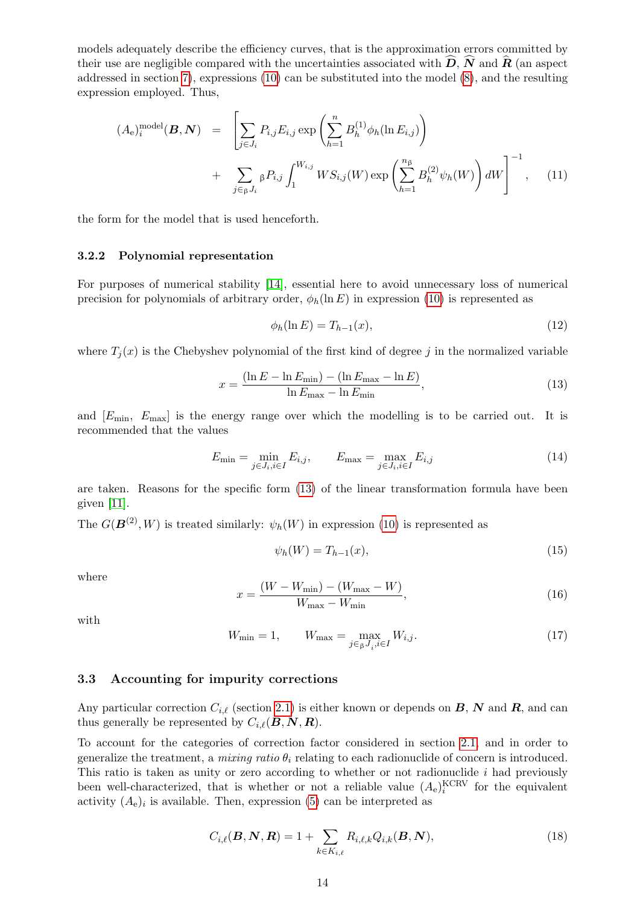models adequately describe the efficiency curves, that is the approximation errors committed by their use are negligible compared with the uncertainties associated with $\widehat{\boldsymbol{D}}$, $\widehat{\boldsymbol{N}}$ and $\widehat{\boldsymbol{R}}$ (an aspect addressed in section 7), expressions (10) can be substituted into the model (8), and the resulting expression employed. Thus,

$$
\begin{aligned}
(A_{\mathrm{e}})_i^{\mathrm{model}}(\boldsymbol{B},\boldsymbol{N}) \;=\; & \left[ \sum_{j\in J_i} P_{i,j} E_{i,j} \exp\left( \sum_{h=1}^{n} B_h^{(1)} \phi_h(\ln E_{i,j}) \right) \right. \\
& \left. +\; \sum_{j\in {}_{\beta}J_i} {}_{\beta}P_{i,j} \int_1^{W_{i,j}} W S_{i,j}(W) \exp\left( \sum_{h=1}^{n_\beta} B_h^{(2)} \psi_h(W) \right) dW \right]^{-1}, \qquad (11)
\end{aligned}
$$

the form for the model that is used henceforth.

### 3.2.2 Polynomial representation

For purposes of numerical stability [14], essential here to avoid unnecessary loss of numerical precision for polynomials of arbitrary order, $\phi_h(\ln E)$ in expression (10) is represented as

$$\phi_h(\ln E) = T_{h-1}(x), \qquad (12)$$

where $T_j(x)$ is the Chebyshev polynomial of the first kind of degree $j$ in the normalized variable

$$x = \frac{(\ln E - \ln E_{\min}) - (\ln E_{\max} - \ln E)}{\ln E_{\max} - \ln E_{\min}}, \qquad (13)$$

and $[E_{\min},\ E_{\max}]$ is the energy range over which the modelling is to be carried out. It is recommended that the values

$$E_{\min} = \min_{j\in J_i, i\in I} E_{i,j}, \qquad E_{\max} = \max_{j\in J_i, i\in I} E_{i,j} \qquad (14)$$

are taken. Reasons for the specific form (13) of the linear transformation formula have been given [11].

The $G(\boldsymbol{B}^{(2)}, W)$ is treated similarly: $\psi_h(W)$ in expression (10) is represented as

$$\psi_h(W) = T_{h-1}(x), \qquad (15)$$

where

$$x = \frac{(W - W_{\min}) - (W_{\max} - W)}{W_{\max} - W_{\min}}, \qquad (16)$$

with

$$W_{\min} = 1, \qquad W_{\max} = \max_{j\in {}_{\beta}J_i, i\in I} W_{i,j}. \qquad (17)$$

## 3.3 Accounting for impurity corrections

Any particular correction $C_{i,\ell}$ (section 2.1) is either known or depends on $\boldsymbol{B}$, $\boldsymbol{N}$ and $\boldsymbol{R}$, and can thus generally be represented by $C_{i,\ell}(\boldsymbol{B},\boldsymbol{N},\boldsymbol{R})$.

To account for the categories of correction factor considered in section 2.1, and in order to generalize the treatment, a *mixing ratio* $\theta_i$ relating to each radionuclide of concern is introduced. This ratio is taken as unity or zero according to whether or not radionuclide $i$ had previously been well-characterized, that is whether or not a reliable value $(A_{\mathrm{e}})_i^{\mathrm{KCRV}}$ for the equivalent activity $(A_{\mathrm{e}})_i$ is available. Then, expression (5) can be interpreted as

$$C_{i,\ell}(\boldsymbol{B},\boldsymbol{N},\boldsymbol{R}) = 1 + \sum_{k\in K_{i,\ell}} R_{i,\ell,k} Q_{i,k}(\boldsymbol{B},\boldsymbol{N}), \qquad (18)$$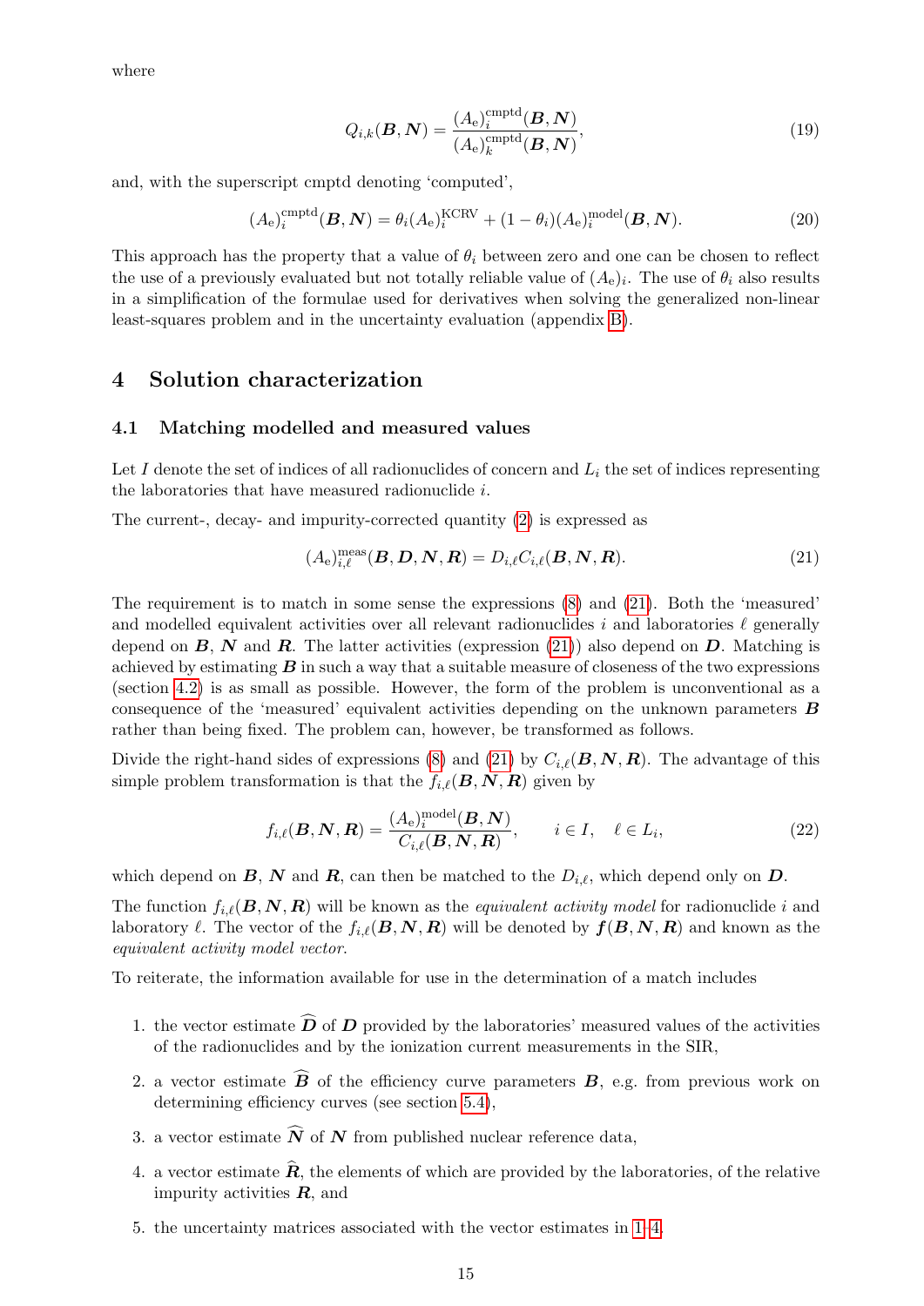where

$$Q_{i,k}(\boldsymbol{B},\boldsymbol{N}) = \frac{(A_\mathrm{e})_i^{\mathrm{cmptd}}(\boldsymbol{B},\boldsymbol{N})}{(A_\mathrm{e})_k^{\mathrm{cmptd}}(\boldsymbol{B},\boldsymbol{N})}, \tag{19}$$

and, with the superscript cmptd denoting 'computed',

$$(A_\mathrm{e})_i^{\mathrm{cmptd}}(\boldsymbol{B},\boldsymbol{N}) = \theta_i (A_\mathrm{e})_i^{\mathrm{KCRV}} + (1-\theta_i)(A_\mathrm{e})_i^{\mathrm{model}}(\boldsymbol{B},\boldsymbol{N}). \tag{20}$$

This approach has the property that a value of $\theta_i$ between zero and one can be chosen to reflect the use of a previously evaluated but not totally reliable value of $(A_\mathrm{e})_i$. The use of $\theta_i$ also results in a simplification of the formulae used for derivatives when solving the generalized non-linear least-squares problem and in the uncertainty evaluation (appendix B).

## 4 Solution characterization

### 4.1 Matching modelled and measured values

Let $I$ denote the set of indices of all radionuclides of concern and $L_i$ the set of indices representing the laboratories that have measured radionuclide $i$.

The current-, decay- and impurity-corrected quantity (2) is expressed as

$$(A_\mathrm{e})_{i,\ell}^{\mathrm{meas}}(\boldsymbol{B},\boldsymbol{D},\boldsymbol{N},\boldsymbol{R}) = D_{i,\ell} C_{i,\ell}(\boldsymbol{B},\boldsymbol{N},\boldsymbol{R}). \tag{21}$$

The requirement is to match in some sense the expressions (8) and (21). Both the 'measured' and modelled equivalent activities over all relevant radionuclides $i$ and laboratories $\ell$ generally depend on $\boldsymbol{B}$, $\boldsymbol{N}$ and $\boldsymbol{R}$. The latter activities (expression (21)) also depend on $\boldsymbol{D}$. Matching is achieved by estimating $\boldsymbol{B}$ in such a way that a suitable measure of closeness of the two expressions (section 4.2) is as small as possible. However, the form of the problem is unconventional as a consequence of the 'measured' equivalent activities depending on the unknown parameters $\boldsymbol{B}$ rather than being fixed. The problem can, however, be transformed as follows.

Divide the right-hand sides of expressions (8) and (21) by $C_{i,\ell}(\boldsymbol{B},\boldsymbol{N},\boldsymbol{R})$. The advantage of this simple problem transformation is that the $f_{i,\ell}(\boldsymbol{B},\boldsymbol{N},\boldsymbol{R})$ given by

$$f_{i,\ell}(\boldsymbol{B},\boldsymbol{N},\boldsymbol{R}) = \frac{(A_\mathrm{e})_i^{\mathrm{model}}(\boldsymbol{B},\boldsymbol{N})}{C_{i,\ell}(\boldsymbol{B},\boldsymbol{N},\boldsymbol{R})}, \qquad i \in I, \quad \ell \in L_i, \tag{22}$$

which depend on $\boldsymbol{B}$, $\boldsymbol{N}$ and $\boldsymbol{R}$, can then be matched to the $D_{i,\ell}$, which depend only on $\boldsymbol{D}$.

The function $f_{i,\ell}(\boldsymbol{B},\boldsymbol{N},\boldsymbol{R})$ will be known as the *equivalent activity model* for radionuclide $i$ and laboratory $\ell$. The vector of the $f_{i,\ell}(\boldsymbol{B},\boldsymbol{N},\boldsymbol{R})$ will be denoted by $\boldsymbol{f}(\boldsymbol{B},\boldsymbol{N},\boldsymbol{R})$ and known as the *equivalent activity model vector*.

To reiterate, the information available for use in the determination of a match includes

1. the vector estimate $\widehat{\boldsymbol{D}}$ of $\boldsymbol{D}$ provided by the laboratories' measured values of the activities of the radionuclides and by the ionization current measurements in the SIR,
2. a vector estimate $\widehat{\boldsymbol{B}}$ of the efficiency curve parameters $\boldsymbol{B}$, e.g. from previous work on determining efficiency curves (see section 5.4),
3. a vector estimate $\widehat{\boldsymbol{N}}$ of $\boldsymbol{N}$ from published nuclear reference data,
4. a vector estimate $\widehat{\boldsymbol{R}}$, the elements of which are provided by the laboratories, of the relative impurity activities $\boldsymbol{R}$, and
5. the uncertainty matrices associated with the vector estimates in 1–4.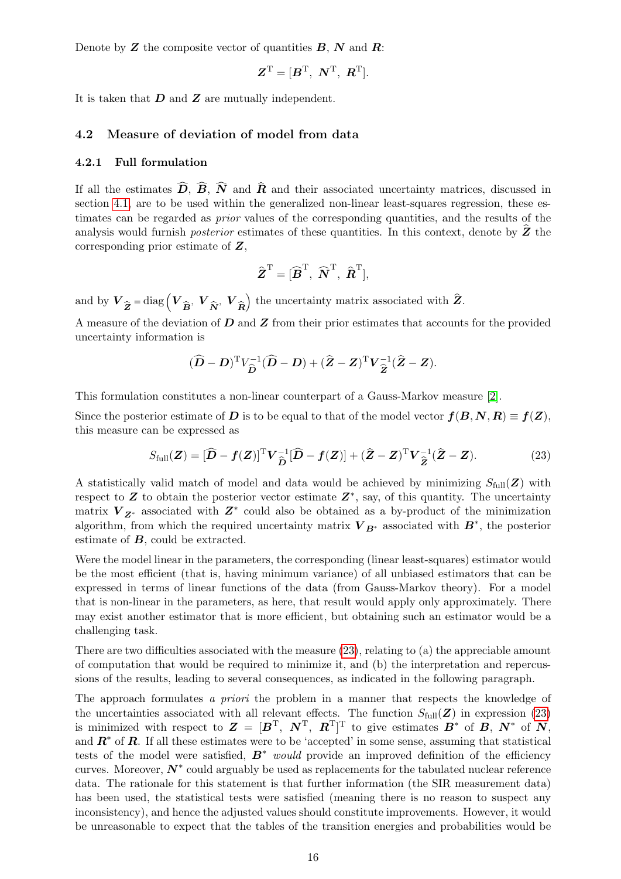Denote by $\boldsymbol{Z}$ the composite vector of quantities $\boldsymbol{B}$, $\boldsymbol{N}$ and $\boldsymbol{R}$:

$$\boldsymbol{Z}^{\mathrm{T}} = [\boldsymbol{B}^{\mathrm{T}},\ \boldsymbol{N}^{\mathrm{T}},\ \boldsymbol{R}^{\mathrm{T}}].$$

It is taken that $\boldsymbol{D}$ and $\boldsymbol{Z}$ are mutually independent.

## 4.2 Measure of deviation of model from data

### 4.2.1 Full formulation

If all the estimates $\widehat{\boldsymbol{D}}$, $\widehat{\boldsymbol{B}}$, $\widehat{\boldsymbol{N}}$ and $\widehat{\boldsymbol{R}}$ and their associated uncertainty matrices, discussed in section 4.1, are to be used within the generalized non-linear least-squares regression, these estimates can be regarded as *prior* values of the corresponding quantities, and the results of the analysis would furnish *posterior* estimates of these quantities. In this context, denote by $\widehat{\boldsymbol{Z}}$ the corresponding prior estimate of $\boldsymbol{Z}$,

$$\widehat{\boldsymbol{Z}}^{\mathrm{T}} = [\widehat{\boldsymbol{B}}^{\mathrm{T}},\ \widehat{\boldsymbol{N}}^{\mathrm{T}},\ \widehat{\boldsymbol{R}}^{\mathrm{T}}],$$

and by $\boldsymbol{V}_{\widehat{\boldsymbol{Z}}} = \mathrm{diag}\left(\boldsymbol{V}_{\widehat{\boldsymbol{B}}},\ \boldsymbol{V}_{\widehat{\boldsymbol{N}}},\ \boldsymbol{V}_{\widehat{\boldsymbol{R}}}\right)$ the uncertainty matrix associated with $\widehat{\boldsymbol{Z}}$.

A measure of the deviation of $\boldsymbol{D}$ and $\boldsymbol{Z}$ from their prior estimates that accounts for the provided uncertainty information is

$$(\widehat{\boldsymbol{D}} - \boldsymbol{D})^{\mathrm{T}} V_{\widehat{\boldsymbol{D}}}^{-1} (\widehat{\boldsymbol{D}} - \boldsymbol{D}) + (\widehat{\boldsymbol{Z}} - \boldsymbol{Z})^{\mathrm{T}} \boldsymbol{V}_{\widehat{\boldsymbol{Z}}}^{-1} (\widehat{\boldsymbol{Z}} - \boldsymbol{Z}).$$

This formulation constitutes a non-linear counterpart of a Gauss-Markov measure [2].

Since the posterior estimate of $\boldsymbol{D}$ is to be equal to that of the model vector $\boldsymbol{f}(\boldsymbol{B}, \boldsymbol{N}, \boldsymbol{R}) \equiv \boldsymbol{f}(\boldsymbol{Z})$, this measure can be expressed as

$$S_{\mathrm{full}}(\boldsymbol{Z}) = [\widehat{\boldsymbol{D}} - \boldsymbol{f}(\boldsymbol{Z})]^{\mathrm{T}} \boldsymbol{V}_{\widehat{\boldsymbol{D}}}^{-1} [\widehat{\boldsymbol{D}} - \boldsymbol{f}(\boldsymbol{Z})] + (\widehat{\boldsymbol{Z}} - \boldsymbol{Z})^{\mathrm{T}} \boldsymbol{V}_{\widehat{\boldsymbol{Z}}}^{-1} (\widehat{\boldsymbol{Z}} - \boldsymbol{Z}). \tag{23}$$

A statistically valid match of model and data would be achieved by minimizing $S_{\mathrm{full}}(\boldsymbol{Z})$ with respect to $\boldsymbol{Z}$ to obtain the posterior vector estimate $\boldsymbol{Z}^*$, say, of this quantity. The uncertainty matrix $\boldsymbol{V}_{\boldsymbol{Z}^*}$ associated with $\boldsymbol{Z}^*$ could also be obtained as a by-product of the minimization algorithm, from which the required uncertainty matrix $\boldsymbol{V}_{\boldsymbol{B}^*}$ associated with $\boldsymbol{B}^*$, the posterior estimate of $\boldsymbol{B}$, could be extracted.

Were the model linear in the parameters, the corresponding (linear least-squares) estimator would be the most efficient (that is, having minimum variance) of all unbiased estimators that can be expressed in terms of linear functions of the data (from Gauss-Markov theory). For a model that is non-linear in the parameters, as here, that result would apply only approximately. There may exist another estimator that is more efficient, but obtaining such an estimator would be a challenging task.

There are two difficulties associated with the measure (23), relating to (a) the appreciable amount of computation that would be required to minimize it, and (b) the interpretation and repercussions of the results, leading to several consequences, as indicated in the following paragraph.

The approach formulates *a priori* the problem in a manner that respects the knowledge of the uncertainties associated with all relevant effects. The function $S_{\mathrm{full}}(\boldsymbol{Z})$ in expression (23) is minimized with respect to $\boldsymbol{Z} = [\boldsymbol{B}^{\mathrm{T}},\ \boldsymbol{N}^{\mathrm{T}},\ \boldsymbol{R}^{\mathrm{T}}]^{\mathrm{T}}$ to give estimates $\boldsymbol{B}^*$ of $\boldsymbol{B}$, $\boldsymbol{N}^*$ of $\boldsymbol{N}$, and $\boldsymbol{R}^*$ of $\boldsymbol{R}$. If all these estimates were to be 'accepted' in some sense, assuming that statistical tests of the model were satisfied, $\boldsymbol{B}^*$ *would* provide an improved definition of the efficiency curves. Moreover, $\boldsymbol{N}^*$ could arguably be used as replacements for the tabulated nuclear reference data. The rationale for this statement is that further information (the SIR measurement data) has been used, the statistical tests were satisfied (meaning there is no reason to suspect any inconsistency), and hence the adjusted values should constitute improvements. However, it would be unreasonable to expect that the tables of the transition energies and probabilities would be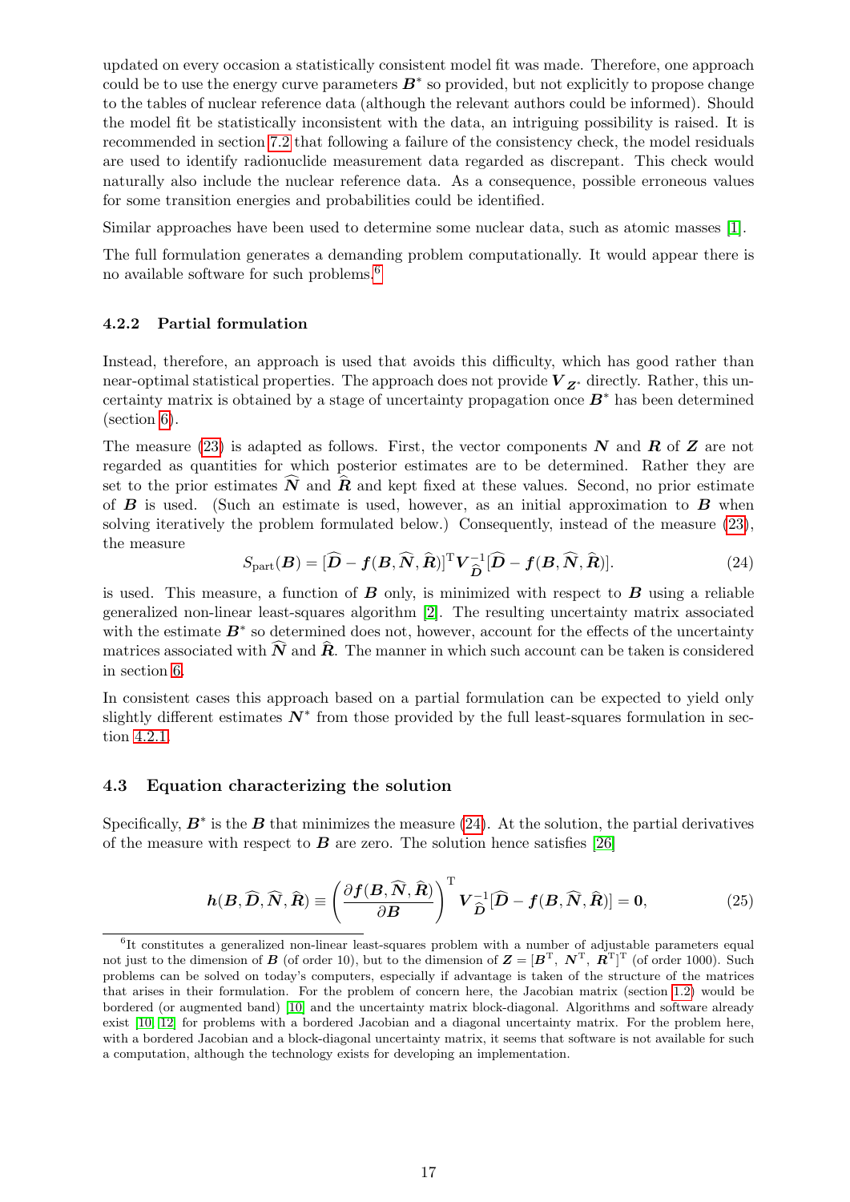updated on every occasion a statistically consistent model fit was made. Therefore, one approach could be to use the energy curve parameters $\boldsymbol{B}^*$ so provided, but not explicitly to propose change to the tables of nuclear reference data (although the relevant authors could be informed). Should the model fit be statistically inconsistent with the data, an intriguing possibility is raised. It is recommended in section 7.2 that following a failure of the consistency check, the model residuals are used to identify radionuclide measurement data regarded as discrepant. This check would naturally also include the nuclear reference data. As a consequence, possible erroneous values for some transition energies and probabilities could be identified.

Similar approaches have been used to determine some nuclear data, such as atomic masses [1].

The full formulation generates a demanding problem computationally. It would appear there is no available software for such problems.[6]

#### 4.2.2 Partial formulation

Instead, therefore, an approach is used that avoids this difficulty, which has good rather than near-optimal statistical properties. The approach does not provide $\boldsymbol{V}_{\boldsymbol{Z}^*}$ directly. Rather, this uncertainty matrix is obtained by a stage of uncertainty propagation once $\boldsymbol{B}^*$ has been determined (section 6).

The measure (23) is adapted as follows. First, the vector components $\boldsymbol{N}$ and $\boldsymbol{R}$ of $\boldsymbol{Z}$ are not regarded as quantities for which posterior estimates are to be determined. Rather they are set to the prior estimates $\widehat{\boldsymbol{N}}$ and $\widehat{\boldsymbol{R}}$ and kept fixed at these values. Second, no prior estimate of $\boldsymbol{B}$ is used. (Such an estimate is used, however, as an initial approximation to $\boldsymbol{B}$ when solving iteratively the problem formulated below.) Consequently, instead of the measure (23), the measure

$$S_{\text{part}}(\boldsymbol{B}) = [\widehat{\boldsymbol{D}} - \boldsymbol{f}(\boldsymbol{B}, \widehat{\boldsymbol{N}}, \widehat{\boldsymbol{R}})]^{\mathrm{T}} \boldsymbol{V}_{\widehat{\boldsymbol{D}}}^{-1} [\widehat{\boldsymbol{D}} - \boldsymbol{f}(\boldsymbol{B}, \widehat{\boldsymbol{N}}, \widehat{\boldsymbol{R}})]. \tag{24}$$

is used. This measure, a function of $\boldsymbol{B}$ only, is minimized with respect to $\boldsymbol{B}$ using a reliable generalized non-linear least-squares algorithm [2]. The resulting uncertainty matrix associated with the estimate $\boldsymbol{B}^*$ so determined does not, however, account for the effects of the uncertainty matrices associated with $\widehat{\boldsymbol{N}}$ and $\widehat{\boldsymbol{R}}$. The manner in which such account can be taken is considered in section 6.

In consistent cases this approach based on a partial formulation can be expected to yield only slightly different estimates $\boldsymbol{N}^*$ from those provided by the full least-squares formulation in section 4.2.1.

### 4.3 Equation characterizing the solution

Specifically, $\boldsymbol{B}^*$ is the $\boldsymbol{B}$ that minimizes the measure (24). At the solution, the partial derivatives of the measure with respect to $\boldsymbol{B}$ are zero. The solution hence satisfies [26]

$$\boldsymbol{h}(\boldsymbol{B}, \widehat{\boldsymbol{D}}, \widehat{\boldsymbol{N}}, \widehat{\boldsymbol{R}}) \equiv \left( \frac{\partial \boldsymbol{f}(\boldsymbol{B}, \widehat{\boldsymbol{N}}, \widehat{\boldsymbol{R}})}{\partial \boldsymbol{B}} \right)^{\mathrm{T}} \boldsymbol{V}_{\widehat{\boldsymbol{D}}}^{-1} [\widehat{\boldsymbol{D}} - \boldsymbol{f}(\boldsymbol{B}, \widehat{\boldsymbol{N}}, \widehat{\boldsymbol{R}})] = \boldsymbol{0}, \tag{25}$$

[6] It constitutes a generalized non-linear least-squares problem with a number of adjustable parameters equal not just to the dimension of $\boldsymbol{B}$ (of order 10), but to the dimension of $\boldsymbol{Z} = [\boldsymbol{B}^{\mathrm{T}}, \ \boldsymbol{N}^{\mathrm{T}}, \ \boldsymbol{R}^{\mathrm{T}}]^{\mathrm{T}}$ (of order 1000). Such problems can be solved on today's computers, especially if advantage is taken of the structure of the matrices that arises in their formulation. For the problem of concern here, the Jacobian matrix (section 1.2) would be bordered (or augmented band) [10] and the uncertainty matrix block-diagonal. Algorithms and software already exist [10, 12] for problems with a bordered Jacobian and a diagonal uncertainty matrix. For the problem here, with a bordered Jacobian and a block-diagonal uncertainty matrix, it seems that software is not available for such a computation, although the technology exists for developing an implementation.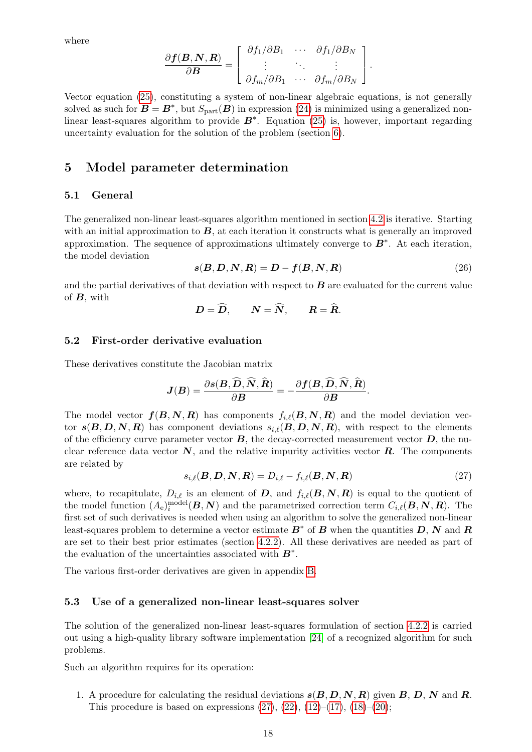where

$$\frac{\partial \boldsymbol{f}(\boldsymbol{B}, \boldsymbol{N}, \boldsymbol{R})}{\partial \boldsymbol{B}} = \left[ \begin{array}{ccc} \partial f_1/\partial B_1 & \cdots & \partial f_1/\partial B_N \\ \vdots & \ddots & \vdots \\ \partial f_m/\partial B_1 & \cdots & \partial f_m/\partial B_N \end{array} \right].$$

Vector equation (25), constituting a system of non-linear algebraic equations, is not generally solved as such for $\boldsymbol{B} = \boldsymbol{B}^*$, but $S_{\text{part}}(\boldsymbol{B})$ in expression (24) is minimized using a generalized non-linear least-squares algorithm to provide $\boldsymbol{B}^*$. Equation (25) is, however, important regarding uncertainty evaluation for the solution of the problem (section 6).

## 5 Model parameter determination

### 5.1 General

The generalized non-linear least-squares algorithm mentioned in section 4.2 is iterative. Starting with an initial approximation to $\boldsymbol{B}$, at each iteration it constructs what is generally an improved approximation. The sequence of approximations ultimately converge to $\boldsymbol{B}^*$. At each iteration, the model deviation

$$\boldsymbol{s}(\boldsymbol{B}, \boldsymbol{D}, \boldsymbol{N}, \boldsymbol{R}) = \boldsymbol{D} - \boldsymbol{f}(\boldsymbol{B}, \boldsymbol{N}, \boldsymbol{R}) \tag{26}$$

and the partial derivatives of that deviation with respect to $\boldsymbol{B}$ are evaluated for the current value of $\boldsymbol{B}$, with

$$\boldsymbol{D} = \widehat{\boldsymbol{D}}, \qquad \boldsymbol{N} = \widehat{\boldsymbol{N}}, \qquad \boldsymbol{R} = \widehat{\boldsymbol{R}}.$$

### 5.2 First-order derivative evaluation

These derivatives constitute the Jacobian matrix

$$\boldsymbol{J}(\boldsymbol{B}) = \frac{\partial \boldsymbol{s}(\boldsymbol{B}, \widehat{\boldsymbol{D}}, \widehat{\boldsymbol{N}}, \widehat{\boldsymbol{R}})}{\partial \boldsymbol{B}} = -\frac{\partial \boldsymbol{f}(\boldsymbol{B}, \widehat{\boldsymbol{D}}, \widehat{\boldsymbol{N}}, \widehat{\boldsymbol{R}})}{\partial \boldsymbol{B}}.$$

The model vector $\boldsymbol{f}(\boldsymbol{B}, \boldsymbol{N}, \boldsymbol{R})$ has components $f_{i,\ell}(\boldsymbol{B}, \boldsymbol{N}, \boldsymbol{R})$ and the model deviation vector $\boldsymbol{s}(\boldsymbol{B}, \boldsymbol{D}, \boldsymbol{N}, \boldsymbol{R})$ has component deviations $s_{i,\ell}(\boldsymbol{B}, \boldsymbol{D}, \boldsymbol{N}, \boldsymbol{R})$, with respect to the elements of the efficiency curve parameter vector $\boldsymbol{B}$, the decay-corrected measurement vector $\boldsymbol{D}$, the nuclear reference data vector $\boldsymbol{N}$, and the relative impurity activities vector $\boldsymbol{R}$. The components are related by

$$s_{i,\ell}(\boldsymbol{B}, \boldsymbol{D}, \boldsymbol{N}, \boldsymbol{R}) = D_{i,\ell} - f_{i,\ell}(\boldsymbol{B}, \boldsymbol{N}, \boldsymbol{R}) \tag{27}$$

where, to recapitulate, $D_{i,\ell}$ is an element of $\boldsymbol{D}$, and $f_{i,\ell}(\boldsymbol{B}, \boldsymbol{N}, \boldsymbol{R})$ is equal to the quotient of the model function $(A_\text{e})_i^{\text{model}}(\boldsymbol{B}, \boldsymbol{N})$ and the parametrized correction term $C_{i,\ell}(\boldsymbol{B}, \boldsymbol{N}, \boldsymbol{R})$. The first set of such derivatives is needed when using an algorithm to solve the generalized non-linear least-squares problem to determine a vector estimate $\boldsymbol{B}^*$ of $\boldsymbol{B}$ when the quantities $\boldsymbol{D}$, $\boldsymbol{N}$ and $\boldsymbol{R}$ are set to their best prior estimates (section 4.2.2). All these derivatives are needed as part of the evaluation of the uncertainties associated with $\boldsymbol{B}^*$.

The various first-order derivatives are given in appendix B.

### 5.3 Use of a generalized non-linear least-squares solver

The solution of the generalized non-linear least-squares formulation of section 4.2.2 is carried out using a high-quality library software implementation [24] of a recognized algorithm for such problems.

Such an algorithm requires for its operation:

1. A procedure for calculating the residual deviations $\boldsymbol{s}(\boldsymbol{B}, \boldsymbol{D}, \boldsymbol{N}, \boldsymbol{R})$ given $\boldsymbol{B}$, $\boldsymbol{D}$, $\boldsymbol{N}$ and $\boldsymbol{R}$. This procedure is based on expressions (27), (22), (12)–(17), (18)–(20);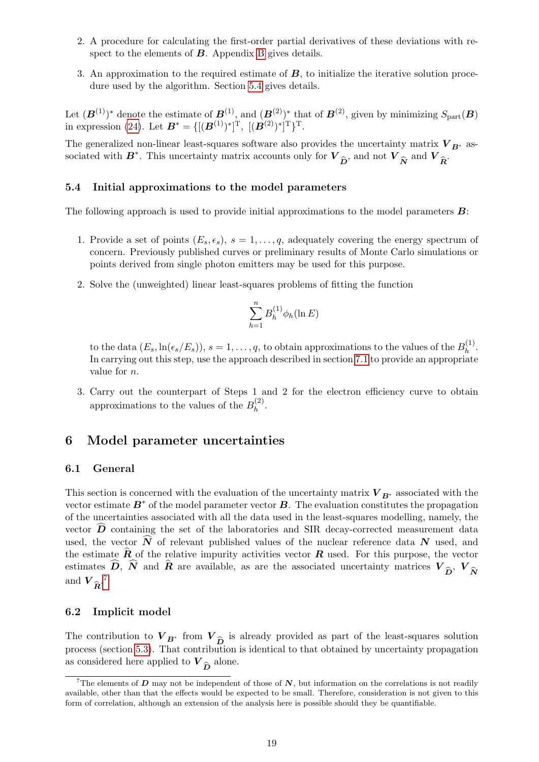2. A procedure for calculating the first-order partial derivatives of these deviations with respect to the elements of $\boldsymbol{B}$. Appendix B gives details.

3. An approximation to the required estimate of $\boldsymbol{B}$, to initialize the iterative solution procedure used by the algorithm. Section 5.4 gives details.

Let $(\boldsymbol{B}^{(1)})^*$ denote the estimate of $\boldsymbol{B}^{(1)}$, and $(\boldsymbol{B}^{(2)})^*$ that of $\boldsymbol{B}^{(2)}$, given by minimizing $S_{\text{part}}(\boldsymbol{B})$ in expression (24). Let $\boldsymbol{B}^* = \{[(\boldsymbol{B}^{(1)})^*]^{\mathrm{T}},\ [(\boldsymbol{B}^{(2)})^*]^{\mathrm{T}}\}^{\mathrm{T}}$.

The generalized non-linear least-squares software also provides the uncertainty matrix $\boldsymbol{V}_{\boldsymbol{B}^*}$ associated with $\boldsymbol{B}^*$. This uncertainty matrix accounts only for $\boldsymbol{V}_{\widehat{\boldsymbol{D}}}$, and not $\boldsymbol{V}_{\widehat{\boldsymbol{N}}}$ and $\boldsymbol{V}_{\widehat{\boldsymbol{R}}}$.

### 5.4 Initial approximations to the model parameters

The following approach is used to provide initial approximations to the model parameters $\boldsymbol{B}$:

1. Provide a set of points $(E_s, \epsilon_s)$, $s = 1, \ldots, q$, adequately covering the energy spectrum of concern. Previously published curves or preliminary results of Monte Carlo simulations or points derived from single photon emitters may be used for this purpose.

2. Solve the (unweighted) linear least-squares problems of fitting the function

$$\sum_{h=1}^{n} B_h^{(1)} \phi_h(\ln E)$$

to the data $(E_s, \ln(\epsilon_s/E_s))$, $s = 1, \ldots, q$, to obtain approximations to the values of the $B_h^{(1)}$. In carrying out this step, use the approach described in section 7.1 to provide an appropriate value for $n$.

3. Carry out the counterpart of Steps 1 and 2 for the electron efficiency curve to obtain approximations to the values of the $B_h^{(2)}$.

## 6 Model parameter uncertainties

### 6.1 General

This section is concerned with the evaluation of the uncertainty matrix $\boldsymbol{V}_{\boldsymbol{B}^*}$ associated with the vector estimate $\boldsymbol{B}^*$ of the model parameter vector $\boldsymbol{B}$. The evaluation constitutes the propagation of the uncertainties associated with all the data used in the least-squares modelling, namely, the vector $\widehat{\boldsymbol{D}}$ containing the set of the laboratories and SIR decay-corrected measurement data used, the vector $\widehat{\boldsymbol{N}}$ of relevant published values of the nuclear reference data $\boldsymbol{N}$ used, and the estimate $\widehat{\boldsymbol{R}}$ of the relative impurity activities vector $\boldsymbol{R}$ used. For this purpose, the vector estimates $\widehat{\boldsymbol{D}}$, $\widehat{\boldsymbol{N}}$ and $\widehat{\boldsymbol{R}}$ are available, as are the associated uncertainty matrices $\boldsymbol{V}_{\widehat{\boldsymbol{D}}}$, $\boldsymbol{V}_{\widehat{\boldsymbol{N}}}$ and $\boldsymbol{V}_{\widehat{\boldsymbol{R}}}$.[7]

### 6.2 Implicit model

The contribution to $\boldsymbol{V}_{\boldsymbol{B}^*}$ from $\boldsymbol{V}_{\widehat{\boldsymbol{D}}}$ is already provided as part of the least-squares solution process (section 5.3). That contribution is identical to that obtained by uncertainty propagation as considered here applied to $\boldsymbol{V}_{\widehat{\boldsymbol{D}}}$ alone.

[7] The elements of $\boldsymbol{D}$ may not be independent of those of $\boldsymbol{N}$, but information on the correlations is not readily available, other than that the effects would be expected to be small. Therefore, consideration is not given to this form of correlation, although an extension of the analysis here is possible should they be quantifiable.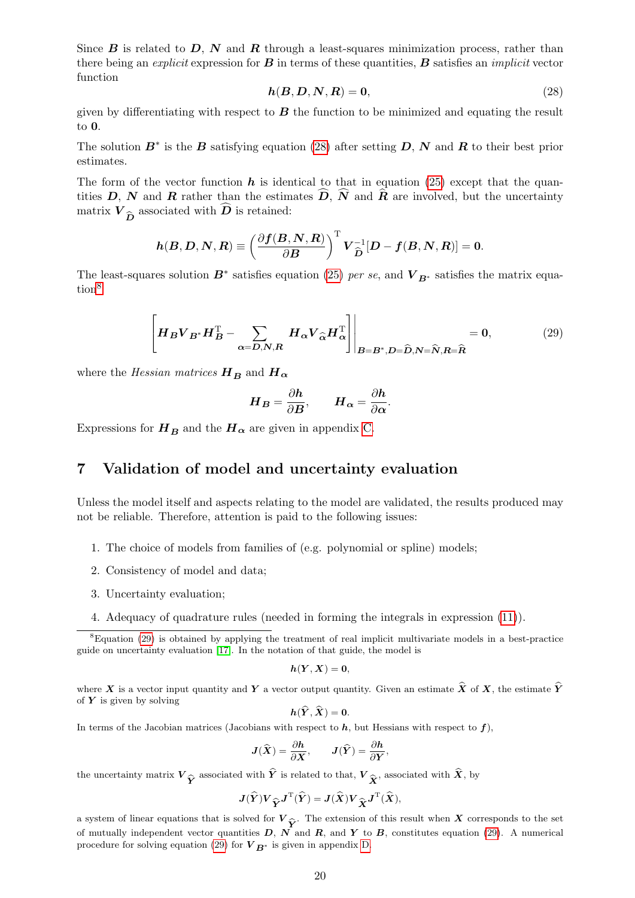Since $\boldsymbol{B}$ is related to $\boldsymbol{D}$, $\boldsymbol{N}$ and $\boldsymbol{R}$ through a least-squares minimization process, rather than there being an *explicit* expression for $\boldsymbol{B}$ in terms of these quantities, $\boldsymbol{B}$ satisfies an *implicit* vector function

$$\boldsymbol{h}(\boldsymbol{B}, \boldsymbol{D}, \boldsymbol{N}, \boldsymbol{R}) = \boldsymbol{0}, \tag{28}$$

given by differentiating with respect to $\boldsymbol{B}$ the function to be minimized and equating the result to $\boldsymbol{0}$.

The solution $\boldsymbol{B}^*$ is the $\boldsymbol{B}$ satisfying equation (28) after setting $\boldsymbol{D}$, $\boldsymbol{N}$ and $\boldsymbol{R}$ to their best prior estimates.

The form of the vector function $\boldsymbol{h}$ is identical to that in equation (25) except that the quantities $\boldsymbol{D}$, $\boldsymbol{N}$ and $\boldsymbol{R}$ rather than the estimates $\widehat{\boldsymbol{D}}$, $\widehat{\boldsymbol{N}}$ and $\widehat{\boldsymbol{R}}$ are involved, but the uncertainty matrix $\boldsymbol{V}_{\widehat{\boldsymbol{D}}}$ associated with $\widehat{\boldsymbol{D}}$ is retained:

$$\boldsymbol{h}(\boldsymbol{B}, \boldsymbol{D}, \boldsymbol{N}, \boldsymbol{R}) \equiv \left(\frac{\partial \boldsymbol{f}(\boldsymbol{B}, \boldsymbol{N}, \boldsymbol{R})}{\partial \boldsymbol{B}}\right)^{\mathrm{T}} \boldsymbol{V}_{\widehat{\boldsymbol{D}}}^{-1}[\boldsymbol{D} - \boldsymbol{f}(\boldsymbol{B}, \boldsymbol{N}, \boldsymbol{R})] = \boldsymbol{0}.$$

The least-squares solution $\boldsymbol{B}^*$ satisfies equation (25) *per se*, and $\boldsymbol{V}_{\boldsymbol{B}^*}$ satisfies the matrix equation[8]

$$\left[\boldsymbol{H}_{\boldsymbol{B}} \boldsymbol{V}_{\boldsymbol{B}^*} \boldsymbol{H}_{\boldsymbol{B}}^{\mathrm{T}} - \sum_{\boldsymbol{\alpha}=\boldsymbol{D},\boldsymbol{N},\boldsymbol{R}} \boldsymbol{H}_{\boldsymbol{\alpha}} \boldsymbol{V}_{\widehat{\boldsymbol{\alpha}}} \boldsymbol{H}_{\boldsymbol{\alpha}}^{\mathrm{T}}\right]\Bigg|_{\boldsymbol{B}=\boldsymbol{B}^*, \boldsymbol{D}=\widehat{\boldsymbol{D}}, \boldsymbol{N}=\widehat{\boldsymbol{N}}, \boldsymbol{R}=\widehat{\boldsymbol{R}}} = \boldsymbol{0}, \tag{29}$$

where the *Hessian matrices* $\boldsymbol{H}_{\boldsymbol{B}}$ and $\boldsymbol{H}_{\boldsymbol{\alpha}}$

$$\boldsymbol{H}_{\boldsymbol{B}} = \frac{\partial \boldsymbol{h}}{\partial \boldsymbol{B}}, \qquad \boldsymbol{H}_{\boldsymbol{\alpha}} = \frac{\partial \boldsymbol{h}}{\partial \boldsymbol{\alpha}}.$$

Expressions for $\boldsymbol{H}_{\boldsymbol{B}}$ and the $\boldsymbol{H}_{\boldsymbol{\alpha}}$ are given in appendix C.

## 7 Validation of model and uncertainty evaluation

Unless the model itself and aspects relating to the model are validated, the results produced may not be reliable. Therefore, attention is paid to the following issues:

1. The choice of models from families of (e.g. polynomial or spline) models;
2. Consistency of model and data;
3. Uncertainty evaluation;
4. Adequacy of quadrature rules (needed in forming the integrals in expression (11)).

---

[8] Equation (29) is obtained by applying the treatment of real implicit multivariate models in a best-practice guide on uncertainty evaluation [17]. In the notation of that guide, the model is

$$\boldsymbol{h}(\boldsymbol{Y}, \boldsymbol{X}) = \boldsymbol{0},$$

where $\boldsymbol{X}$ is a vector input quantity and $\boldsymbol{Y}$ a vector output quantity. Given an estimate $\widehat{\boldsymbol{X}}$ of $\boldsymbol{X}$, the estimate $\widehat{\boldsymbol{Y}}$ of $\boldsymbol{Y}$ is given by solving

$$\boldsymbol{h}(\widehat{\boldsymbol{Y}}, \widehat{\boldsymbol{X}}) = \boldsymbol{0}.$$

In terms of the Jacobian matrices (Jacobians with respect to $\boldsymbol{h}$, but Hessians with respect to $\boldsymbol{f}$),

$$\boldsymbol{J}(\widehat{\boldsymbol{X}}) = \frac{\partial \boldsymbol{h}}{\partial \boldsymbol{X}}, \qquad \boldsymbol{J}(\widehat{\boldsymbol{Y}}) = \frac{\partial \boldsymbol{h}}{\partial \boldsymbol{Y}},$$

the uncertainty matrix $\boldsymbol{V}_{\widehat{\boldsymbol{Y}}}$ associated with $\widehat{\boldsymbol{Y}}$ is related to that, $\boldsymbol{V}_{\widehat{\boldsymbol{X}}}$, associated with $\widehat{\boldsymbol{X}}$, by

$$\boldsymbol{J}(\widehat{\boldsymbol{Y}}) \boldsymbol{V}_{\widehat{\boldsymbol{Y}}} \boldsymbol{J}^{\mathrm{T}}(\widehat{\boldsymbol{Y}}) = \boldsymbol{J}(\widehat{\boldsymbol{X}}) \boldsymbol{V}_{\widehat{\boldsymbol{X}}} \boldsymbol{J}^{\mathrm{T}}(\widehat{\boldsymbol{X}}),$$

a system of linear equations that is solved for $\boldsymbol{V}_{\widehat{\boldsymbol{Y}}}$. The extension of this result when $\boldsymbol{X}$ corresponds to the set of mutually independent vector quantities $\boldsymbol{D}$, $\boldsymbol{N}$ and $\boldsymbol{R}$, and $\boldsymbol{Y}$ to $\boldsymbol{B}$, constitutes equation (29). A numerical procedure for solving equation (29) for $\boldsymbol{V}_{\boldsymbol{B}^*}$ is given in appendix D.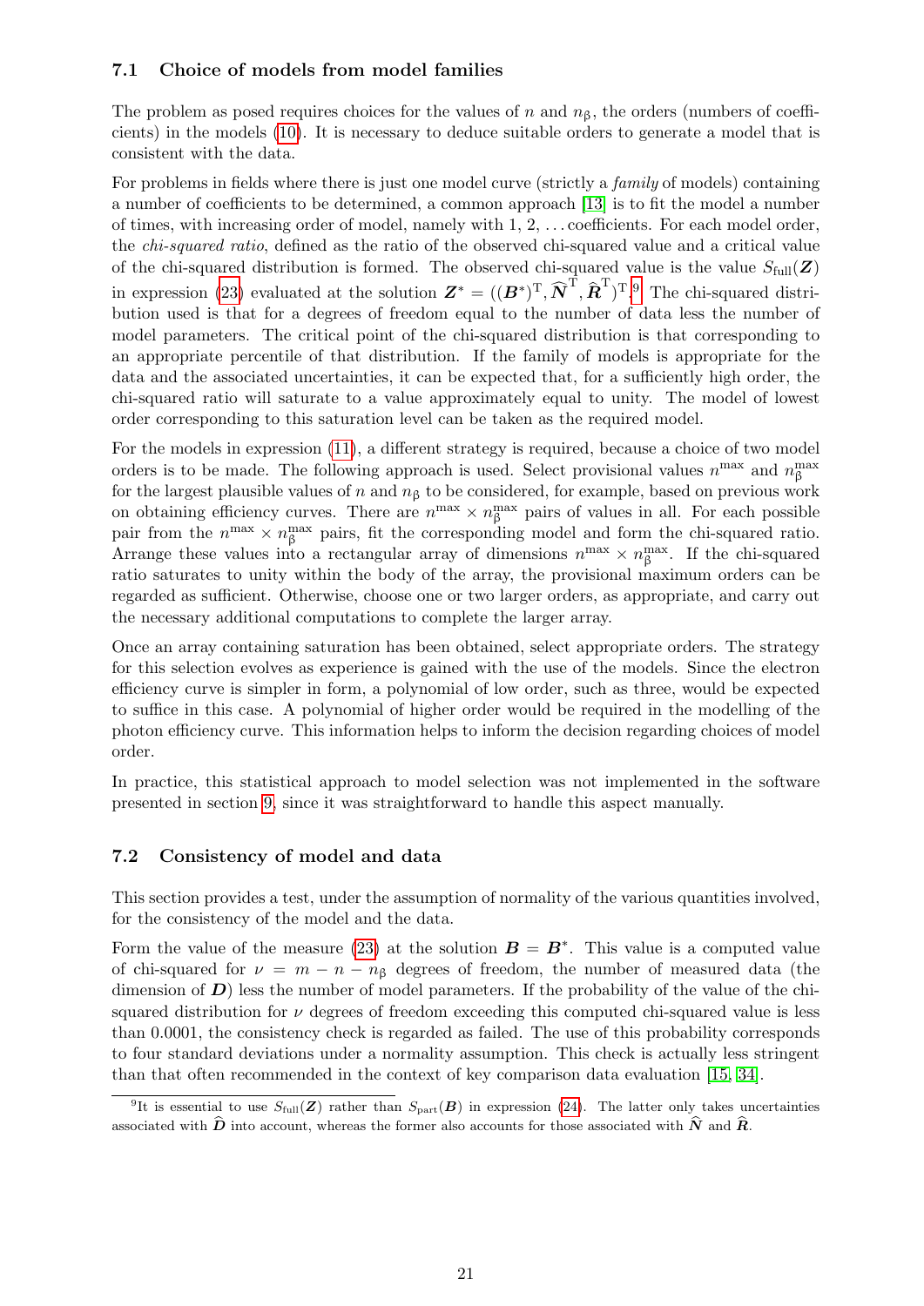### 7.1 Choice of models from model families

The problem as posed requires choices for the values of $n$ and $n_\beta$, the orders (numbers of coefficients) in the models (10). It is necessary to deduce suitable orders to generate a model that is consistent with the data.

For problems in fields where there is just one model curve (strictly a *family* of models) containing a number of coefficients to be determined, a common approach [13] is to fit the model a number of times, with increasing order of model, namely with 1, 2, ... coefficients. For each model order, the *chi-squared ratio*, defined as the ratio of the observed chi-squared value and a critical value of the chi-squared distribution is formed. The observed chi-squared value is the value $S_{\text{full}}(\boldsymbol{Z})$ in expression (23) evaluated at the solution $\boldsymbol{Z}^* = ((\boldsymbol{B}^*)^{\text{T}}, \widehat{\boldsymbol{N}}^{\text{T}}, \widehat{\boldsymbol{R}}^{\text{T}})^{\text{T}}$.[9] The chi-squared distribution used is that for a degrees of freedom equal to the number of data less the number of model parameters. The critical point of the chi-squared distribution is that corresponding to an appropriate percentile of that distribution. If the family of models is appropriate for the data and the associated uncertainties, it can be expected that, for a sufficiently high order, the chi-squared ratio will saturate to a value approximately equal to unity. The model of lowest order corresponding to this saturation level can be taken as the required model.

For the models in expression (11), a different strategy is required, because a choice of two model orders is to be made. The following approach is used. Select provisional values $n^{\max}$ and $n_\beta^{\max}$ for the largest plausible values of $n$ and $n_\beta$ to be considered, for example, based on previous work on obtaining efficiency curves. There are $n^{\max} \times n_\beta^{\max}$ pairs of values in all. For each possible pair from the $n^{\max} \times n_\beta^{\max}$ pairs, fit the corresponding model and form the chi-squared ratio. Arrange these values into a rectangular array of dimensions $n^{\max} \times n_\beta^{\max}$. If the chi-squared ratio saturates to unity within the body of the array, the provisional maximum orders can be regarded as sufficient. Otherwise, choose one or two larger orders, as appropriate, and carry out the necessary additional computations to complete the larger array.

Once an array containing saturation has been obtained, select appropriate orders. The strategy for this selection evolves as experience is gained with the use of the models. Since the electron efficiency curve is simpler in form, a polynomial of low order, such as three, would be expected to suffice in this case. A polynomial of higher order would be required in the modelling of the photon efficiency curve. This information helps to inform the decision regarding choices of model order.

In practice, this statistical approach to model selection was not implemented in the software presented in section 9, since it was straightforward to handle this aspect manually.

### 7.2 Consistency of model and data

This section provides a test, under the assumption of normality of the various quantities involved, for the consistency of the model and the data.

Form the value of the measure (23) at the solution $\boldsymbol{B} = \boldsymbol{B}^*$. This value is a computed value of chi-squared for $\nu = m - n - n_\beta$ degrees of freedom, the number of measured data (the dimension of $\boldsymbol{D}$) less the number of model parameters. If the probability of the value of the chi-squared distribution for $\nu$ degrees of freedom exceeding this computed chi-squared value is less than 0.0001, the consistency check is regarded as failed. The use of this probability corresponds to four standard deviations under a normality assumption. This check is actually less stringent than that often recommended in the context of key comparison data evaluation [15, 34].

[9] It is essential to use $S_{\text{full}}(\boldsymbol{Z})$ rather than $S_{\text{part}}(\boldsymbol{B})$ in expression (24). The latter only takes uncertainties associated with $\widehat{\boldsymbol{D}}$ into account, whereas the former also accounts for those associated with $\widehat{\boldsymbol{N}}$ and $\widehat{\boldsymbol{R}}$.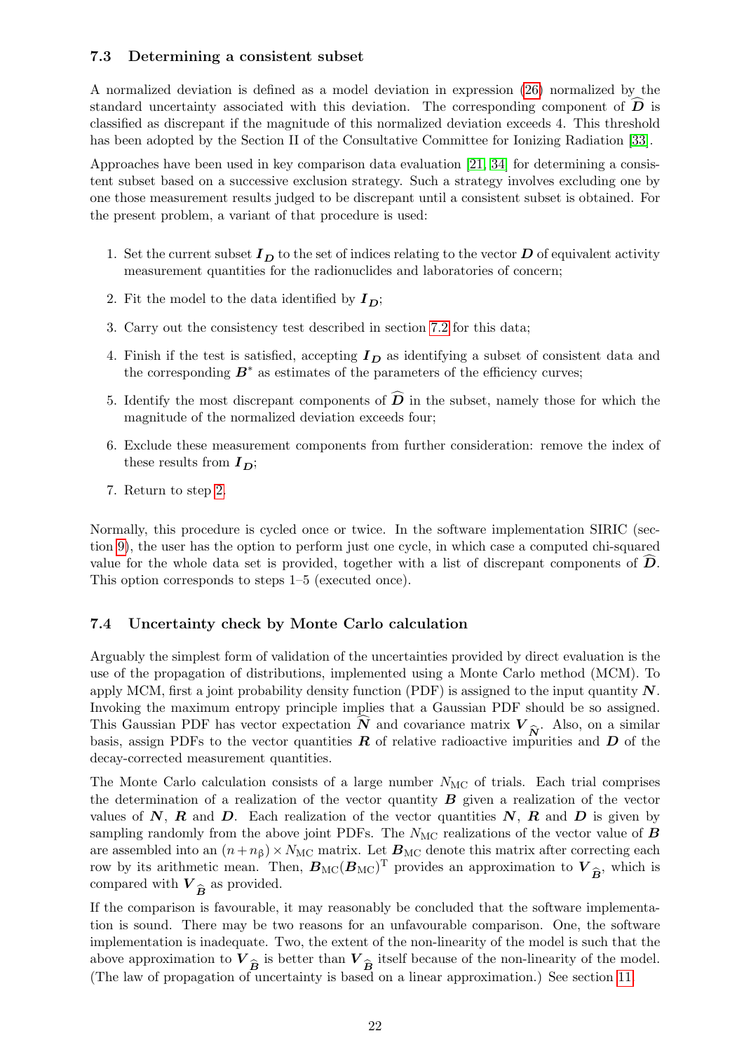### 7.3 Determining a consistent subset

A normalized deviation is defined as a model deviation in expression (26) normalized by the standard uncertainty associated with this deviation. The corresponding component of $\widehat{\boldsymbol{D}}$ is classified as discrepant if the magnitude of this normalized deviation exceeds 4. This threshold has been adopted by the Section II of the Consultative Committee for Ionizing Radiation [33].

Approaches have been used in key comparison data evaluation [21, 34] for determining a consistent subset based on a successive exclusion strategy. Such a strategy involves excluding one by one those measurement results judged to be discrepant until a consistent subset is obtained. For the present problem, a variant of that procedure is used:

1. Set the current subset $\boldsymbol{I}_{\boldsymbol{D}}$ to the set of indices relating to the vector $\boldsymbol{D}$ of equivalent activity measurement quantities for the radionuclides and laboratories of concern;
2. Fit the model to the data identified by $\boldsymbol{I}_{\boldsymbol{D}}$;
3. Carry out the consistency test described in section 7.2 for this data;
4. Finish if the test is satisfied, accepting $\boldsymbol{I}_{\boldsymbol{D}}$ as identifying a subset of consistent data and the corresponding $\boldsymbol{B}^*$ as estimates of the parameters of the efficiency curves;
5. Identify the most discrepant components of $\widehat{\boldsymbol{D}}$ in the subset, namely those for which the magnitude of the normalized deviation exceeds four;
6. Exclude these measurement components from further consideration: remove the index of these results from $\boldsymbol{I}_{\boldsymbol{D}}$;
7. Return to step 2.

Normally, this procedure is cycled once or twice. In the software implementation SIRIC (section 9), the user has the option to perform just one cycle, in which case a computed chi-squared value for the whole data set is provided, together with a list of discrepant components of $\widehat{\boldsymbol{D}}$. This option corresponds to steps 1–5 (executed once).

### 7.4 Uncertainty check by Monte Carlo calculation

Arguably the simplest form of validation of the uncertainties provided by direct evaluation is the use of the propagation of distributions, implemented using a Monte Carlo method (MCM). To apply MCM, first a joint probability density function (PDF) is assigned to the input quantity $\boldsymbol{N}$. Invoking the maximum entropy principle implies that a Gaussian PDF should be so assigned. This Gaussian PDF has vector expectation $\widehat{\boldsymbol{N}}$ and covariance matrix $\boldsymbol{V}_{\widehat{\boldsymbol{N}}}$. Also, on a similar basis, assign PDFs to the vector quantities $\boldsymbol{R}$ of relative radioactive impurities and $\boldsymbol{D}$ of the decay-corrected measurement quantities.

The Monte Carlo calculation consists of a large number $N_{\mathrm{MC}}$ of trials. Each trial comprises the determination of a realization of the vector quantity $\boldsymbol{B}$ given a realization of the vector values of $\boldsymbol{N}$, $\boldsymbol{R}$ and $\boldsymbol{D}$. Each realization of the vector quantities $\boldsymbol{N}$, $\boldsymbol{R}$ and $\boldsymbol{D}$ is given by sampling randomly from the above joint PDFs. The $N_{\mathrm{MC}}$ realizations of the vector value of $\boldsymbol{B}$ are assembled into an $(n + n_{\beta}) \times N_{\mathrm{MC}}$ matrix. Let $\boldsymbol{B}_{\mathrm{MC}}$ denote this matrix after correcting each row by its arithmetic mean. Then, $\boldsymbol{B}_{\mathrm{MC}}(\boldsymbol{B}_{\mathrm{MC}})^{\mathrm{T}}$ provides an approximation to $\boldsymbol{V}_{\widehat{\boldsymbol{B}}}$, which is compared with $\boldsymbol{V}_{\widehat{\boldsymbol{B}}}$ as provided.

If the comparison is favourable, it may reasonably be concluded that the software implementation is sound. There may be two reasons for an unfavourable comparison. One, the software implementation is inadequate. Two, the extent of the non-linearity of the model is such that the above approximation to $\boldsymbol{V}_{\widehat{\boldsymbol{B}}}$ is better than $\boldsymbol{V}_{\widehat{\boldsymbol{B}}}$ itself because of the non-linearity of the model. (The law of propagation of uncertainty is based on a linear approximation.) See section 11.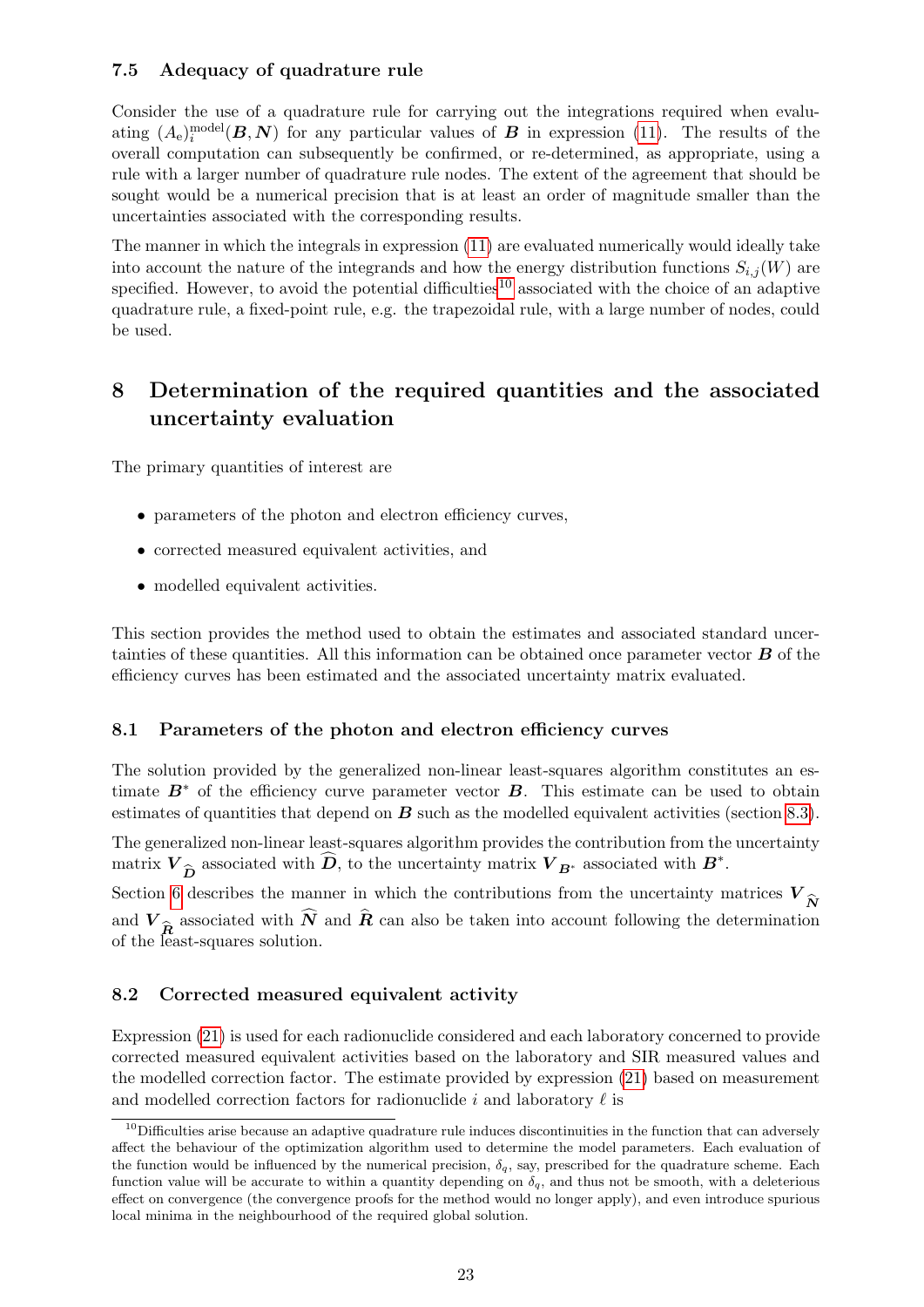### 7.5 Adequacy of quadrature rule

Consider the use of a quadrature rule for carrying out the integrations required when evaluating $(A_e)_i^{\text{model}}(\boldsymbol{B}, \boldsymbol{N})$ for any particular values of $\boldsymbol{B}$ in expression (11). The results of the overall computation can subsequently be confirmed, or re-determined, as appropriate, using a rule with a larger number of quadrature rule nodes. The extent of the agreement that should be sought would be a numerical precision that is at least an order of magnitude smaller than the uncertainties associated with the corresponding results.

The manner in which the integrals in expression (11) are evaluated numerically would ideally take into account the nature of the integrands and how the energy distribution functions $S_{i,j}(W)$ are specified. However, to avoid the potential difficulties[10] associated with the choice of an adaptive quadrature rule, a fixed-point rule, e.g. the trapezoidal rule, with a large number of nodes, could be used.

## 8 Determination of the required quantities and the associated uncertainty evaluation

The primary quantities of interest are

- parameters of the photon and electron efficiency curves,
- corrected measured equivalent activities, and
- modelled equivalent activities.

This section provides the method used to obtain the estimates and associated standard uncertainties of these quantities. All this information can be obtained once parameter vector $\boldsymbol{B}$ of the efficiency curves has been estimated and the associated uncertainty matrix evaluated.

### 8.1 Parameters of the photon and electron efficiency curves

The solution provided by the generalized non-linear least-squares algorithm constitutes an estimate $\boldsymbol{B}^*$ of the efficiency curve parameter vector $\boldsymbol{B}$. This estimate can be used to obtain estimates of quantities that depend on $\boldsymbol{B}$ such as the modelled equivalent activities (section 8.3).

The generalized non-linear least-squares algorithm provides the contribution from the uncertainty matrix $\boldsymbol{V}_{\widehat{\boldsymbol{D}}}$ associated with $\widehat{\boldsymbol{D}}$, to the uncertainty matrix $\boldsymbol{V}_{\boldsymbol{B}^*}$ associated with $\boldsymbol{B}^*$.

Section 6 describes the manner in which the contributions from the uncertainty matrices $\boldsymbol{V}_{\widehat{\boldsymbol{N}}}$ and $\boldsymbol{V}_{\widehat{\boldsymbol{R}}}$ associated with $\widehat{\boldsymbol{N}}$ and $\widehat{\boldsymbol{R}}$ can also be taken into account following the determination of the least-squares solution.

### 8.2 Corrected measured equivalent activity

Expression (21) is used for each radionuclide considered and each laboratory concerned to provide corrected measured equivalent activities based on the laboratory and SIR measured values and the modelled correction factor. The estimate provided by expression (21) based on measurement and modelled correction factors for radionuclide $i$ and laboratory $\ell$ is

[10]Difficulties arise because an adaptive quadrature rule induces discontinuities in the function that can adversely affect the behaviour of the optimization algorithm used to determine the model parameters. Each evaluation of the function would be influenced by the numerical precision, $\delta_q$, say, prescribed for the quadrature scheme. Each function value will be accurate to within a quantity depending on $\delta_q$, and thus not be smooth, with a deleterious effect on convergence (the convergence proofs for the method would no longer apply), and even introduce spurious local minima in the neighbourhood of the required global solution.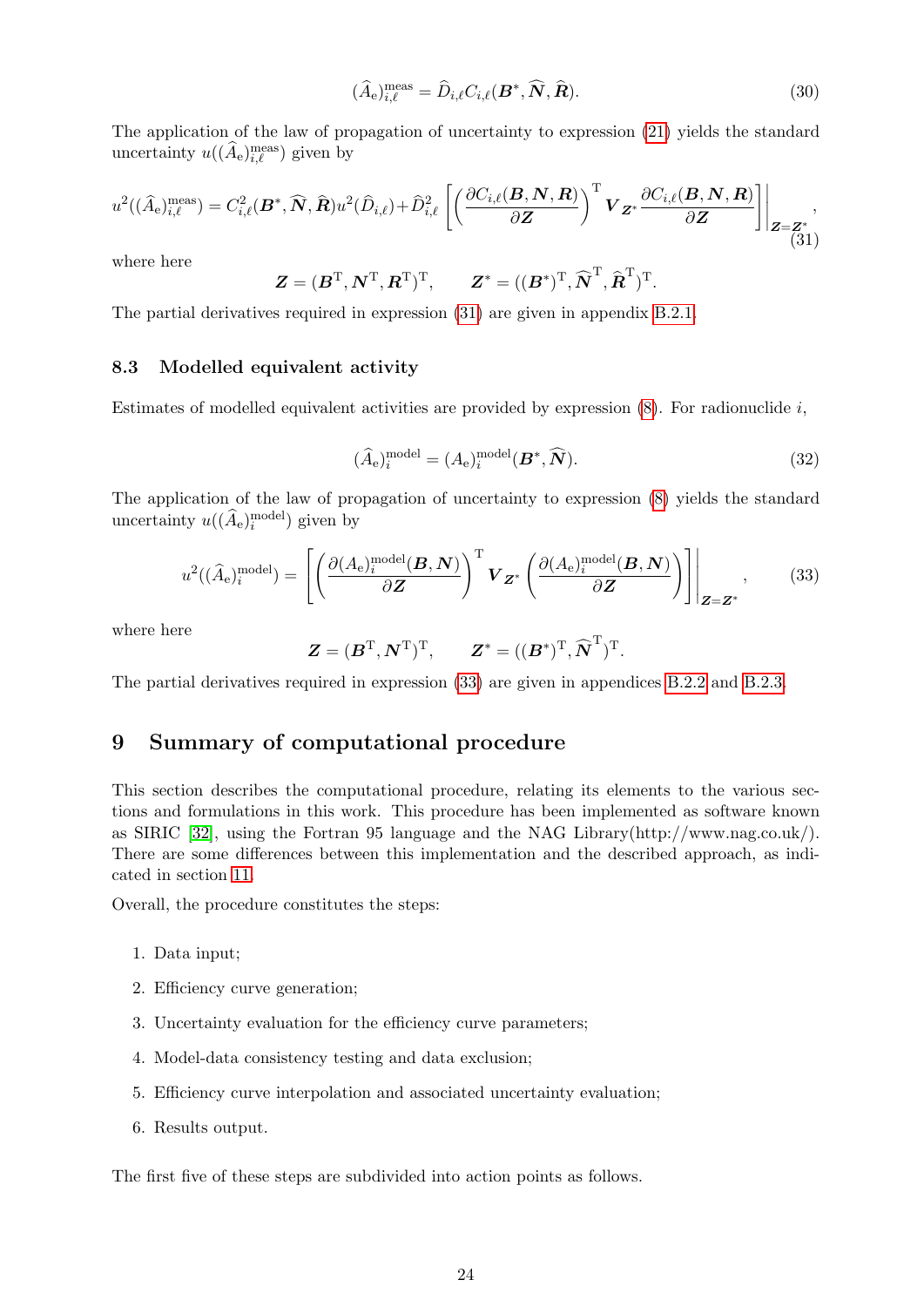$$(\widehat{A}_{\mathrm{e}})_{i,\ell}^{\mathrm{meas}} = \widehat{D}_{i,\ell} C_{i,\ell}(\boldsymbol{B}^*, \widehat{\boldsymbol{N}}, \widehat{\boldsymbol{R}}). \tag{30}$$

The application of the law of propagation of uncertainty to expression (21) yields the standard uncertainty $u((\widehat{A}_{\mathrm{e}})_{i,\ell}^{\mathrm{meas}})$ given by

$$u^2((\widehat{A}_{\mathrm{e}})_{i,\ell}^{\mathrm{meas}}) = C_{i,\ell}^2(\boldsymbol{B}^*, \widehat{\boldsymbol{N}}, \widehat{\boldsymbol{R}}) u^2(\widehat{D}_{i,\ell}) + \widehat{D}_{i,\ell}^2 \left[ \left( \frac{\partial C_{i,\ell}(\boldsymbol{B}, \boldsymbol{N}, \boldsymbol{R})}{\partial \boldsymbol{Z}} \right)^{\mathrm{T}} \boldsymbol{V}_{\boldsymbol{Z}^*} \frac{\partial C_{i,\ell}(\boldsymbol{B}, \boldsymbol{N}, \boldsymbol{R})}{\partial \boldsymbol{Z}} \right] \Bigg|_{\boldsymbol{Z}=\boldsymbol{Z}^*}, \tag{31}$$

where here

$$\boldsymbol{Z} = (\boldsymbol{B}^{\mathrm{T}}, \boldsymbol{N}^{\mathrm{T}}, \boldsymbol{R}^{\mathrm{T}})^{\mathrm{T}}, \qquad \boldsymbol{Z}^* = ((\boldsymbol{B}^*)^{\mathrm{T}}, \widehat{\boldsymbol{N}}^{\mathrm{T}}, \widehat{\boldsymbol{R}}^{\mathrm{T}})^{\mathrm{T}}.$$

The partial derivatives required in expression (31) are given in appendix B.2.1.

### 8.3 Modelled equivalent activity

Estimates of modelled equivalent activities are provided by expression (8). For radionuclide $i$,

$$(\widehat{A}_{\mathrm{e}})_{i}^{\mathrm{model}} = (A_{\mathrm{e}})_{i}^{\mathrm{model}}(\boldsymbol{B}^*, \widehat{\boldsymbol{N}}). \tag{32}$$

The application of the law of propagation of uncertainty to expression (8) yields the standard uncertainty $u((\widehat{A}_{\mathrm{e}})_{i}^{\mathrm{model}})$ given by

$$u^2((\widehat{A}_{\mathrm{e}})_{i}^{\mathrm{model}}) = \left[ \left( \frac{\partial (A_{\mathrm{e}})_{i}^{\mathrm{model}}(\boldsymbol{B}, \boldsymbol{N})}{\partial \boldsymbol{Z}} \right)^{\mathrm{T}} \boldsymbol{V}_{\boldsymbol{Z}^*} \left( \frac{\partial (A_{\mathrm{e}})_{i}^{\mathrm{model}}(\boldsymbol{B}, \boldsymbol{N})}{\partial \boldsymbol{Z}} \right) \right] \Bigg|_{\boldsymbol{Z}=\boldsymbol{Z}^*}, \tag{33}$$

where here

$$\boldsymbol{Z} = (\boldsymbol{B}^{\mathrm{T}}, \boldsymbol{N}^{\mathrm{T}})^{\mathrm{T}}, \qquad \boldsymbol{Z}^* = ((\boldsymbol{B}^*)^{\mathrm{T}}, \widehat{\boldsymbol{N}}^{\mathrm{T}})^{\mathrm{T}}.$$

The partial derivatives required in expression (33) are given in appendices B.2.2 and B.2.3.

## 9 Summary of computational procedure

This section describes the computational procedure, relating its elements to the various sections and formulations in this work. This procedure has been implemented as software known as SIRIC [32], using the Fortran 95 language and the NAG Library(http://www.nag.co.uk/). There are some differences between this implementation and the described approach, as indicated in section 11.

Overall, the procedure constitutes the steps:

1. Data input;
2. Efficiency curve generation;
3. Uncertainty evaluation for the efficiency curve parameters;
4. Model-data consistency testing and data exclusion;
5. Efficiency curve interpolation and associated uncertainty evaluation;
6. Results output.

The first five of these steps are subdivided into action points as follows.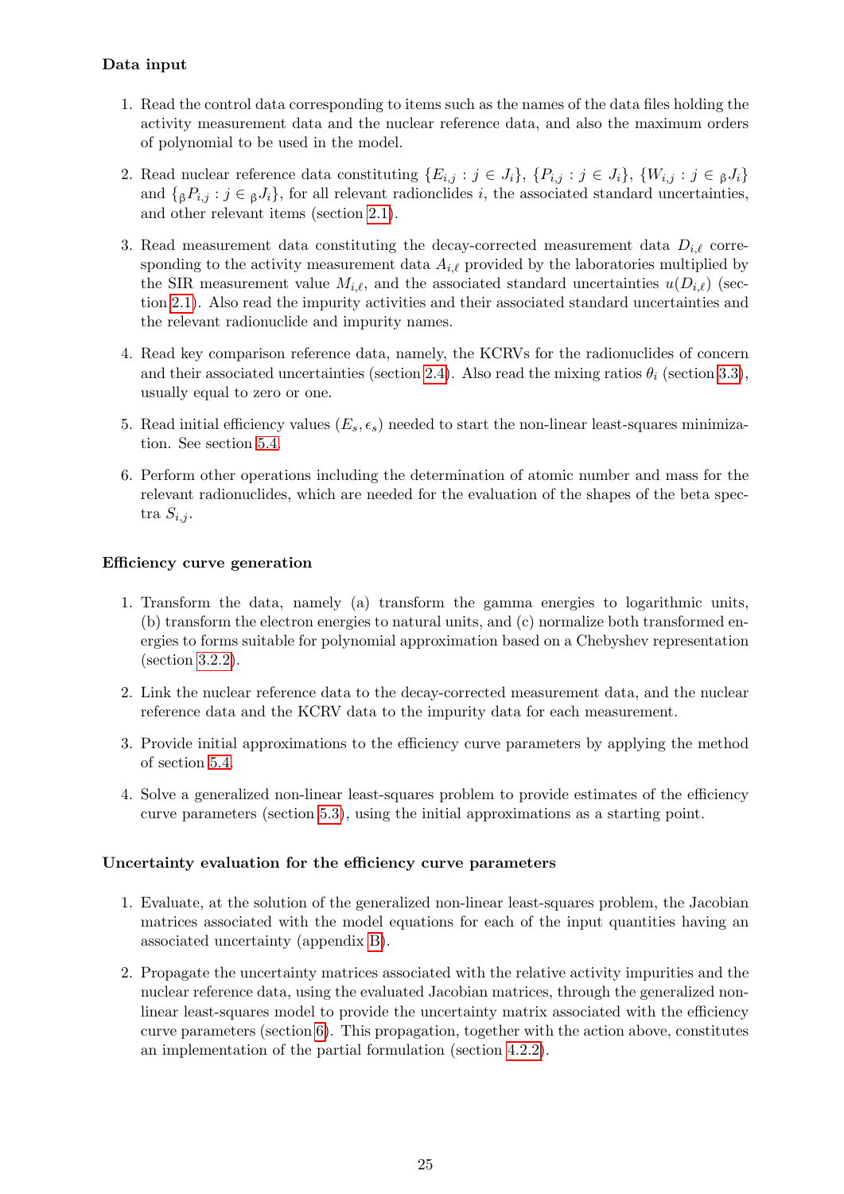**Data input**

1. Read the control data corresponding to items such as the names of the data files holding the activity measurement data and the nuclear reference data, and also the maximum orders of polynomial to be used in the model.

2. Read nuclear reference data constituting $\{E_{i,j} : j \in J_i\}$, $\{P_{i,j} : j \in J_i\}$, $\{W_{i,j} : j \in {}_{\beta}J_i\}$ and $\{{}_{\beta}P_{i,j} : j \in {}_{\beta}J_i\}$, for all relevant radionclides $i$, the associated standard uncertainties, and other relevant items (section 2.1).

3. Read measurement data constituting the decay-corrected measurement data $D_{i,\ell}$ corresponding to the activity measurement data $A_{i,\ell}$ provided by the laboratories multiplied by the SIR measurement value $M_{i,\ell}$, and the associated standard uncertainties $u(D_{i,\ell})$ (section 2.1). Also read the impurity activities and their associated standard uncertainties and the relevant radionuclide and impurity names.

4. Read key comparison reference data, namely, the KCRVs for the radionuclides of concern and their associated uncertainties (section 2.4). Also read the mixing ratios $\theta_i$ (section 3.3), usually equal to zero or one.

5. Read initial efficiency values $(E_s, \epsilon_s)$ needed to start the non-linear least-squares minimization. See section 5.4.

6. Perform other operations including the determination of atomic number and mass for the relevant radionuclides, which are needed for the evaluation of the shapes of the beta spectra $S_{i,j}$.

**Efficiency curve generation**

1. Transform the data, namely (a) transform the gamma energies to logarithmic units, (b) transform the electron energies to natural units, and (c) normalize both transformed energies to forms suitable for polynomial approximation based on a Chebyshev representation (section 3.2.2).

2. Link the nuclear reference data to the decay-corrected measurement data, and the nuclear reference data and the KCRV data to the impurity data for each measurement.

3. Provide initial approximations to the efficiency curve parameters by applying the method of section 5.4.

4. Solve a generalized non-linear least-squares problem to provide estimates of the efficiency curve parameters (section 5.3), using the initial approximations as a starting point.

**Uncertainty evaluation for the efficiency curve parameters**

1. Evaluate, at the solution of the generalized non-linear least-squares problem, the Jacobian matrices associated with the model equations for each of the input quantities having an associated uncertainty (appendix B).

2. Propagate the uncertainty matrices associated with the relative activity impurities and the nuclear reference data, using the evaluated Jacobian matrices, through the generalized non-linear least-squares model to provide the uncertainty matrix associated with the efficiency curve parameters (section 6). This propagation, together with the action above, constitutes an implementation of the partial formulation (section 4.2.2).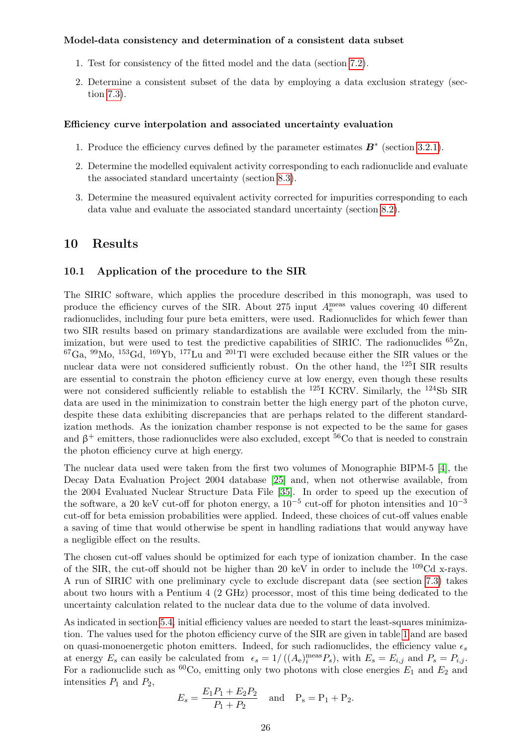**Model-data consistency and determination of a consistent data subset**

1. Test for consistency of the fitted model and the data (section 7.2).
2. Determine a consistent subset of the data by employing a data exclusion strategy (section 7.3).

**Efficiency curve interpolation and associated uncertainty evaluation**

1. Produce the efficiency curves defined by the parameter estimates $\boldsymbol{B}^*$ (section 3.2.1).
2. Determine the modelled equivalent activity corresponding to each radionuclide and evaluate the associated standard uncertainty (section 8.3).
3. Determine the measured equivalent activity corrected for impurities corresponding to each data value and evaluate the associated standard uncertainty (section 8.2).

## 10 Results

### 10.1 Application of the procedure to the SIR

The SIRIC software, which applies the procedure described in this monograph, was used to produce the efficiency curves of the SIR. About 275 input $A_\mathrm{e}^\mathrm{meas}$ values covering 40 different radionuclides, including four pure beta emitters, were used. Radionuclides for which fewer than two SIR results based on primary standardizations are available were excluded from the minimization, but were used to test the predictive capabilities of SIRIC. The radionuclides $^{65}$Zn, $^{67}$Ga, $^{99}$Mo, $^{153}$Gd, $^{169}$Yb, $^{177}$Lu and $^{201}$Tl were excluded because either the SIR values or the nuclear data were not considered sufficiently robust. On the other hand, the $^{125}$I SIR results are essential to constrain the photon efficiency curve at low energy, even though these results were not considered sufficiently reliable to establish the $^{125}$I KCRV. Similarly, the $^{124}$Sb SIR data are used in the minimization to constrain better the high energy part of the photon curve, despite these data exhibiting discrepancies that are perhaps related to the different standardization methods. As the ionization chamber response is not expected to be the same for gases and $\beta^+$ emitters, those radionuclides were also excluded, except $^{56}$Co that is needed to constrain the photon efficiency curve at high energy.

The nuclear data used were taken from the first two volumes of Monographie BIPM-5 [4], the Decay Data Evaluation Project 2004 database [25] and, when not otherwise available, from the 2004 Evaluated Nuclear Structure Data File [35]. In order to speed up the execution of the software, a 20 keV cut-off for photon energy, a $10^{-5}$ cut-off for photon intensities and $10^{-3}$ cut-off for beta emission probabilities were applied. Indeed, these choices of cut-off values enable a saving of time that would otherwise be spent in handling radiations that would anyway have a negligible effect on the results.

The chosen cut-off values should be optimized for each type of ionization chamber. In the case of the SIR, the cut-off should not be higher than 20 keV in order to include the $^{109}$Cd x-rays. A run of SIRIC with one preliminary cycle to exclude discrepant data (see section 7.3) takes about two hours with a Pentium 4 (2 GHz) processor, most of this time being dedicated to the uncertainty calculation related to the nuclear data due to the volume of data involved.

As indicated in section 5.4, initial efficiency values are needed to start the least-squares minimization. The values used for the photon efficiency curve of the SIR are given in table 1 and are based on quasi-monoenergetic photon emitters. Indeed, for such radionuclides, the efficiency value $\epsilon_s$ at energy $E_s$ can easily be calculated from $\epsilon_s = 1/\left((A_\mathrm{e})_i^\mathrm{meas} P_s\right)$, with $E_s = E_{i,j}$ and $P_s = P_{i,j}$. For a radionuclide such as $^{60}$Co, emitting only two photons with close energies $E_1$ and $E_2$ and intensities $P_1$ and $P_2$,

$$E_s = \frac{E_1 P_1 + E_2 P_2}{P_1 + P_2} \quad \text{and} \quad \mathrm{P_s} = \mathrm{P_1} + \mathrm{P_2}.$$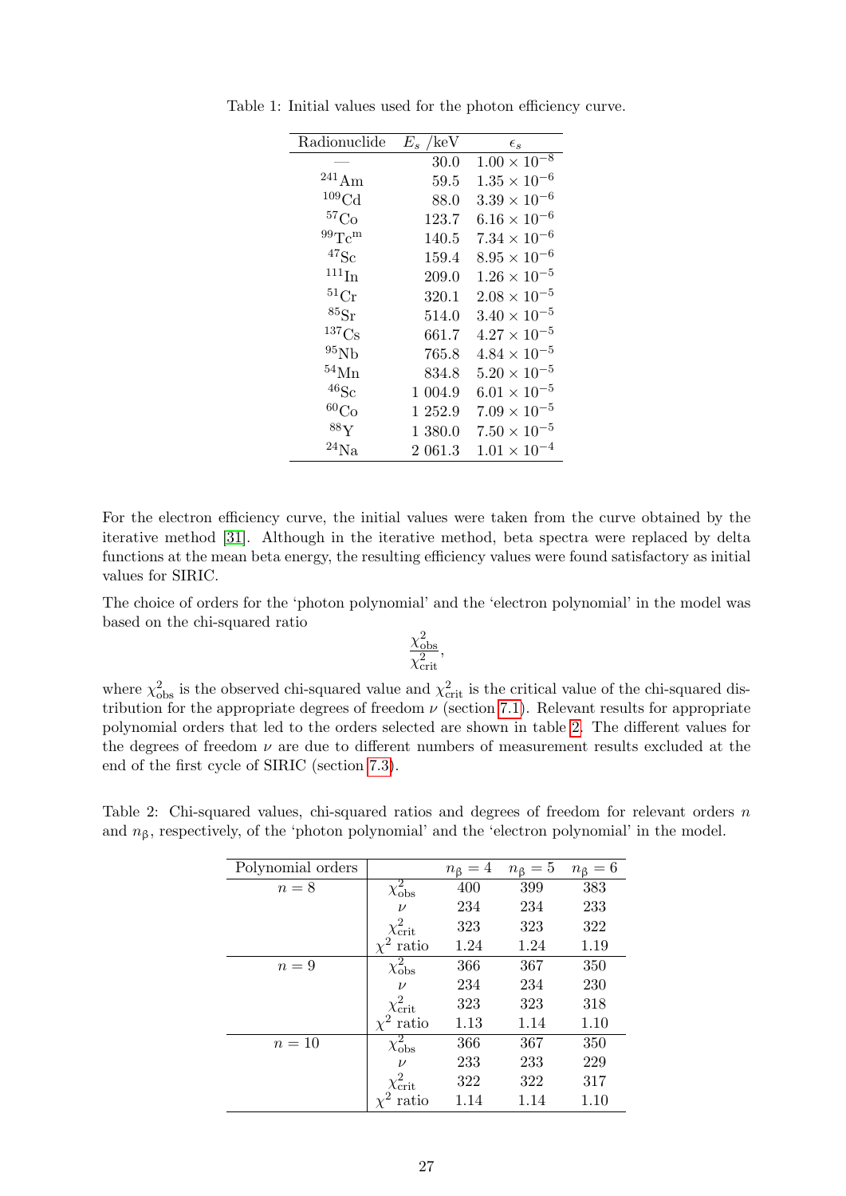Table 1: Initial values used for the photon efficiency curve.

| Radionuclide | $E_s$ /keV | $\epsilon_s$ |
|---|---|---|
| — | 30.0 | $1.00 \times 10^{-8}$ |
| $^{241}$Am | 59.5 | $1.35 \times 10^{-6}$ |
| $^{109}$Cd | 88.0 | $3.39 \times 10^{-6}$ |
| $^{57}$Co | 123.7 | $6.16 \times 10^{-6}$ |
| $^{99}$Tc$^{m}$ | 140.5 | $7.34 \times 10^{-6}$ |
| $^{47}$Sc | 159.4 | $8.95 \times 10^{-6}$ |
| $^{111}$In | 209.0 | $1.26 \times 10^{-5}$ |
| $^{51}$Cr | 320.1 | $2.08 \times 10^{-5}$ |
| $^{85}$Sr | 514.0 | $3.40 \times 10^{-5}$ |
| $^{137}$Cs | 661.7 | $4.27 \times 10^{-5}$ |
| $^{95}$Nb | 765.8 | $4.84 \times 10^{-5}$ |
| $^{54}$Mn | 834.8 | $5.20 \times 10^{-5}$ |
| $^{46}$Sc | 1 004.9 | $6.01 \times 10^{-5}$ |
| $^{60}$Co | 1 252.9 | $7.09 \times 10^{-5}$ |
| $^{88}$Y | 1 380.0 | $7.50 \times 10^{-5}$ |
| $^{24}$Na | 2 061.3 | $1.01 \times 10^{-4}$ |

For the electron efficiency curve, the initial values were taken from the curve obtained by the iterative method [31]. Although in the iterative method, beta spectra were replaced by delta functions at the mean beta energy, the resulting efficiency values were found satisfactory as initial values for SIRIC.

The choice of orders for the 'photon polynomial' and the 'electron polynomial' in the model was based on the chi-squared ratio

$$\frac{\chi^2_{\text{obs}}}{\chi^2_{\text{crit}}},$$

where $\chi^2_{\text{obs}}$ is the observed chi-squared value and $\chi^2_{\text{crit}}$ is the critical value of the chi-squared distribution for the appropriate degrees of freedom $\nu$ (section 7.1). Relevant results for appropriate polynomial orders that led to the orders selected are shown in table 2. The different values for the degrees of freedom $\nu$ are due to different numbers of measurement results excluded at the end of the first cycle of SIRIC (section 7.3).

Table 2: Chi-squared values, chi-squared ratios and degrees of freedom for relevant orders $n$ and $n_\beta$, respectively, of the 'photon polynomial' and the 'electron polynomial' in the model.

| Polynomial orders | | $n_\beta = 4$ | $n_\beta = 5$ | $n_\beta = 6$ |
|---|---|---|---|---|
| $n = 8$ | $\chi^2_{\text{obs}}$ | 400 | 399 | 383 |
| | $\nu$ | 234 | 234 | 233 |
| | $\chi^2_{\text{crit}}$ | 323 | 323 | 322 |
| | $\chi^2$ ratio | 1.24 | 1.24 | 1.19 |
| $n = 9$ | $\chi^2_{\text{obs}}$ | 366 | 367 | 350 |
| | $\nu$ | 234 | 234 | 230 |
| | $\chi^2_{\text{crit}}$ | 323 | 323 | 318 |
| | $\chi^2$ ratio | 1.13 | 1.14 | 1.10 |
| $n = 10$ | $\chi^2_{\text{obs}}$ | 366 | 367 | 350 |
| | $\nu$ | 233 | 233 | 229 |
| | $\chi^2_{\text{crit}}$ | 322 | 322 | 317 |
| | $\chi^2$ ratio | 1.14 | 1.14 | 1.10 |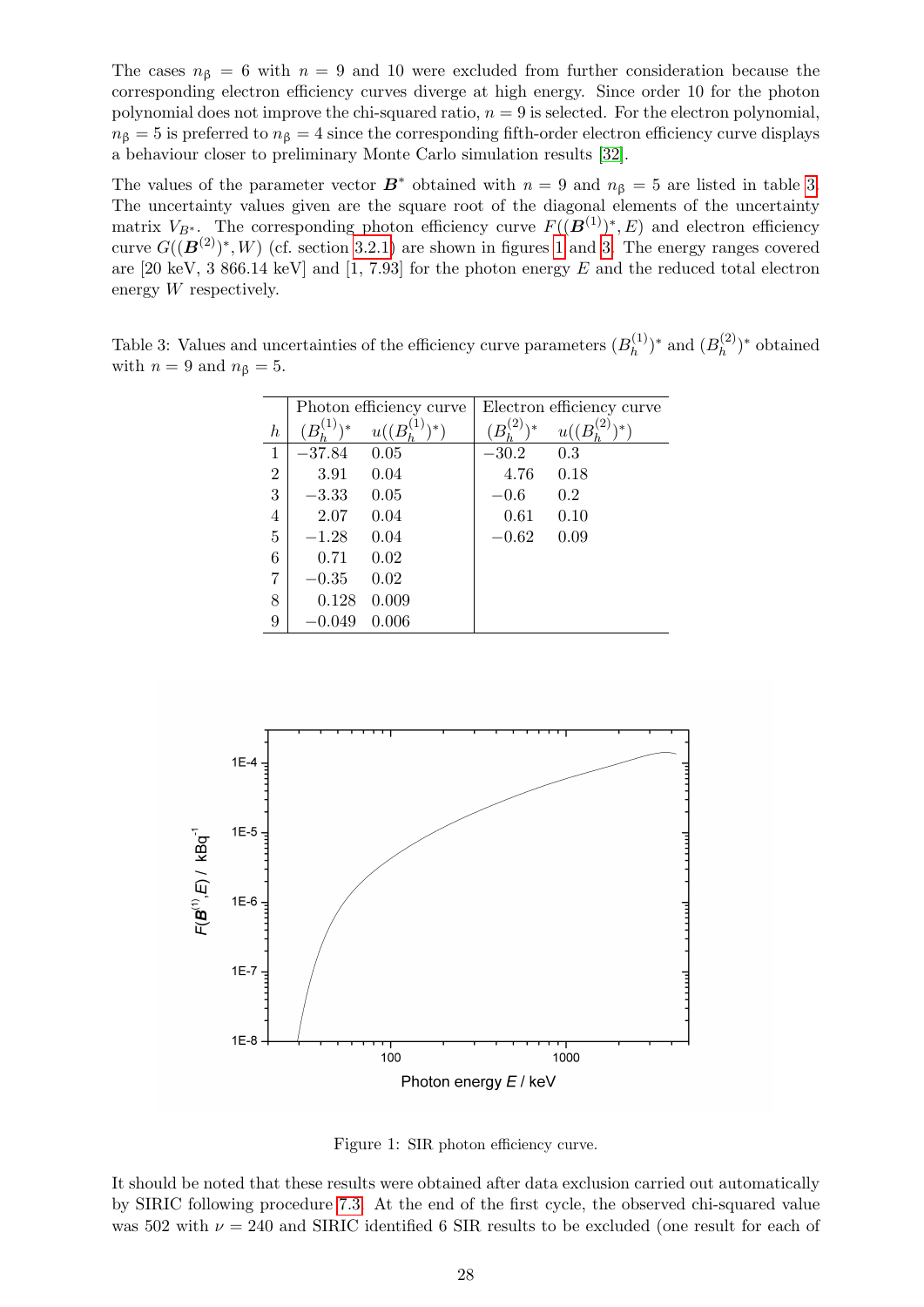The cases $n_\beta = 6$ with $n = 9$ and 10 were excluded from further consideration because the corresponding electron efficiency curves diverge at high energy. Since order 10 for the photon polynomial does not improve the chi-squared ratio, $n = 9$ is selected. For the electron polynomial, $n_\beta = 5$ is preferred to $n_\beta = 4$ since the corresponding fifth-order electron efficiency curve displays a behaviour closer to preliminary Monte Carlo simulation results [32].

The values of the parameter vector $\boldsymbol{B}^*$ obtained with $n = 9$ and $n_\beta = 5$ are listed in table 3. The uncertainty values given are the square root of the diagonal elements of the uncertainty matrix $V_{B^*}$. The corresponding photon efficiency curve $F((\boldsymbol{B}^{(1)})^*, E)$ and electron efficiency curve $G((\boldsymbol{B}^{(2)})^*, W)$ (cf. section 3.2.1) are shown in figures 1 and 3. The energy ranges covered are [20 keV, 3 866.14 keV] and [1, 7.93] for the photon energy $E$ and the reduced total electron energy $W$ respectively.

Table 3: Values and uncertainties of the efficiency curve parameters $(B_h^{(1)})^*$ and $(B_h^{(2)})^*$ obtained with $n = 9$ and $n_\beta = 5$.

| | Photon efficiency curve | | Electron efficiency curve | |
|---|---|---|---|---|
| $h$ | $(B_h^{(1)})^*$ | $u((B_h^{(1)})^*)$ | $(B_h^{(2)})^*$ | $u((B_h^{(2)})^*)$ |
| 1 | −37.84 | 0.05 | −30.2 | 0.3 |
| 2 | 3.91 | 0.04 | 4.76 | 0.18 |
| 3 | −3.33 | 0.05 | −0.6 | 0.2 |
| 4 | 2.07 | 0.04 | 0.61 | 0.10 |
| 5 | −1.28 | 0.04 | −0.62 | 0.09 |
| 6 | 0.71 | 0.02 | | |
| 7 | −0.35 | 0.02 | | |
| 8 | 0.128 | 0.009 | | |
| 9 | −0.049 | 0.006 | | |

Figure 1: SIR photon efficiency curve.

It should be noted that these results were obtained after data exclusion carried out automatically by SIRIC following procedure 7.3. At the end of the first cycle, the observed chi-squared value was 502 with $\nu = 240$ and SIRIC identified 6 SIR results to be excluded (one result for each of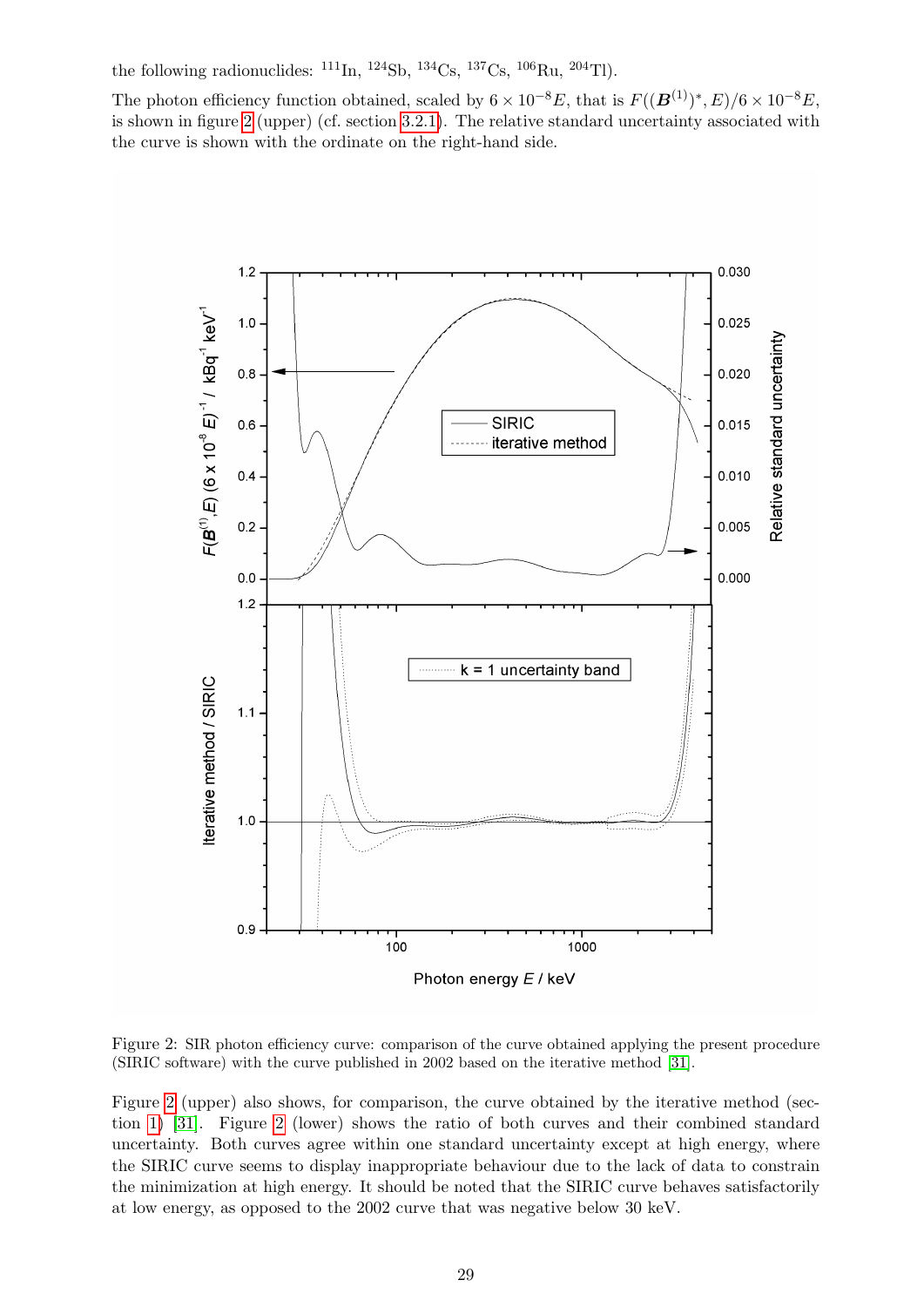the following radionuclides: $^{111}$In, $^{124}$Sb, $^{134}$Cs, $^{137}$Cs, $^{106}$Ru, $^{204}$Tl).

The photon efficiency function obtained, scaled by $6 \times 10^{-8}E$, that is $F((\boldsymbol{B}^{(1)})^{*}, E)/6 \times 10^{-8}E$, is shown in figure 2 (upper) (cf. section 3.2.1). The relative standard uncertainty associated with the curve is shown with the ordinate on the right-hand side.

Figure 2: SIR photon efficiency curve: comparison of the curve obtained applying the present procedure (SIRIC software) with the curve published in 2002 based on the iterative method [31].

Figure 2 (upper) also shows, for comparison, the curve obtained by the iterative method (section 1) [31]. Figure 2 (lower) shows the ratio of both curves and their combined standard uncertainty. Both curves agree within one standard uncertainty except at high energy, where the SIRIC curve seems to display inappropriate behaviour due to the lack of data to constrain the minimization at high energy. It should be noted that the SIRIC curve behaves satisfactorily at low energy, as opposed to the 2002 curve that was negative below 30 keV.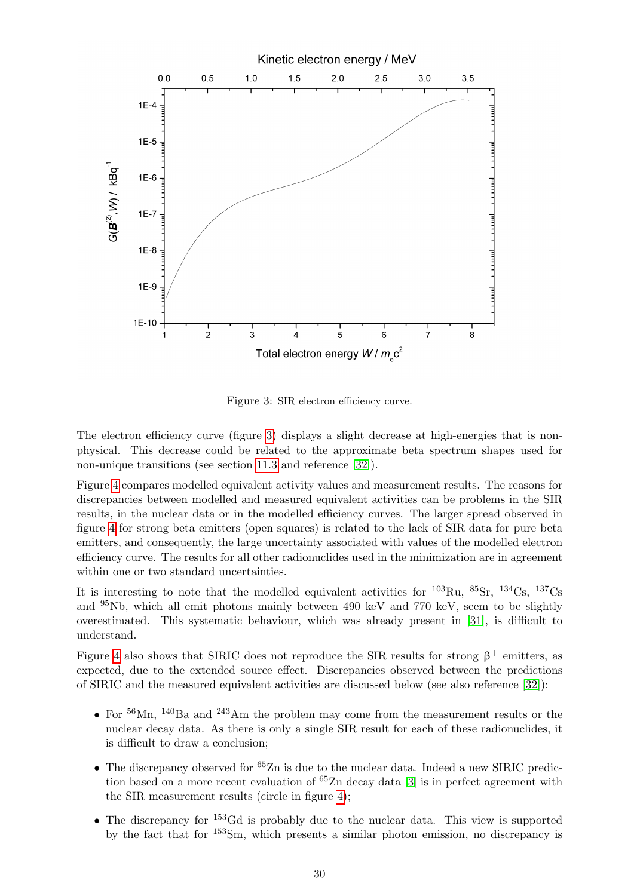Figure 3: SIR electron efficiency curve.

The electron efficiency curve (figure 3) displays a slight decrease at high-energies that is non-physical. This decrease could be related to the approximate beta spectrum shapes used for non-unique transitions (see section 11.3 and reference [32]).

Figure 4 compares modelled equivalent activity values and measurement results. The reasons for discrepancies between modelled and measured equivalent activities can be problems in the SIR results, in the nuclear data or in the modelled efficiency curves. The larger spread observed in figure 4 for strong beta emitters (open squares) is related to the lack of SIR data for pure beta emitters, and consequently, the large uncertainty associated with values of the modelled electron efficiency curve. The results for all other radionuclides used in the minimization are in agreement within one or two standard uncertainties.

It is interesting to note that the modelled equivalent activities for $^{103}$Ru, $^{85}$Sr, $^{134}$Cs, $^{137}$Cs and $^{95}$Nb, which all emit photons mainly between 490 keV and 770 keV, seem to be slightly overestimated. This systematic behaviour, which was already present in [31], is difficult to understand.

Figure 4 also shows that SIRIC does not reproduce the SIR results for strong $\beta^+$ emitters, as expected, due to the extended source effect. Discrepancies observed between the predictions of SIRIC and the measured equivalent activities are discussed below (see also reference [32]):

- For $^{56}$Mn, $^{140}$Ba and $^{243}$Am the problem may come from the measurement results or the nuclear decay data. As there is only a single SIR result for each of these radionuclides, it is difficult to draw a conclusion;
- The discrepancy observed for $^{65}$Zn is due to the nuclear data. Indeed a new SIRIC prediction based on a more recent evaluation of $^{65}$Zn decay data [3] is in perfect agreement with the SIR measurement results (circle in figure 4);
- The discrepancy for $^{153}$Gd is probably due to the nuclear data. This view is supported by the fact that for $^{153}$Sm, which presents a similar photon emission, no discrepancy is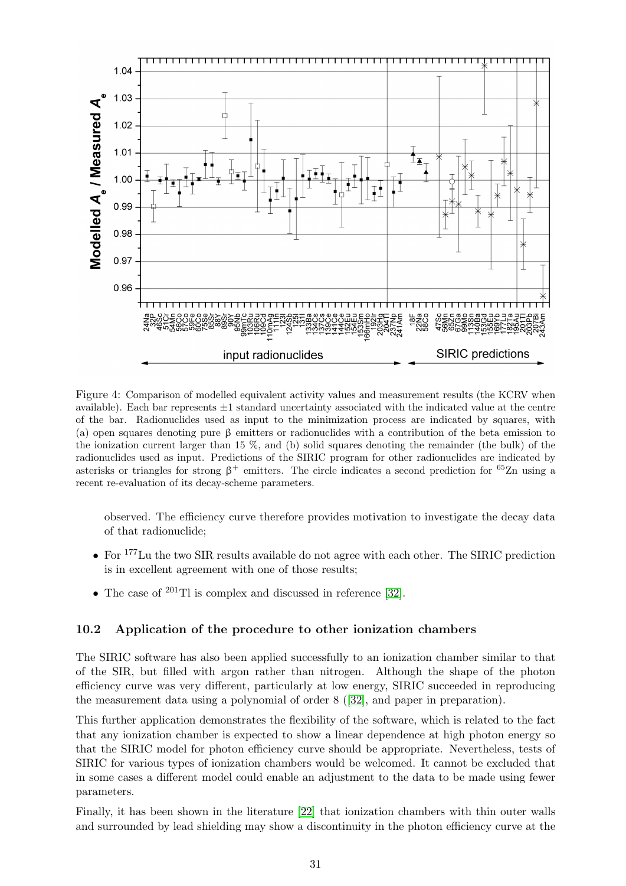Figure 4: Comparison of modelled equivalent activity values and measurement results (the KCRV when available). Each bar represents ±1 standard uncertainty associated with the indicated value at the centre of the bar. Radionuclides used as input to the minimization process are indicated by squares, with (a) open squares denoting pure β emitters or radionuclides with a contribution of the beta emission to the ionization current larger than 15 %, and (b) solid squares denoting the remainder (the bulk) of the radionuclides used as input. Predictions of the SIRIC program for other radionuclides are indicated by asterisks or triangles for strong $\beta^+$ emitters. The circle indicates a second prediction for $^{65}$Zn using a recent re-evaluation of its decay-scheme parameters.

observed. The efficiency curve therefore provides motivation to investigate the decay data of that radionuclide;

- For $^{177}$Lu the two SIR results available do not agree with each other. The SIRIC prediction is in excellent agreement with one of those results;
- The case of $^{201}$Tl is complex and discussed in reference [32].

## 10.2 Application of the procedure to other ionization chambers

The SIRIC software has also been applied successfully to an ionization chamber similar to that of the SIR, but filled with argon rather than nitrogen. Although the shape of the photon efficiency curve was very different, particularly at low energy, SIRIC succeeded in reproducing the measurement data using a polynomial of order 8 ([32], and paper in preparation).

This further application demonstrates the flexibility of the software, which is related to the fact that any ionization chamber is expected to show a linear dependence at high photon energy so that the SIRIC model for photon efficiency curve should be appropriate. Nevertheless, tests of SIRIC for various types of ionization chambers would be welcomed. It cannot be excluded that in some cases a different model could enable an adjustment to the data to be made using fewer parameters.

Finally, it has been shown in the literature [22] that ionization chambers with thin outer walls and surrounded by lead shielding may show a discontinuity in the photon efficiency curve at the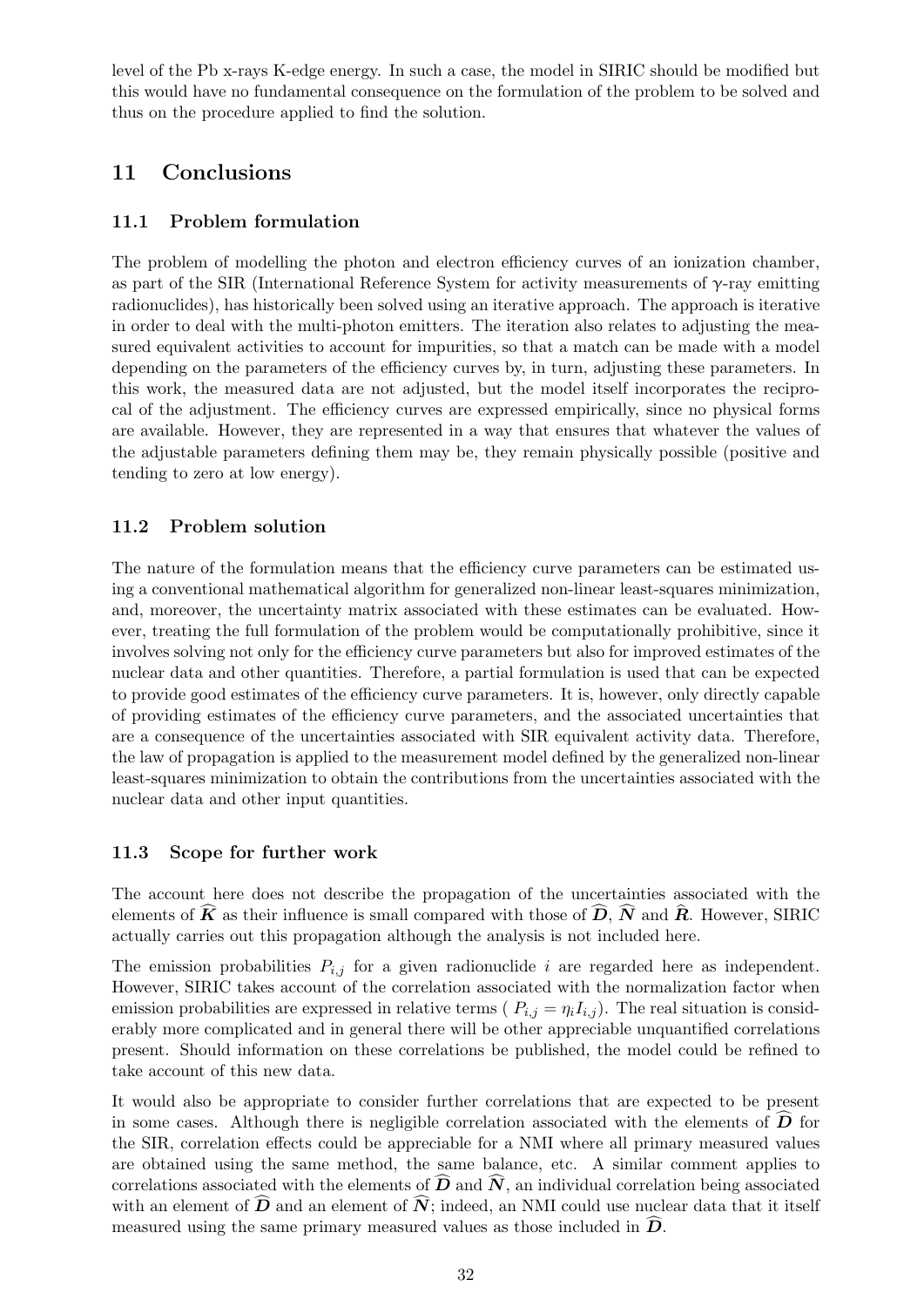level of the Pb x-rays K-edge energy. In such a case, the model in SIRIC should be modified but this would have no fundamental consequence on the formulation of the problem to be solved and thus on the procedure applied to find the solution.

# 11 Conclusions

## 11.1 Problem formulation

The problem of modelling the photon and electron efficiency curves of an ionization chamber, as part of the SIR (International Reference System for activity measurements of γ-ray emitting radionuclides), has historically been solved using an iterative approach. The approach is iterative in order to deal with the multi-photon emitters. The iteration also relates to adjusting the measured equivalent activities to account for impurities, so that a match can be made with a model depending on the parameters of the efficiency curves by, in turn, adjusting these parameters. In this work, the measured data are not adjusted, but the model itself incorporates the reciprocal of the adjustment. The efficiency curves are expressed empirically, since no physical forms are available. However, they are represented in a way that ensures that whatever the values of the adjustable parameters defining them may be, they remain physically possible (positive and tending to zero at low energy).

## 11.2 Problem solution

The nature of the formulation means that the efficiency curve parameters can be estimated using a conventional mathematical algorithm for generalized non-linear least-squares minimization, and, moreover, the uncertainty matrix associated with these estimates can be evaluated. However, treating the full formulation of the problem would be computationally prohibitive, since it involves solving not only for the efficiency curve parameters but also for improved estimates of the nuclear data and other quantities. Therefore, a partial formulation is used that can be expected to provide good estimates of the efficiency curve parameters. It is, however, only directly capable of providing estimates of the efficiency curve parameters, and the associated uncertainties that are a consequence of the uncertainties associated with SIR equivalent activity data. Therefore, the law of propagation is applied to the measurement model defined by the generalized non-linear least-squares minimization to obtain the contributions from the uncertainties associated with the nuclear data and other input quantities.

## 11.3 Scope for further work

The account here does not describe the propagation of the uncertainties associated with the elements of $\widehat{\boldsymbol{K}}$ as their influence is small compared with those of $\widehat{\boldsymbol{D}}$, $\widehat{\boldsymbol{N}}$ and $\widehat{\boldsymbol{R}}$. However, SIRIC actually carries out this propagation although the analysis is not included here.

The emission probabilities $P_{i,j}$ for a given radionuclide $i$ are regarded here as independent. However, SIRIC takes account of the correlation associated with the normalization factor when emission probabilities are expressed in relative terms ( $P_{i,j} = \eta_i I_{i,j}$). The real situation is considerably more complicated and in general there will be other appreciable unquantified correlations present. Should information on these correlations be published, the model could be refined to take account of this new data.

It would also be appropriate to consider further correlations that are expected to be present in some cases. Although there is negligible correlation associated with the elements of $\widehat{\boldsymbol{D}}$ for the SIR, correlation effects could be appreciable for a NMI where all primary measured values are obtained using the same method, the same balance, etc. A similar comment applies to correlations associated with the elements of $\widehat{\boldsymbol{D}}$ and $\widehat{\boldsymbol{N}}$, an individual correlation being associated with an element of $\widehat{\boldsymbol{D}}$ and an element of $\widehat{\boldsymbol{N}}$; indeed, an NMI could use nuclear data that it itself measured using the same primary measured values as those included in $\widehat{\boldsymbol{D}}$.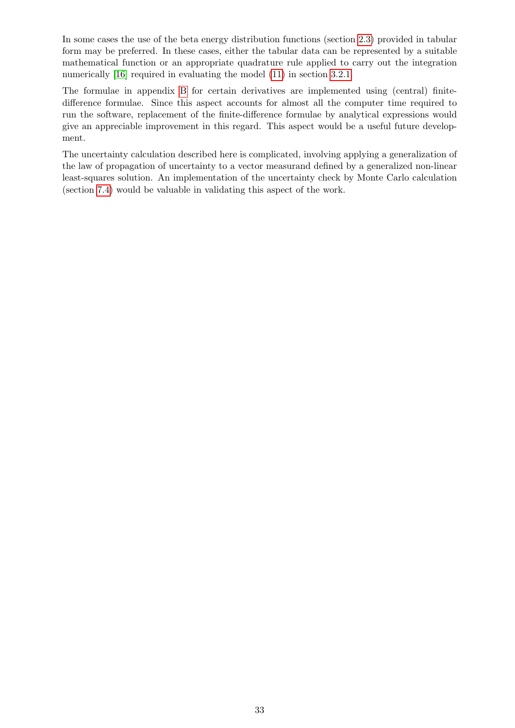In some cases the use of the beta energy distribution functions (section 2.3) provided in tabular form may be preferred. In these cases, either the tabular data can be represented by a suitable mathematical function or an appropriate quadrature rule applied to carry out the integration numerically [16] required in evaluating the model (11) in section 3.2.1.

The formulae in appendix B for certain derivatives are implemented using (central) finite-difference formulae. Since this aspect accounts for almost all the computer time required to run the software, replacement of the finite-difference formulae by analytical expressions would give an appreciable improvement in this regard. This aspect would be a useful future development.

The uncertainty calculation described here is complicated, involving applying a generalization of the law of propagation of uncertainty to a vector measurand defined by a generalized non-linear least-squares solution. An implementation of the uncertainty check by Monte Carlo calculation (section 7.4) would be valuable in validating this aspect of the work.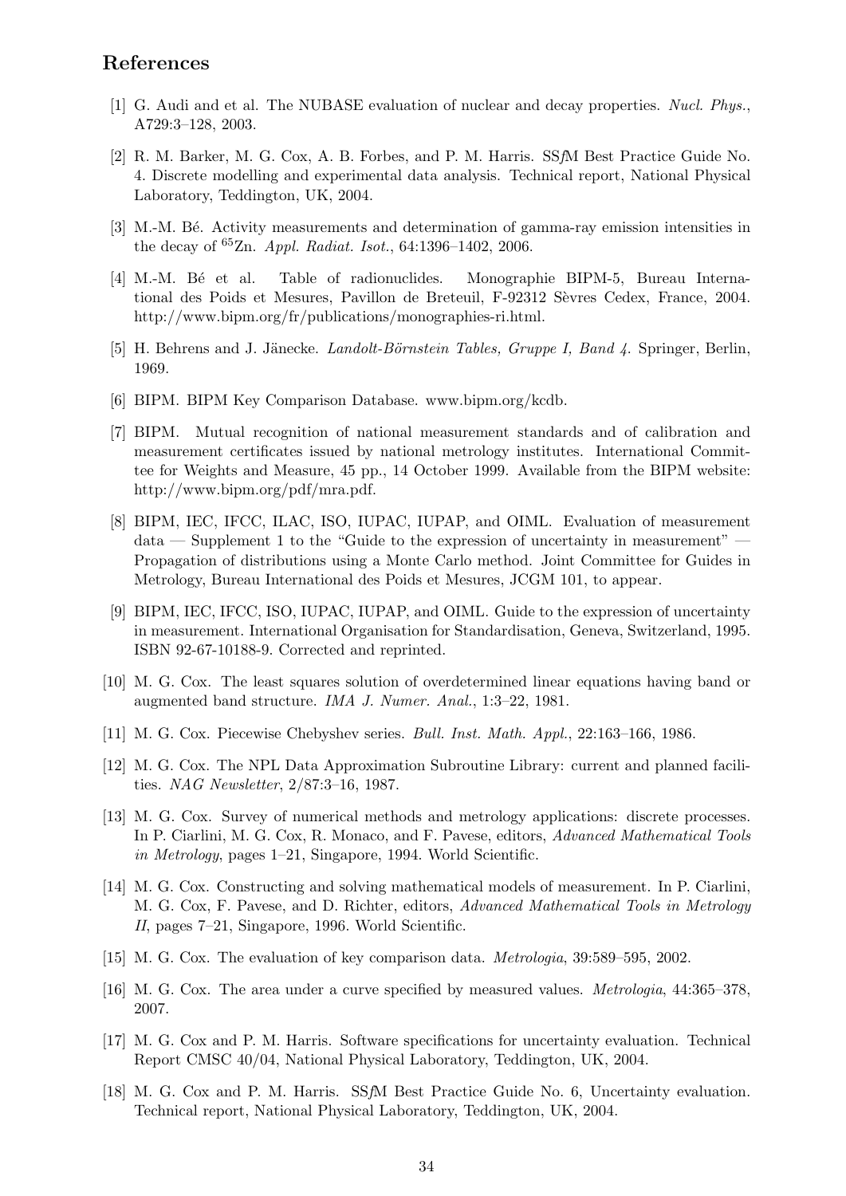## References

[1] G. Audi and et al. The NUBASE evaluation of nuclear and decay properties. *Nucl. Phys.*, A729:3–128, 2003.

[2] R. M. Barker, M. G. Cox, A. B. Forbes, and P. M. Harris. SS*f*M Best Practice Guide No. 4. Discrete modelling and experimental data analysis. Technical report, National Physical Laboratory, Teddington, UK, 2004.

[3] M.-M. Bé. Activity measurements and determination of gamma-ray emission intensities in the decay of $^{65}$Zn. *Appl. Radiat. Isot.*, 64:1396–1402, 2006.

[4] M.-M. Bé et al. Table of radionuclides. Monographie BIPM-5, Bureau International des Poids et Mesures, Pavillon de Breteuil, F-92312 Sèvres Cedex, France, 2004. http://www.bipm.org/fr/publications/monographies-ri.html.

[5] H. Behrens and J. Jänecke. *Landolt-Börnstein Tables, Gruppe I, Band 4*. Springer, Berlin, 1969.

[6] BIPM. BIPM Key Comparison Database. www.bipm.org/kcdb.

[7] BIPM. Mutual recognition of national measurement standards and of calibration and measurement certificates issued by national metrology institutes. International Committee for Weights and Measure, 45 pp., 14 October 1999. Available from the BIPM website: http://www.bipm.org/pdf/mra.pdf.

[8] BIPM, IEC, IFCC, ILAC, ISO, IUPAC, IUPAP, and OIML. Evaluation of measurement data — Supplement 1 to the "Guide to the expression of uncertainty in measurement" — Propagation of distributions using a Monte Carlo method. Joint Committee for Guides in Metrology, Bureau International des Poids et Mesures, JCGM 101, to appear.

[9] BIPM, IEC, IFCC, ISO, IUPAC, IUPAP, and OIML. Guide to the expression of uncertainty in measurement. International Organisation for Standardisation, Geneva, Switzerland, 1995. ISBN 92-67-10188-9. Corrected and reprinted.

[10] M. G. Cox. The least squares solution of overdetermined linear equations having band or augmented band structure. *IMA J. Numer. Anal.*, 1:3–22, 1981.

[11] M. G. Cox. Piecewise Chebyshev series. *Bull. Inst. Math. Appl.*, 22:163–166, 1986.

[12] M. G. Cox. The NPL Data Approximation Subroutine Library: current and planned facilities. *NAG Newsletter*, 2/87:3–16, 1987.

[13] M. G. Cox. Survey of numerical methods and metrology applications: discrete processes. In P. Ciarlini, M. G. Cox, R. Monaco, and F. Pavese, editors, *Advanced Mathematical Tools in Metrology*, pages 1–21, Singapore, 1994. World Scientific.

[14] M. G. Cox. Constructing and solving mathematical models of measurement. In P. Ciarlini, M. G. Cox, F. Pavese, and D. Richter, editors, *Advanced Mathematical Tools in Metrology II*, pages 7–21, Singapore, 1996. World Scientific.

[15] M. G. Cox. The evaluation of key comparison data. *Metrologia*, 39:589–595, 2002.

[16] M. G. Cox. The area under a curve specified by measured values. *Metrologia*, 44:365–378, 2007.

[17] M. G. Cox and P. M. Harris. Software specifications for uncertainty evaluation. Technical Report CMSC 40/04, National Physical Laboratory, Teddington, UK, 2004.

[18] M. G. Cox and P. M. Harris. SS*f*M Best Practice Guide No. 6, Uncertainty evaluation. Technical report, National Physical Laboratory, Teddington, UK, 2004.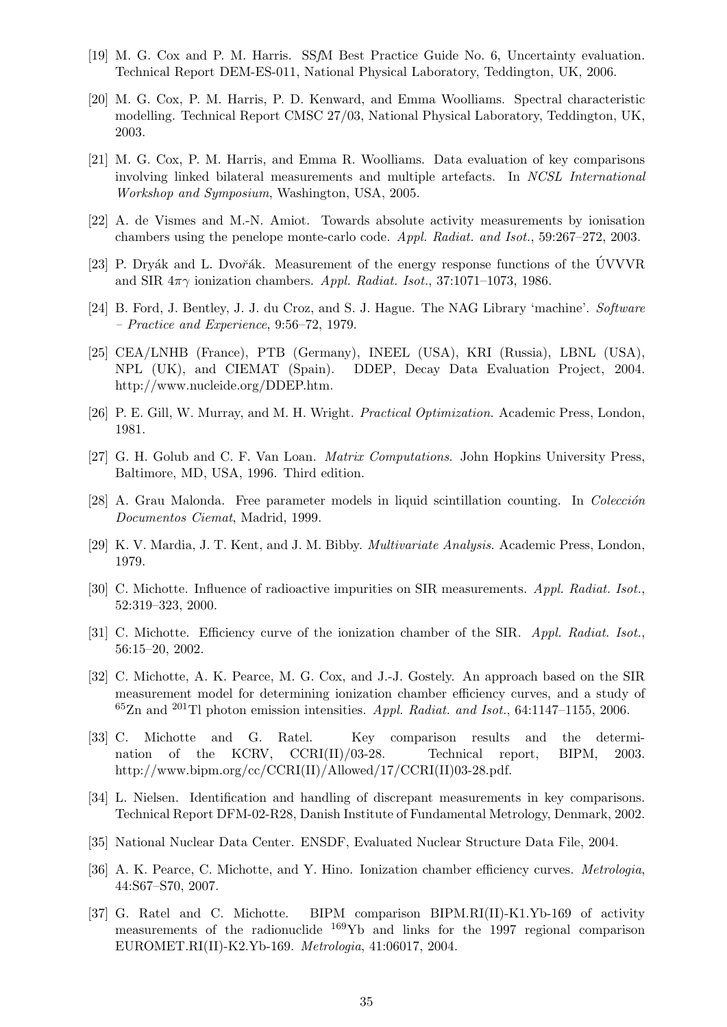[19] M. G. Cox and P. M. Harris. SS*f*M Best Practice Guide No. 6, Uncertainty evaluation. Technical Report DEM-ES-011, National Physical Laboratory, Teddington, UK, 2006.

[20] M. G. Cox, P. M. Harris, P. D. Kenward, and Emma Woolliams. Spectral characteristic modelling. Technical Report CMSC 27/03, National Physical Laboratory, Teddington, UK, 2003.

[21] M. G. Cox, P. M. Harris, and Emma R. Woolliams. Data evaluation of key comparisons involving linked bilateral measurements and multiple artefacts. In *NCSL International Workshop and Symposium*, Washington, USA, 2005.

[22] A. de Vismes and M.-N. Amiot. Towards absolute activity measurements by ionisation chambers using the penelope monte-carlo code. *Appl. Radiat. and Isot.*, 59:267–272, 2003.

[23] P. Dryák and L. Dvořák. Measurement of the energy response functions of the ÚVVVR and SIR $4\pi\gamma$ ionization chambers. *Appl. Radiat. Isot.*, 37:1071–1073, 1986.

[24] B. Ford, J. Bentley, J. J. du Croz, and S. J. Hague. The NAG Library 'machine'. *Software – Practice and Experience*, 9:56–72, 1979.

[25] CEA/LNHB (France), PTB (Germany), INEEL (USA), KRI (Russia), LBNL (USA), NPL (UK), and CIEMAT (Spain). DDEP, Decay Data Evaluation Project, 2004. http://www.nucleide.org/DDEP.htm.

[26] P. E. Gill, W. Murray, and M. H. Wright. *Practical Optimization*. Academic Press, London, 1981.

[27] G. H. Golub and C. F. Van Loan. *Matrix Computations*. John Hopkins University Press, Baltimore, MD, USA, 1996. Third edition.

[28] A. Grau Malonda. Free parameter models in liquid scintillation counting. In *Colección Documentos Ciemat*, Madrid, 1999.

[29] K. V. Mardia, J. T. Kent, and J. M. Bibby. *Multivariate Analysis*. Academic Press, London, 1979.

[30] C. Michotte. Influence of radioactive impurities on SIR measurements. *Appl. Radiat. Isot.*, 52:319–323, 2000.

[31] C. Michotte. Efficiency curve of the ionization chamber of the SIR. *Appl. Radiat. Isot.*, 56:15–20, 2002.

[32] C. Michotte, A. K. Pearce, M. G. Cox, and J.-J. Gostely. An approach based on the SIR measurement model for determining ionization chamber efficiency curves, and a study of $^{65}$Zn and $^{201}$Tl photon emission intensities. *Appl. Radiat. and Isot.*, 64:1147–1155, 2006.

[33] C. Michotte and G. Ratel. Key comparison results and the determination of the KCRV, CCRI(II)/03-28. Technical report, BIPM, 2003. http://www.bipm.org/cc/CCRI(II)/Allowed/17/CCRI(II)03-28.pdf.

[34] L. Nielsen. Identification and handling of discrepant measurements in key comparisons. Technical Report DFM-02-R28, Danish Institute of Fundamental Metrology, Denmark, 2002.

[35] National Nuclear Data Center. ENSDF, Evaluated Nuclear Structure Data File, 2004.

[36] A. K. Pearce, C. Michotte, and Y. Hino. Ionization chamber efficiency curves. *Metrologia*, 44:S67–S70, 2007.

[37] G. Ratel and C. Michotte. BIPM comparison BIPM.RI(II)-K1.Yb-169 of activity measurements of the radionuclide $^{169}$Yb and links for the 1997 regional comparison EUROMET.RI(II)-K2.Yb-169. *Metrologia*, 41:06017, 2004.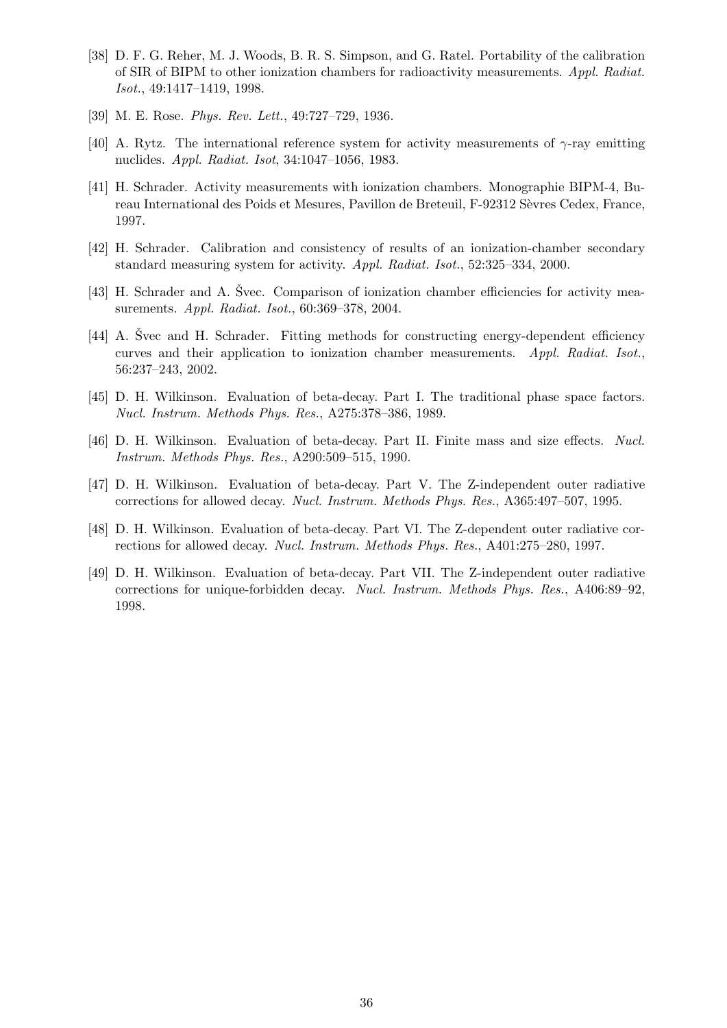[38] D. F. G. Reher, M. J. Woods, B. R. S. Simpson, and G. Ratel. Portability of the calibration of SIR of BIPM to other ionization chambers for radioactivity measurements. *Appl. Radiat. Isot.*, 49:1417–1419, 1998.

[39] M. E. Rose. *Phys. Rev. Lett.*, 49:727–729, 1936.

[40] A. Rytz. The international reference system for activity measurements of $\gamma$-ray emitting nuclides. *Appl. Radiat. Isot*, 34:1047–1056, 1983.

[41] H. Schrader. Activity measurements with ionization chambers. Monographie BIPM-4, Bureau International des Poids et Mesures, Pavillon de Breteuil, F-92312 Sèvres Cedex, France, 1997.

[42] H. Schrader. Calibration and consistency of results of an ionization-chamber secondary standard measuring system for activity. *Appl. Radiat. Isot.*, 52:325–334, 2000.

[43] H. Schrader and A. Švec. Comparison of ionization chamber efficiencies for activity measurements. *Appl. Radiat. Isot.*, 60:369–378, 2004.

[44] A. Švec and H. Schrader. Fitting methods for constructing energy-dependent efficiency curves and their application to ionization chamber measurements. *Appl. Radiat. Isot.*, 56:237–243, 2002.

[45] D. H. Wilkinson. Evaluation of beta-decay. Part I. The traditional phase space factors. *Nucl. Instrum. Methods Phys. Res.*, A275:378–386, 1989.

[46] D. H. Wilkinson. Evaluation of beta-decay. Part II. Finite mass and size effects. *Nucl. Instrum. Methods Phys. Res.*, A290:509–515, 1990.

[47] D. H. Wilkinson. Evaluation of beta-decay. Part V. The Z-independent outer radiative corrections for allowed decay. *Nucl. Instrum. Methods Phys. Res.*, A365:497–507, 1995.

[48] D. H. Wilkinson. Evaluation of beta-decay. Part VI. The Z-dependent outer radiative corrections for allowed decay. *Nucl. Instrum. Methods Phys. Res.*, A401:275–280, 1997.

[49] D. H. Wilkinson. Evaluation of beta-decay. Part VII. The Z-independent outer radiative corrections for unique-forbidden decay. *Nucl. Instrum. Methods Phys. Res.*, A406:89–92, 1998.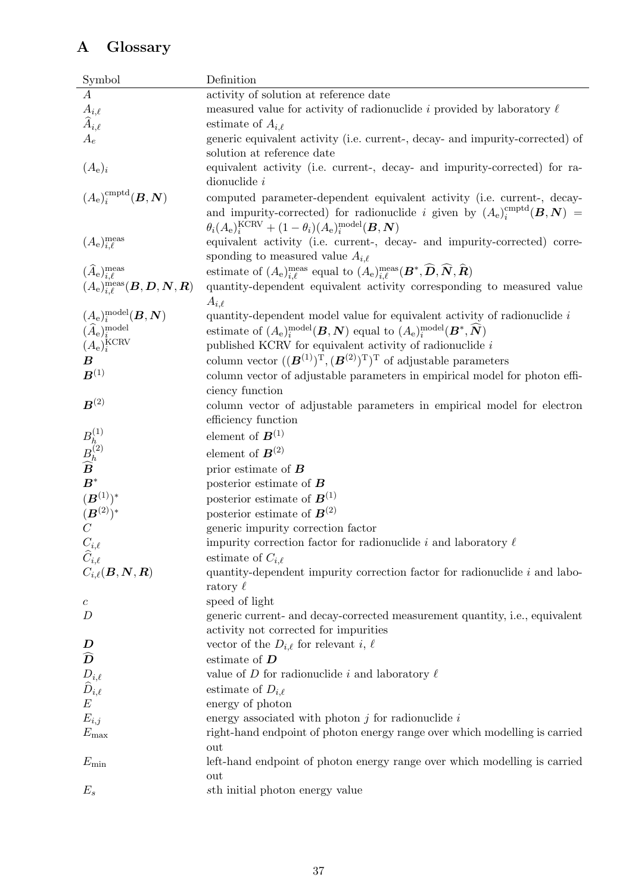# A Glossary

| Symbol | Definition |
|---|---|
| $A$ | activity of solution at reference date |
| $A_{i,\ell}$ | measured value for activity of radionuclide $i$ provided by laboratory $\ell$ |
| $\widehat{A}_{i,\ell}$ | estimate of $A_{i,\ell}$ |
| $A_e$ | generic equivalent activity (i.e. current-, decay- and impurity-corrected) of solution at reference date |
| $(A_\mathrm{e})_i$ | equivalent activity (i.e. current-, decay- and impurity-corrected) for radionuclide $i$ |
| $(A_\mathrm{e})_i^{\mathrm{cmptd}}(\boldsymbol{B}, \boldsymbol{N})$ | computed parameter-dependent equivalent activity (i.e. current-, decay- and impurity-corrected) for radionuclide $i$ given by $(A_\mathrm{e})_i^{\mathrm{cmptd}}(\boldsymbol{B}, \boldsymbol{N}) = \theta_i (A_\mathrm{e})_i^{\mathrm{KCRV}} + (1-\theta_i)(A_\mathrm{e})_i^{\mathrm{model}}(\boldsymbol{B}, \boldsymbol{N})$ |
| $(A_\mathrm{e})_{i,\ell}^{\mathrm{meas}}$ | equivalent activity (i.e. current-, decay- and impurity-corrected) corresponding to measured value $A_{i,\ell}$ |
| $(\widehat{A}_\mathrm{e})_{i,\ell}^{\mathrm{meas}}$ | estimate of $(A_\mathrm{e})_{i,\ell}^{\mathrm{meas}}$ equal to $(A_\mathrm{e})_{i,\ell}^{\mathrm{meas}}(\boldsymbol{B}^*, \widehat{\boldsymbol{D}}, \widehat{\boldsymbol{N}}, \widehat{\boldsymbol{R}})$ |
| $(A_\mathrm{e})_{i,\ell}^{\mathrm{meas}}(\boldsymbol{B}, \boldsymbol{D}, \boldsymbol{N}, \boldsymbol{R})$ | quantity-dependent equivalent activity corresponding to measured value $A_{i,\ell}$ |
| $(A_\mathrm{e})_i^{\mathrm{model}}(\boldsymbol{B}, \boldsymbol{N})$ | quantity-dependent model value for equivalent activity of radionuclide $i$ |
| $(\widehat{A}_\mathrm{e})_i^{\mathrm{model}}$ | estimate of $(A_\mathrm{e})_i^{\mathrm{model}}(\boldsymbol{B}, \boldsymbol{N})$ equal to $(A_\mathrm{e})_i^{\mathrm{model}}(\boldsymbol{B}^*, \widehat{\boldsymbol{N}})$ |
| $(A_\mathrm{e})_i^{\mathrm{KCRV}}$ | published KCRV for equivalent activity of radionuclide $i$ |
| $\boldsymbol{B}$ | column vector $((\boldsymbol{B}^{(1)})^\mathrm{T}, (\boldsymbol{B}^{(2)})^\mathrm{T})^\mathrm{T}$ of adjustable parameters |
| $\boldsymbol{B}^{(1)}$ | column vector of adjustable parameters in empirical model for photon efficiency function |
| $\boldsymbol{B}^{(2)}$ | column vector of adjustable parameters in empirical model for electron efficiency function |
| $B_h^{(1)}$ | element of $\boldsymbol{B}^{(1)}$ |
| $B_h^{(2)}$ | element of $\boldsymbol{B}^{(2)}$ |
| $\widehat{\boldsymbol{B}}$ | prior estimate of $\boldsymbol{B}$ |
| $\boldsymbol{B}^*$ | posterior estimate of $\boldsymbol{B}$ |
| $(\boldsymbol{B}^{(1)})^*$ | posterior estimate of $\boldsymbol{B}^{(1)}$ |
| $(\boldsymbol{B}^{(2)})^*$ | posterior estimate of $\boldsymbol{B}^{(2)}$ |
| $C$ | generic impurity correction factor |
| $C_{i,\ell}$ | impurity correction factor for radionuclide $i$ and laboratory $\ell$ |
| $\widehat{C}_{i,\ell}$ | estimate of $C_{i,\ell}$ |
| $C_{i,\ell}(\boldsymbol{B}, \boldsymbol{N}, \boldsymbol{R})$ | quantity-dependent impurity correction factor for radionuclide $i$ and laboratory $\ell$ |
| $c$ | speed of light |
| $D$ | generic current- and decay-corrected measurement quantity, i.e., equivalent activity not corrected for impurities |
| $\boldsymbol{D}$ | vector of the $D_{i,\ell}$ for relevant $i$, $\ell$ |
| $\widehat{\boldsymbol{D}}$ | estimate of $\boldsymbol{D}$ |
| $D_{i,\ell}$ | value of $D$ for radionuclide $i$ and laboratory $\ell$ |
| $\widehat{D}_{i,\ell}$ | estimate of $D_{i,\ell}$ |
| $E$ | energy of photon |
| $E_{i,j}$ | energy associated with photon $j$ for radionuclide $i$ |
| $E_{\max}$ | right-hand endpoint of photon energy range over which modelling is carried out |
| $E_{\min}$ | left-hand endpoint of photon energy range over which modelling is carried out |
| $E_s$ | $s$th initial photon energy value |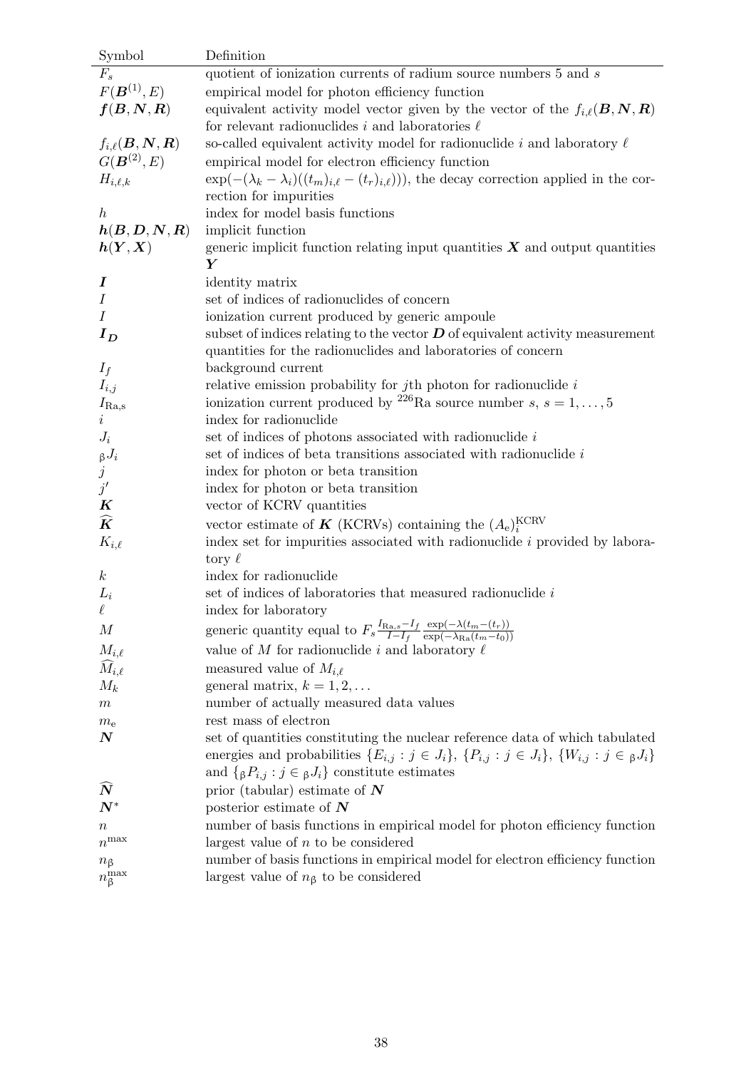| Symbol | Definition |
|---|---|
| $F_s$ | quotient of ionization currents of radium source numbers 5 and $s$ |
| $F(\boldsymbol{B}^{(1)}, E)$ | empirical model for photon efficiency function |
| $\boldsymbol{f}(\boldsymbol{B}, \boldsymbol{N}, \boldsymbol{R})$ | equivalent activity model vector given by the vector of the $f_{i,\ell}(\boldsymbol{B}, \boldsymbol{N}, \boldsymbol{R})$ for relevant radionuclides $i$ and laboratories $\ell$ |
| $f_{i,\ell}(\boldsymbol{B}, \boldsymbol{N}, \boldsymbol{R})$ | so-called equivalent activity model for radionuclide $i$ and laboratory $\ell$ |
| $G(\boldsymbol{B}^{(2)}, E)$ | empirical model for electron efficiency function |
| $H_{i,\ell,k}$ | $\exp(-(\lambda_k - \lambda_i)((t_m)_{i,\ell} - (t_r)_{i,\ell}))$, the decay correction applied in the correction for impurities |
| $h$ | index for model basis functions |
| $\boldsymbol{h}(\boldsymbol{B}, \boldsymbol{D}, \boldsymbol{N}, \boldsymbol{R})$ | implicit function |
| $\boldsymbol{h}(\boldsymbol{Y}, \boldsymbol{X})$ | generic implicit function relating input quantities $\boldsymbol{X}$ and output quantities $\boldsymbol{Y}$ |
| $\boldsymbol{I}$ | identity matrix |
| $I$ | set of indices of radionuclides of concern |
| $I$ | ionization current produced by generic ampoule |
| $\boldsymbol{I_D}$ | subset of indices relating to the vector $\boldsymbol{D}$ of equivalent activity measurement quantities for the radionuclides and laboratories of concern |
| $I_f$ | background current |
| $I_{i,j}$ | relative emission probability for $j$th photon for radionuclide $i$ |
| $I_{\mathrm{Ra,s}}$ | ionization current produced by $^{226}$Ra source number $s$, $s = 1, \ldots, 5$ |
| $i$ | index for radionuclide |
| $J_i$ | set of indices of photons associated with radionuclide $i$ |
| ${}_{\beta}J_i$ | set of indices of beta transitions associated with radionuclide $i$ |
| $j$ | index for photon or beta transition |
| $j'$ | index for photon or beta transition |
| $\boldsymbol{K}$ | vector of KCRV quantities |
| $\widehat{\boldsymbol{K}}$ | vector estimate of $\boldsymbol{K}$ (KCRVs) containing the $(A_{\mathrm{e}})_i^{\mathrm{KCRV}}$ |
| $K_{i,\ell}$ | index set for impurities associated with radionuclide $i$ provided by laboratory $\ell$ |
| $k$ | index for radionuclide |
| $L_i$ | set of indices of laboratories that measured radionuclide $i$ |
| $\ell$ | index for laboratory |
| $M$ | generic quantity equal to $F_s \frac{I_{\mathrm{Ra},s} - I_f}{I - I_f} \frac{\exp(-\lambda(t_m - (t_r))}{\exp(-\lambda_{\mathrm{Ra}}(t_m - t_0))}$ |
| $M_{i,\ell}$ | value of $M$ for radionuclide $i$ and laboratory $\ell$ |
| $\widehat{M}_{i,\ell}$ | measured value of $M_{i,\ell}$ |
| $M_k$ | general matrix, $k = 1, 2, \ldots$ |
| $m$ | number of actually measured data values |
| $m_{\mathrm{e}}$ | rest mass of electron |
| $\boldsymbol{N}$ | set of quantities constituting the nuclear reference data of which tabulated energies and probabilities $\{E_{i,j} : j \in J_i\}$, $\{P_{i,j} : j \in J_i\}$, $\{W_{i,j} : j \in {}_{\beta}J_i\}$ and $\{{}_{\beta}P_{i,j} : j \in {}_{\beta}J_i\}$ constitute estimates |
| $\widehat{\boldsymbol{N}}$ | prior (tabular) estimate of $\boldsymbol{N}$ |
| $\boldsymbol{N}^*$ | posterior estimate of $\boldsymbol{N}$ |
| $n$ | number of basis functions in empirical model for photon efficiency function |
| $n^{\max}$ | largest value of $n$ to be considered |
| $n_{\beta}$ | number of basis functions in empirical model for electron efficiency function |
| $n_{\beta}^{\max}$ | largest value of $n_{\beta}$ to be considered |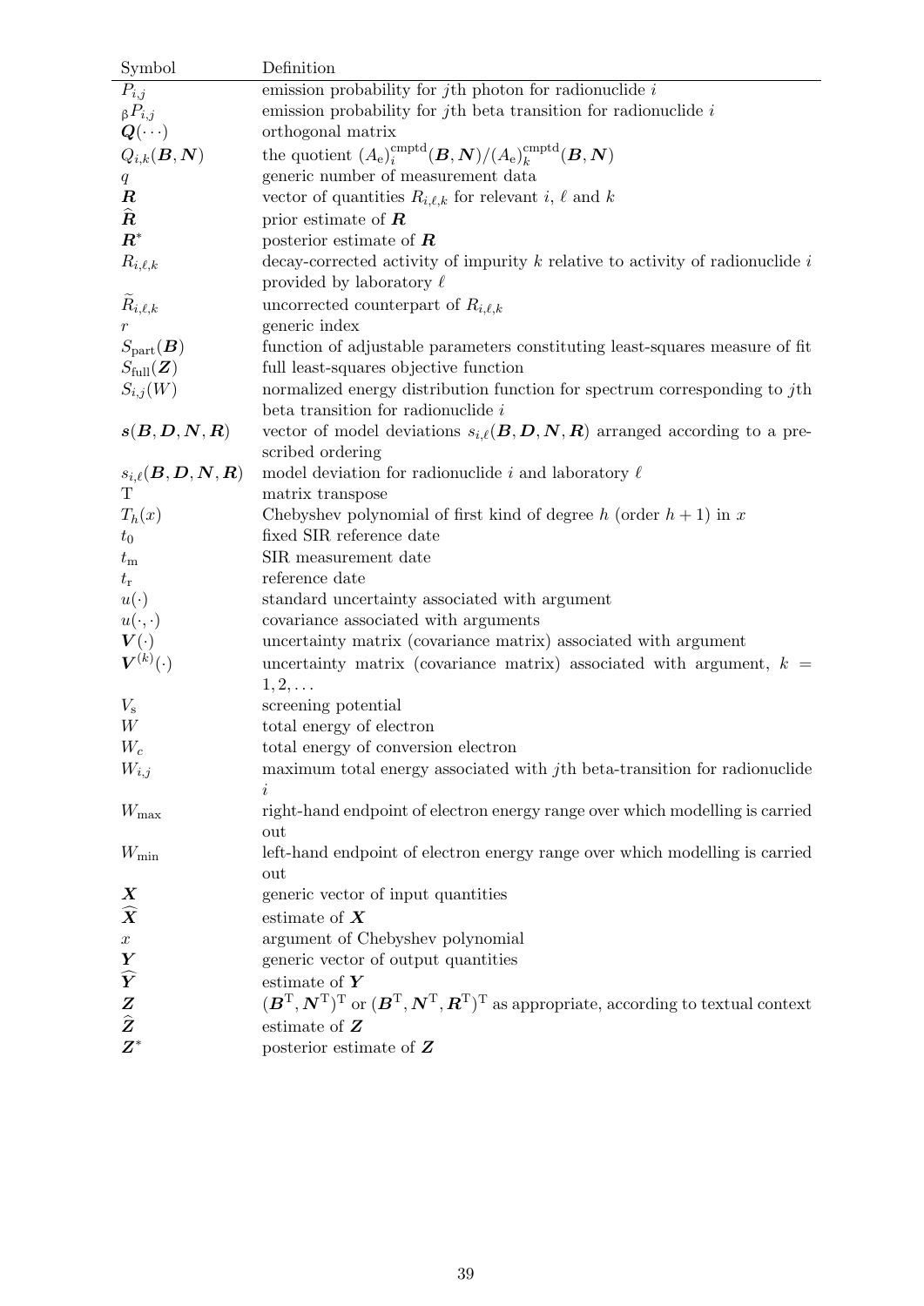| Symbol | Definition |
|---|---|
| $P_{i,j}$ | emission probability for $j$th photon for radionuclide $i$ |
| ${}_{\beta}P_{i,j}$ | emission probability for $j$th beta transition for radionuclide $i$ |
| $\boldsymbol{Q}(\cdots)$ | orthogonal matrix |
| $Q_{i,k}(\boldsymbol{B},\boldsymbol{N})$ | the quotient $(A_\mathrm{e})_i^{\mathrm{cmptd}}(\boldsymbol{B},\boldsymbol{N})/(A_\mathrm{e})_k^{\mathrm{cmptd}}(\boldsymbol{B},\boldsymbol{N})$ |
| $q$ | generic number of measurement data |
| $\boldsymbol{R}$ | vector of quantities $R_{i,\ell,k}$ for relevant $i$, $\ell$ and $k$ |
| $\widehat{\boldsymbol{R}}$ | prior estimate of $\boldsymbol{R}$ |
| $\boldsymbol{R}^*$ | posterior estimate of $\boldsymbol{R}$ |
| $R_{i,\ell,k}$ | decay-corrected activity of impurity $k$ relative to activity of radionuclide $i$ provided by laboratory $\ell$ |
| $\widetilde{R}_{i,\ell,k}$ | uncorrected counterpart of $R_{i,\ell,k}$ |
| $r$ | generic index |
| $S_{\mathrm{part}}(\boldsymbol{B})$ | function of adjustable parameters constituting least-squares measure of fit |
| $S_{\mathrm{full}}(\boldsymbol{Z})$ | full least-squares objective function |
| $S_{i,j}(W)$ | normalized energy distribution function for spectrum corresponding to $j$th beta transition for radionuclide $i$ |
| $\boldsymbol{s}(\boldsymbol{B},\boldsymbol{D},\boldsymbol{N},\boldsymbol{R})$ | vector of model deviations $s_{i,\ell}(\boldsymbol{B},\boldsymbol{D},\boldsymbol{N},\boldsymbol{R})$ arranged according to a prescribed ordering |
| $s_{i,\ell}(\boldsymbol{B},\boldsymbol{D},\boldsymbol{N},\boldsymbol{R})$ | model deviation for radionuclide $i$ and laboratory $\ell$ |
| $\mathrm{T}$ | matrix transpose |
| $T_h(x)$ | Chebyshev polynomial of first kind of degree $h$ (order $h+1$) in $x$ |
| $t_0$ | fixed SIR reference date |
| $t_\mathrm{m}$ | SIR measurement date |
| $t_\mathrm{r}$ | reference date |
| $u(\cdot)$ | standard uncertainty associated with argument |
| $u(\cdot,\cdot)$ | covariance associated with arguments |
| $\boldsymbol{V}(\cdot)$ | uncertainty matrix (covariance matrix) associated with argument |
| $\boldsymbol{V}^{(k)}(\cdot)$ | uncertainty matrix (covariance matrix) associated with argument, $k = 1,2,\ldots$ |
| $V_\mathrm{s}$ | screening potential |
| $W$ | total energy of electron |
| $W_c$ | total energy of conversion electron |
| $W_{i,j}$ | maximum total energy associated with $j$th beta-transition for radionuclide $i$ |
| $W_{\max}$ | right-hand endpoint of electron energy range over which modelling is carried out |
| $W_{\min}$ | left-hand endpoint of electron energy range over which modelling is carried out |
| $\boldsymbol{X}$ | generic vector of input quantities |
| $\widehat{\boldsymbol{X}}$ | estimate of $\boldsymbol{X}$ |
| $x$ | argument of Chebyshev polynomial |
| $\boldsymbol{Y}$ | generic vector of output quantities |
| $\widehat{\boldsymbol{Y}}$ | estimate of $\boldsymbol{Y}$ |
| $\boldsymbol{Z}$ | $(\boldsymbol{B}^\mathrm{T},\boldsymbol{N}^\mathrm{T})^\mathrm{T}$ or $(\boldsymbol{B}^\mathrm{T},\boldsymbol{N}^\mathrm{T},\boldsymbol{R}^\mathrm{T})^\mathrm{T}$ as appropriate, according to textual context |
| $\widehat{\boldsymbol{Z}}$ | estimate of $\boldsymbol{Z}$ |
| $\boldsymbol{Z}^*$ | posterior estimate of $\boldsymbol{Z}$ |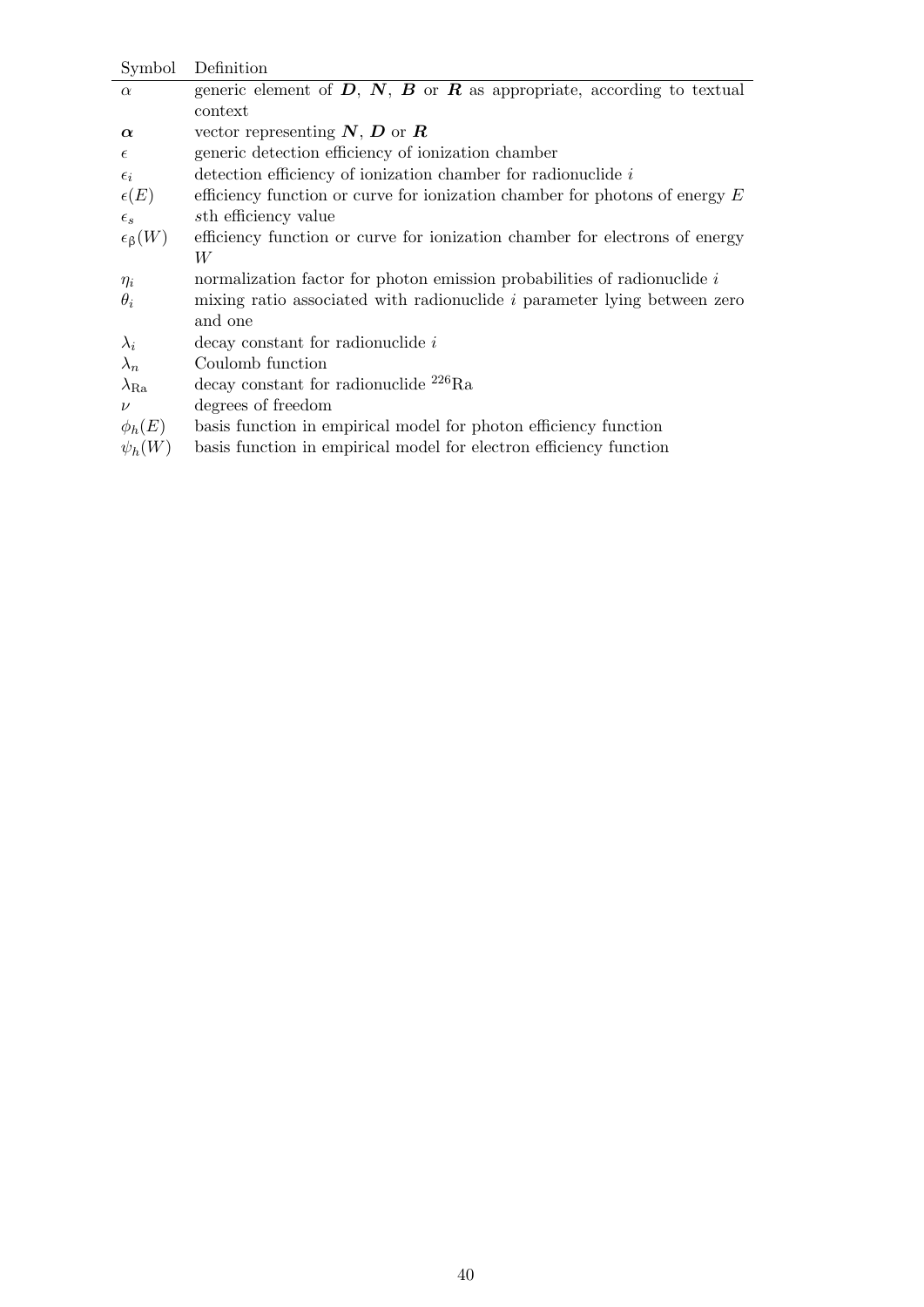| Symbol | Definition |
|---|---|
| $\alpha$ | generic element of $\boldsymbol{D}$, $\boldsymbol{N}$, $\boldsymbol{B}$ or $\boldsymbol{R}$ as appropriate, according to textual context |
| $\boldsymbol{\alpha}$ | vector representing $\boldsymbol{N}$, $\boldsymbol{D}$ or $\boldsymbol{R}$ |
| $\epsilon$ | generic detection efficiency of ionization chamber |
| $\epsilon_i$ | detection efficiency of ionization chamber for radionuclide $i$ |
| $\epsilon(E)$ | efficiency function or curve for ionization chamber for photons of energy $E$ |
| $\epsilon_s$ | $s$th efficiency value |
| $\epsilon_{\beta}(W)$ | efficiency function or curve for ionization chamber for electrons of energy $W$ |
| $\eta_i$ | normalization factor for photon emission probabilities of radionuclide $i$ |
| $\theta_i$ | mixing ratio associated with radionuclide $i$ parameter lying between zero and one |
| $\lambda_i$ | decay constant for radionuclide $i$ |
| $\lambda_n$ | Coulomb function |
| $\lambda_{\mathrm{Ra}}$ | decay constant for radionuclide $^{226}\mathrm{Ra}$ |
| $\nu$ | degrees of freedom |
| $\phi_h(E)$ | basis function in empirical model for photon efficiency function |
| $\psi_h(W)$ | basis function in empirical model for electron efficiency function |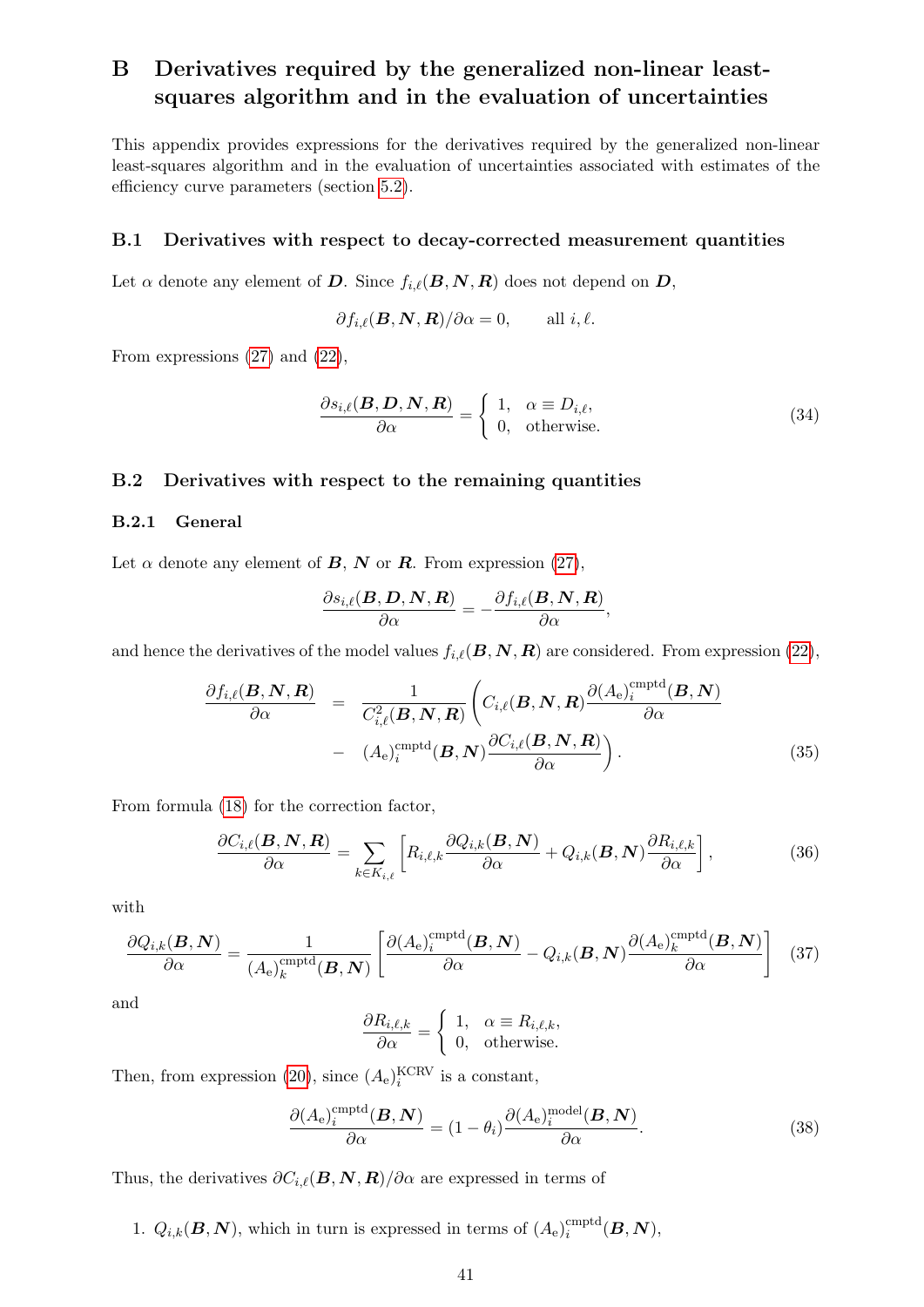# B Derivatives required by the generalized non-linear least-squares algorithm and in the evaluation of uncertainties

This appendix provides expressions for the derivatives required by the generalized non-linear least-squares algorithm and in the evaluation of uncertainties associated with estimates of the efficiency curve parameters (section 5.2).

## B.1 Derivatives with respect to decay-corrected measurement quantities

Let $\alpha$ denote any element of $\boldsymbol{D}$. Since $f_{i,\ell}(\boldsymbol{B},\boldsymbol{N},\boldsymbol{R})$ does not depend on $\boldsymbol{D}$,

$$\partial f_{i,\ell}(\boldsymbol{B},\boldsymbol{N},\boldsymbol{R})/\partial\alpha = 0, \qquad \text{all } i,\ell.$$

From expressions (27) and (22),

$$\frac{\partial s_{i,\ell}(\boldsymbol{B},\boldsymbol{D},\boldsymbol{N},\boldsymbol{R})}{\partial\alpha} = \left\{ \begin{array}{ll} 1, & \alpha \equiv D_{i,\ell}, \\ 0, & \text{otherwise.} \end{array} \right. \tag{34}$$

## B.2 Derivatives with respect to the remaining quantities

### B.2.1 General

Let $\alpha$ denote any element of $\boldsymbol{B}$, $\boldsymbol{N}$ or $\boldsymbol{R}$. From expression (27),

$$\frac{\partial s_{i,\ell}(\boldsymbol{B},\boldsymbol{D},\boldsymbol{N},\boldsymbol{R})}{\partial\alpha} = -\frac{\partial f_{i,\ell}(\boldsymbol{B},\boldsymbol{N},\boldsymbol{R})}{\partial\alpha},$$

and hence the derivatives of the model values $f_{i,\ell}(\boldsymbol{B},\boldsymbol{N},\boldsymbol{R})$ are considered. From expression (22),

$$\begin{aligned} \frac{\partial f_{i,\ell}(\boldsymbol{B},\boldsymbol{N},\boldsymbol{R})}{\partial\alpha} \;&=\; \frac{1}{C_{i,\ell}^2(\boldsymbol{B},\boldsymbol{N},\boldsymbol{R})}\left( C_{i,\ell}(\boldsymbol{B},\boldsymbol{N},\boldsymbol{R})\frac{\partial (A_\mathrm{e})_i^{\mathrm{cmptd}}(\boldsymbol{B},\boldsymbol{N})}{\partial\alpha} \right. \\ &\quad - \left. (A_\mathrm{e})_i^{\mathrm{cmptd}}(\boldsymbol{B},\boldsymbol{N})\frac{\partial C_{i,\ell}(\boldsymbol{B},\boldsymbol{N},\boldsymbol{R})}{\partial\alpha}\right). \end{aligned} \tag{35}$$

From formula (18) for the correction factor,

$$\frac{\partial C_{i,\ell}(\boldsymbol{B},\boldsymbol{N},\boldsymbol{R})}{\partial\alpha} = \sum_{k\in K_{i,\ell}}\left[ R_{i,\ell,k}\frac{\partial Q_{i,k}(\boldsymbol{B},\boldsymbol{N})}{\partial\alpha} + Q_{i,k}(\boldsymbol{B},\boldsymbol{N})\frac{\partial R_{i,\ell,k}}{\partial\alpha}\right], \tag{36}$$

with

$$\frac{\partial Q_{i,k}(\boldsymbol{B},\boldsymbol{N})}{\partial\alpha} = \frac{1}{(A_\mathrm{e})_k^{\mathrm{cmptd}}(\boldsymbol{B},\boldsymbol{N})}\left[ \frac{\partial (A_\mathrm{e})_i^{\mathrm{cmptd}}(\boldsymbol{B},\boldsymbol{N})}{\partial\alpha} - Q_{i,k}(\boldsymbol{B},\boldsymbol{N})\frac{\partial (A_\mathrm{e})_k^{\mathrm{cmptd}}(\boldsymbol{B},\boldsymbol{N})}{\partial\alpha}\right] \tag{37}$$

and

$$\frac{\partial R_{i,\ell,k}}{\partial\alpha} = \left\{ \begin{array}{ll} 1, & \alpha \equiv R_{i,\ell,k}, \\ 0, & \text{otherwise.} \end{array} \right.$$

Then, from expression (20), since $(A_\mathrm{e})_i^{\mathrm{KCRV}}$ is a constant,

$$\frac{\partial (A_\mathrm{e})_i^{\mathrm{cmptd}}(\boldsymbol{B},\boldsymbol{N})}{\partial\alpha} = (1-\theta_i)\frac{\partial (A_\mathrm{e})_i^{\mathrm{model}}(\boldsymbol{B},\boldsymbol{N})}{\partial\alpha}. \tag{38}$$

Thus, the derivatives $\partial C_{i,\ell}(\boldsymbol{B},\boldsymbol{N},\boldsymbol{R})/\partial\alpha$ are expressed in terms of

1. $Q_{i,k}(\boldsymbol{B},\boldsymbol{N})$, which in turn is expressed in terms of $(A_\mathrm{e})_i^{\mathrm{cmptd}}(\boldsymbol{B},\boldsymbol{N})$,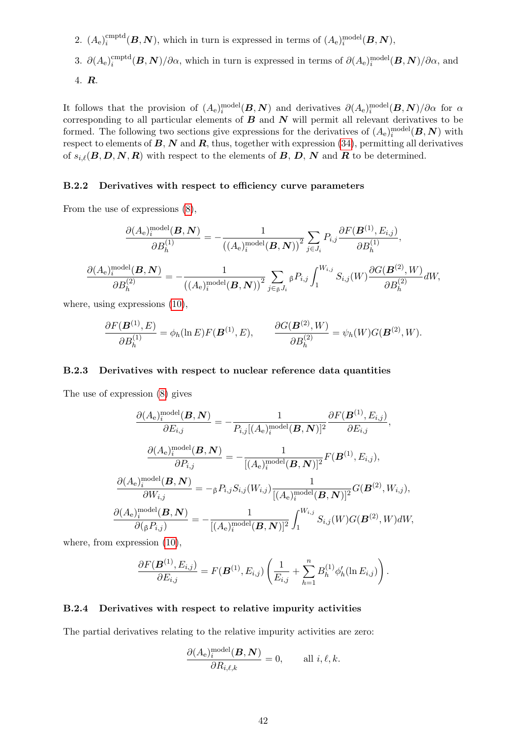2. $(A_\mathrm{e})_i^\mathrm{cmptd}(\boldsymbol{B},\boldsymbol{N})$, which in turn is expressed in terms of $(A_\mathrm{e})_i^\mathrm{model}(\boldsymbol{B},\boldsymbol{N})$,
3. $\partial(A_\mathrm{e})_i^\mathrm{cmptd}(\boldsymbol{B},\boldsymbol{N})/\partial\alpha$, which in turn is expressed in terms of $\partial(A_\mathrm{e})_i^\mathrm{model}(\boldsymbol{B},\boldsymbol{N})/\partial\alpha$, and
4. $\boldsymbol{R}$.

It follows that the provision of $(A_\mathrm{e})_i^\mathrm{model}(\boldsymbol{B},\boldsymbol{N})$ and derivatives $\partial(A_\mathrm{e})_i^\mathrm{model}(\boldsymbol{B},\boldsymbol{N})/\partial\alpha$ for $\alpha$ corresponding to all particular elements of $\boldsymbol{B}$ and $\boldsymbol{N}$ will permit all relevant derivatives to be formed. The following two sections give expressions for the derivatives of $(A_\mathrm{e})_i^\mathrm{model}(\boldsymbol{B},\boldsymbol{N})$ with respect to elements of $\boldsymbol{B}$, $\boldsymbol{N}$ and $\boldsymbol{R}$, thus, together with expression (34), permitting all derivatives of $s_{i,\ell}(\boldsymbol{B},\boldsymbol{D},\boldsymbol{N},\boldsymbol{R})$ with respect to the elements of $\boldsymbol{B}$, $\boldsymbol{D}$, $\boldsymbol{N}$ and $\boldsymbol{R}$ to be determined.

### B.2.2 Derivatives with respect to efficiency curve parameters

From the use of expressions (8),

$$\frac{\partial(A_\mathrm{e})_i^\mathrm{model}(\boldsymbol{B},\boldsymbol{N})}{\partial B_h^{(1)}} = -\frac{1}{\left((A_\mathrm{e})_i^\mathrm{model}(\boldsymbol{B},\boldsymbol{N})\right)^2}\sum_{j\in J_i} P_{i,j}\frac{\partial F(\boldsymbol{B}^{(1)},E_{i,j})}{\partial B_h^{(1)}},$$

$$\frac{\partial(A_\mathrm{e})_i^\mathrm{model}(\boldsymbol{B},\boldsymbol{N})}{\partial B_h^{(2)}} = -\frac{1}{\left((A_\mathrm{e})_i^\mathrm{model}(\boldsymbol{B},\boldsymbol{N})\right)^2}\sum_{j\in {}_\beta J_i} {}_\beta P_{i,j}\int_1^{W_{i,j}} S_{i,j}(W)\frac{\partial G(\boldsymbol{B}^{(2)},W)}{\partial B_h^{(2)}}dW,$$

where, using expressions (10),

$$\frac{\partial F(\boldsymbol{B}^{(1)},E)}{\partial B_h^{(1)}} = \phi_h(\ln E)F(\boldsymbol{B}^{(1)},E), \qquad \frac{\partial G(\boldsymbol{B}^{(2)},W)}{\partial B_h^{(2)}} = \psi_h(W)G(\boldsymbol{B}^{(2)},W).$$

### B.2.3 Derivatives with respect to nuclear reference data quantities

The use of expression (8) gives

$$\frac{\partial(A_\mathrm{e})_i^\mathrm{model}(\boldsymbol{B},\boldsymbol{N})}{\partial E_{i,j}} = -\frac{1}{P_{i,j}[(A_\mathrm{e})_i^\mathrm{model}(\boldsymbol{B},\boldsymbol{N})]^2}\frac{\partial F(\boldsymbol{B}^{(1)},E_{i,j})}{\partial E_{i,j}},$$

$$\frac{\partial(A_\mathrm{e})_i^\mathrm{model}(\boldsymbol{B},\boldsymbol{N})}{\partial P_{i,j}} = -\frac{1}{[(A_\mathrm{e})_i^\mathrm{model}(\boldsymbol{B},\boldsymbol{N})]^2}F(\boldsymbol{B}^{(1)},E_{i,j}),$$

$$\frac{\partial(A_\mathrm{e})_i^\mathrm{model}(\boldsymbol{B},\boldsymbol{N})}{\partial W_{i,j}} = -{}_\beta P_{i,j}S_{i,j}(W_{i,j})\frac{1}{[(A_\mathrm{e})_i^\mathrm{model}(\boldsymbol{B},\boldsymbol{N})]^2}G(\boldsymbol{B}^{(2)},W_{i,j}),$$

$$\frac{\partial(A_\mathrm{e})_i^\mathrm{model}(\boldsymbol{B},\boldsymbol{N})}{\partial({}_\beta P_{i,j})} = -\frac{1}{[(A_\mathrm{e})_i^\mathrm{model}(\boldsymbol{B},\boldsymbol{N})]^2}\int_1^{W_{i,j}} S_{i,j}(W)G(\boldsymbol{B}^{(2)},W)dW,$$

where, from expression (10),

$$\frac{\partial F(\boldsymbol{B}^{(1)},E_{i,j})}{\partial E_{i,j}} = F(\boldsymbol{B}^{(1)},E_{i,j})\left(\frac{1}{E_{i,j}} + \sum_{h=1}^{n} B_h^{(1)}\phi_h'(\ln E_{i,j})\right).$$

### B.2.4 Derivatives with respect to relative impurity activities

The partial derivatives relating to the relative impurity activities are zero:

$$\frac{\partial(A_\mathrm{e})_i^\mathrm{model}(\boldsymbol{B},\boldsymbol{N})}{\partial R_{i,\ell,k}} = 0, \qquad \text{all } i,\ell,k.$$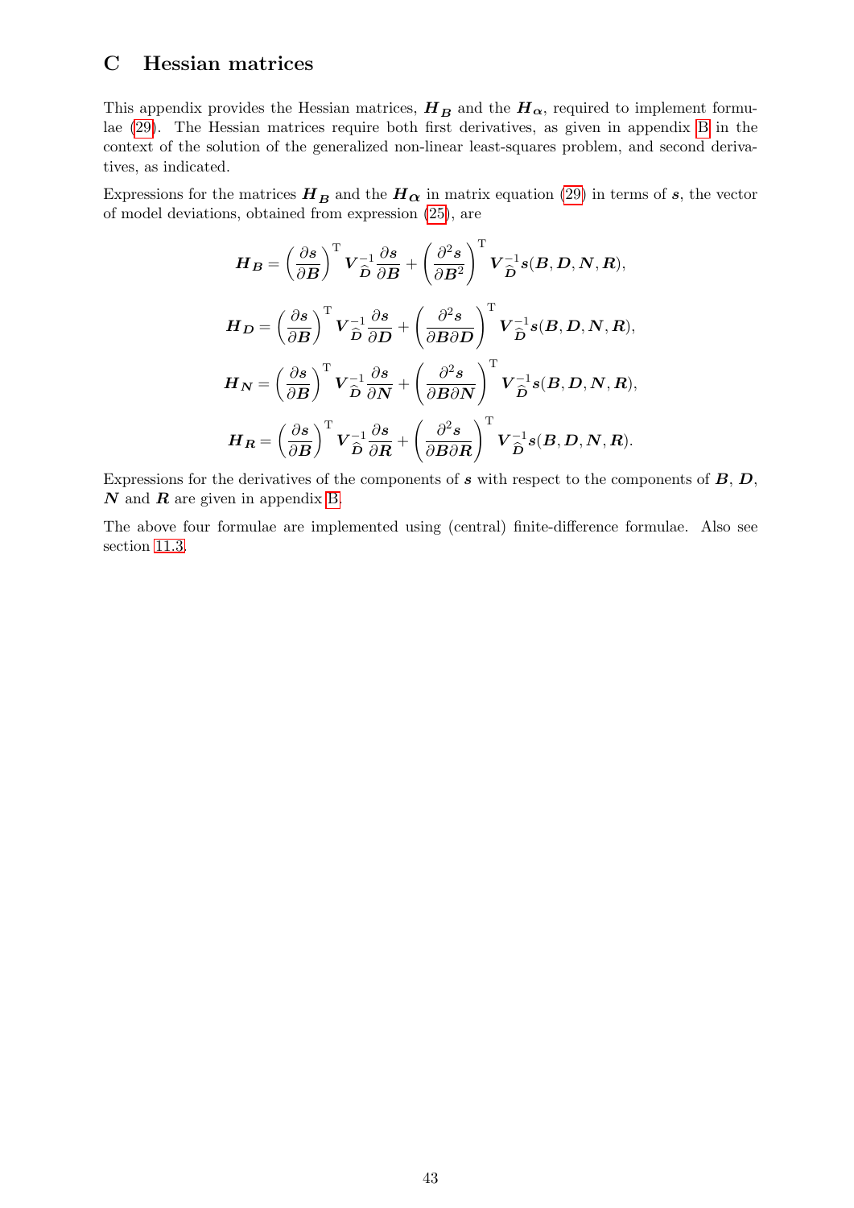# C Hessian matrices

This appendix provides the Hessian matrices, $\boldsymbol{H_B}$ and the $\boldsymbol{H_\alpha}$, required to implement formulae (29). The Hessian matrices require both first derivatives, as given in appendix B in the context of the solution of the generalized non-linear least-squares problem, and second derivatives, as indicated.

Expressions for the matrices $\boldsymbol{H_B}$ and the $\boldsymbol{H_\alpha}$ in matrix equation (29) in terms of $\boldsymbol{s}$, the vector of model deviations, obtained from expression (25), are

$$\boldsymbol{H_B} = \left(\frac{\partial \boldsymbol{s}}{\partial \boldsymbol{B}}\right)^{\mathrm{T}} \boldsymbol{V}_{\widehat{\boldsymbol{D}}}^{-1} \frac{\partial \boldsymbol{s}}{\partial \boldsymbol{B}} + \left(\frac{\partial^2 \boldsymbol{s}}{\partial \boldsymbol{B}^2}\right)^{\mathrm{T}} \boldsymbol{V}_{\widehat{\boldsymbol{D}}}^{-1} \boldsymbol{s}(\boldsymbol{B}, \boldsymbol{D}, \boldsymbol{N}, \boldsymbol{R}),$$

$$\boldsymbol{H_D} = \left(\frac{\partial \boldsymbol{s}}{\partial \boldsymbol{B}}\right)^{\mathrm{T}} \boldsymbol{V}_{\widehat{\boldsymbol{D}}}^{-1} \frac{\partial \boldsymbol{s}}{\partial \boldsymbol{D}} + \left(\frac{\partial^2 \boldsymbol{s}}{\partial \boldsymbol{B} \partial \boldsymbol{D}}\right)^{\mathrm{T}} \boldsymbol{V}_{\widehat{\boldsymbol{D}}}^{-1} \boldsymbol{s}(\boldsymbol{B}, \boldsymbol{D}, \boldsymbol{N}, \boldsymbol{R}),$$

$$\boldsymbol{H_N} = \left(\frac{\partial \boldsymbol{s}}{\partial \boldsymbol{B}}\right)^{\mathrm{T}} \boldsymbol{V}_{\widehat{\boldsymbol{D}}}^{-1} \frac{\partial \boldsymbol{s}}{\partial \boldsymbol{N}} + \left(\frac{\partial^2 \boldsymbol{s}}{\partial \boldsymbol{B} \partial \boldsymbol{N}}\right)^{\mathrm{T}} \boldsymbol{V}_{\widehat{\boldsymbol{D}}}^{-1} \boldsymbol{s}(\boldsymbol{B}, \boldsymbol{D}, \boldsymbol{N}, \boldsymbol{R}),$$

$$\boldsymbol{H_R} = \left(\frac{\partial \boldsymbol{s}}{\partial \boldsymbol{B}}\right)^{\mathrm{T}} \boldsymbol{V}_{\widehat{\boldsymbol{D}}}^{-1} \frac{\partial \boldsymbol{s}}{\partial \boldsymbol{R}} + \left(\frac{\partial^2 \boldsymbol{s}}{\partial \boldsymbol{B} \partial \boldsymbol{R}}\right)^{\mathrm{T}} \boldsymbol{V}_{\widehat{\boldsymbol{D}}}^{-1} \boldsymbol{s}(\boldsymbol{B}, \boldsymbol{D}, \boldsymbol{N}, \boldsymbol{R}).$$

Expressions for the derivatives of the components of $\boldsymbol{s}$ with respect to the components of $\boldsymbol{B}$, $\boldsymbol{D}$, $\boldsymbol{N}$ and $\boldsymbol{R}$ are given in appendix B.

The above four formulae are implemented using (central) finite-difference formulae. Also see section 11.3.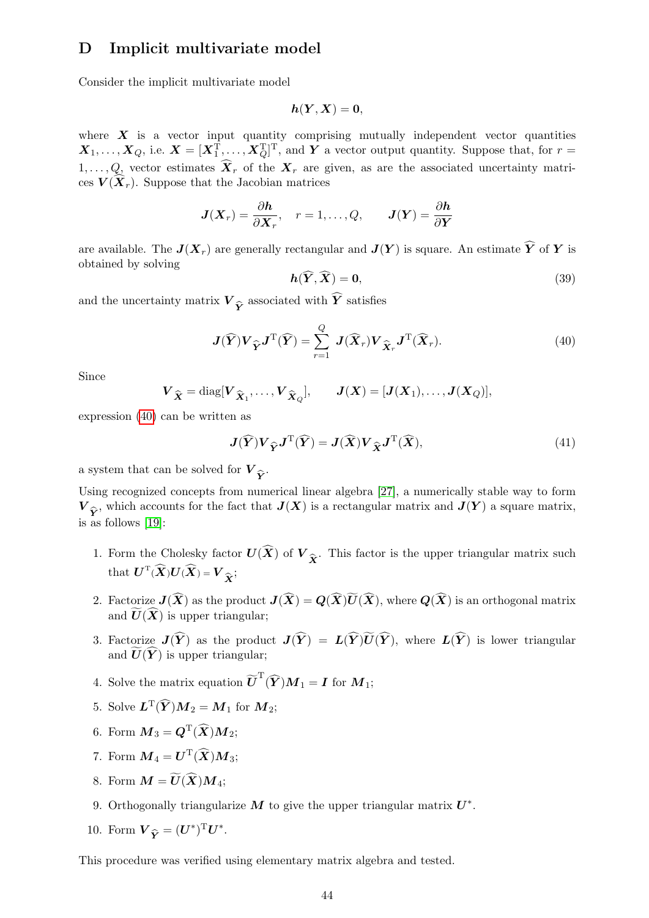## D Implicit multivariate model

Consider the implicit multivariate model

$$\boldsymbol{h}(\boldsymbol{Y}, \boldsymbol{X}) = \boldsymbol{0},$$

where $\boldsymbol{X}$ is a vector input quantity comprising mutually independent vector quantities $\boldsymbol{X}_1, \ldots, \boldsymbol{X}_Q$, i.e. $\boldsymbol{X} = [\boldsymbol{X}_1^{\mathrm{T}}, \ldots, \boldsymbol{X}_Q^{\mathrm{T}}]^{\mathrm{T}}$, and $\boldsymbol{Y}$ a vector output quantity. Suppose that, for $r = 1, \ldots, Q$, vector estimates $\widehat{\boldsymbol{X}}_r$ of the $\boldsymbol{X}_r$ are given, as are the associated uncertainty matrices $\boldsymbol{V}(\widehat{\boldsymbol{X}}_r)$. Suppose that the Jacobian matrices

$$\boldsymbol{J}(\boldsymbol{X}_r) = \frac{\partial \boldsymbol{h}}{\partial \boldsymbol{X}_r}, \quad r = 1, \ldots, Q, \qquad \boldsymbol{J}(\boldsymbol{Y}) = \frac{\partial \boldsymbol{h}}{\partial \boldsymbol{Y}}$$

are available. The $\boldsymbol{J}(\boldsymbol{X}_r)$ are generally rectangular and $\boldsymbol{J}(\boldsymbol{Y})$ is square. An estimate $\widehat{\boldsymbol{Y}}$ of $\boldsymbol{Y}$ is obtained by solving

$$\boldsymbol{h}(\widehat{\boldsymbol{Y}}, \widehat{\boldsymbol{X}}) = \boldsymbol{0}, \tag{39}$$

and the uncertainty matrix $\boldsymbol{V}_{\widehat{\boldsymbol{Y}}}$ associated with $\widehat{\boldsymbol{Y}}$ satisfies

$$\boldsymbol{J}(\widehat{\boldsymbol{Y}}) \boldsymbol{V}_{\widehat{\boldsymbol{Y}}} \boldsymbol{J}^{\mathrm{T}}(\widehat{\boldsymbol{Y}}) = \sum_{r=1}^{Q} \boldsymbol{J}(\widehat{\boldsymbol{X}}_r) \boldsymbol{V}_{\widehat{\boldsymbol{X}}_r} \boldsymbol{J}^{\mathrm{T}}(\widehat{\boldsymbol{X}}_r). \tag{40}$$

Since

$$\boldsymbol{V}_{\widehat{\boldsymbol{X}}} = \mathrm{diag}[\boldsymbol{V}_{\widehat{\boldsymbol{X}}_1}, \ldots, \boldsymbol{V}_{\widehat{\boldsymbol{X}}_Q}], \qquad \boldsymbol{J}(\boldsymbol{X}) = [\boldsymbol{J}(\boldsymbol{X}_1), \ldots, \boldsymbol{J}(\boldsymbol{X}_Q)],$$

expression (40) can be written as

$$\boldsymbol{J}(\widehat{\boldsymbol{Y}}) \boldsymbol{V}_{\widehat{\boldsymbol{Y}}} \boldsymbol{J}^{\mathrm{T}}(\widehat{\boldsymbol{Y}}) = \boldsymbol{J}(\widehat{\boldsymbol{X}}) \boldsymbol{V}_{\widehat{\boldsymbol{X}}} \boldsymbol{J}^{\mathrm{T}}(\widehat{\boldsymbol{X}}), \tag{41}$$

a system that can be solved for $\boldsymbol{V}_{\widehat{\boldsymbol{Y}}}$.

Using recognized concepts from numerical linear algebra [27], a numerically stable way to form $\boldsymbol{V}_{\widehat{\boldsymbol{Y}}}$, which accounts for the fact that $\boldsymbol{J}(\boldsymbol{X})$ is a rectangular matrix and $\boldsymbol{J}(\boldsymbol{Y})$ a square matrix, is as follows [19]:

1. Form the Cholesky factor $\boldsymbol{U}(\widehat{\boldsymbol{X}})$ of $\boldsymbol{V}_{\widehat{\boldsymbol{X}}}$. This factor is the upper triangular matrix such that $\boldsymbol{U}^{\mathrm{T}}(\widehat{\boldsymbol{X}}) \boldsymbol{U}(\widehat{\boldsymbol{X}}) = \boldsymbol{V}_{\widehat{\boldsymbol{X}}}$;
2. Factorize $\boldsymbol{J}(\widehat{\boldsymbol{X}})$ as the product $\boldsymbol{J}(\widehat{\boldsymbol{X}}) = \boldsymbol{Q}(\widehat{\boldsymbol{X}}) \widetilde{\boldsymbol{U}}(\widehat{\boldsymbol{X}})$, where $\boldsymbol{Q}(\widehat{\boldsymbol{X}})$ is an orthogonal matrix and $\widetilde{\boldsymbol{U}}(\widehat{\boldsymbol{X}})$ is upper triangular;
3. Factorize $\boldsymbol{J}(\widehat{\boldsymbol{Y}})$ as the product $\boldsymbol{J}(\widehat{\boldsymbol{Y}}) = \boldsymbol{L}(\widehat{\boldsymbol{Y}}) \widetilde{\boldsymbol{U}}(\widehat{\boldsymbol{Y}})$, where $\boldsymbol{L}(\widehat{\boldsymbol{Y}})$ is lower triangular and $\widetilde{\boldsymbol{U}}(\widehat{\boldsymbol{Y}})$ is upper triangular;
4. Solve the matrix equation $\widetilde{\boldsymbol{U}}^{\mathrm{T}}(\widehat{\boldsymbol{Y}}) \boldsymbol{M}_1 = \boldsymbol{I}$ for $\boldsymbol{M}_1$;
5. Solve $\boldsymbol{L}^{\mathrm{T}}(\widehat{\boldsymbol{Y}}) \boldsymbol{M}_2 = \boldsymbol{M}_1$ for $\boldsymbol{M}_2$;
6. Form $\boldsymbol{M}_3 = \boldsymbol{Q}^{\mathrm{T}}(\widehat{\boldsymbol{X}}) \boldsymbol{M}_2$;
7. Form $\boldsymbol{M}_4 = \boldsymbol{U}^{\mathrm{T}}(\widehat{\boldsymbol{X}}) \boldsymbol{M}_3$;
8. Form $\boldsymbol{M} = \widetilde{\boldsymbol{U}}(\widehat{\boldsymbol{X}}) \boldsymbol{M}_4$;
9. Orthogonally triangularize $\boldsymbol{M}$ to give the upper triangular matrix $\boldsymbol{U}^*$.
10. Form $\boldsymbol{V}_{\widehat{\boldsymbol{Y}}} = (\boldsymbol{U}^*)^{\mathrm{T}} \boldsymbol{U}^*$.

This procedure was verified using elementary matrix algebra and tested.